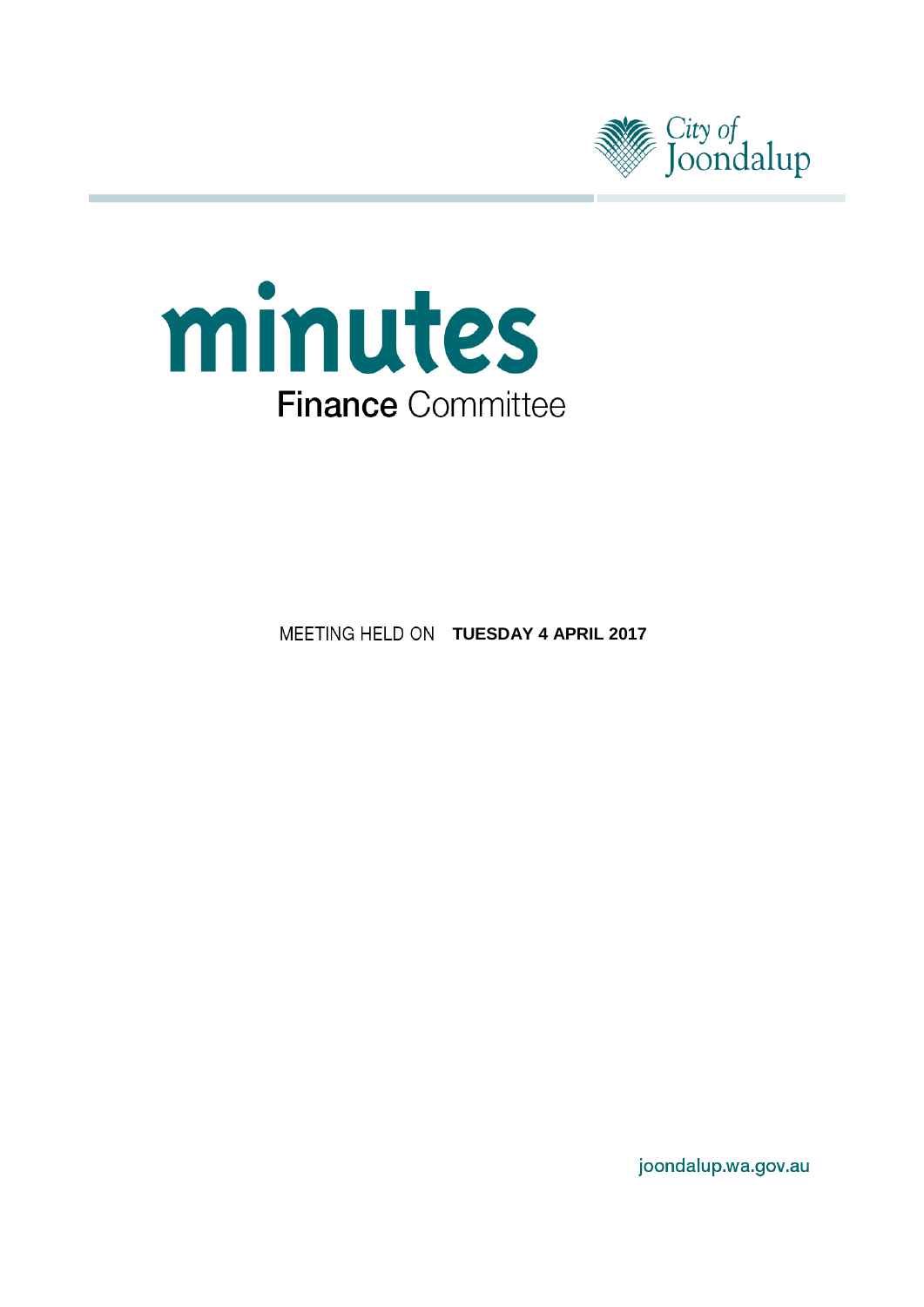City of Joondalup

# minutes

## Finance Committee

MEETING HELD ON **TUESDAY 4 APRIL 2017**

joondalup.wa.gov.au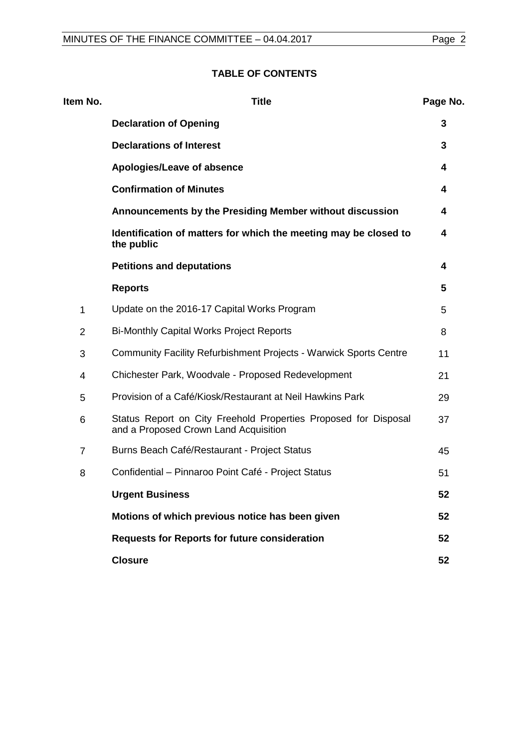## TABLE OF CONTENTS

| Item No. | Title | Page No. |
|---|---|---|
| | **Declaration of Opening** | **3** |
| | **Declarations of Interest** | **3** |
| | **Apologies/Leave of absence** | **4** |
| | **Confirmation of Minutes** | **4** |
| | **Announcements by the Presiding Member without discussion** | **4** |
| | **Identification of matters for which the meeting may be closed to the public** | **4** |
| | **Petitions and deputations** | **4** |
| | **Reports** | **5** |
| 1 | Update on the 2016-17 Capital Works Program | 5 |
| 2 | Bi-Monthly Capital Works Project Reports | 8 |
| 3 | Community Facility Refurbishment Projects - Warwick Sports Centre | 11 |
| 4 | Chichester Park, Woodvale - Proposed Redevelopment | 21 |
| 5 | Provision of a Café/Kiosk/Restaurant at Neil Hawkins Park | 29 |
| 6 | Status Report on City Freehold Properties Proposed for Disposal and a Proposed Crown Land Acquisition | 37 |
| 7 | Burns Beach Café/Restaurant - Project Status | 45 |
| 8 | Confidential – Pinnaroo Point Café - Project Status | 51 |
| | **Urgent Business** | **52** |
| | **Motions of which previous notice has been given** | **52** |
| | **Requests for Reports for future consideration** | **52** |
| | **Closure** | **52** |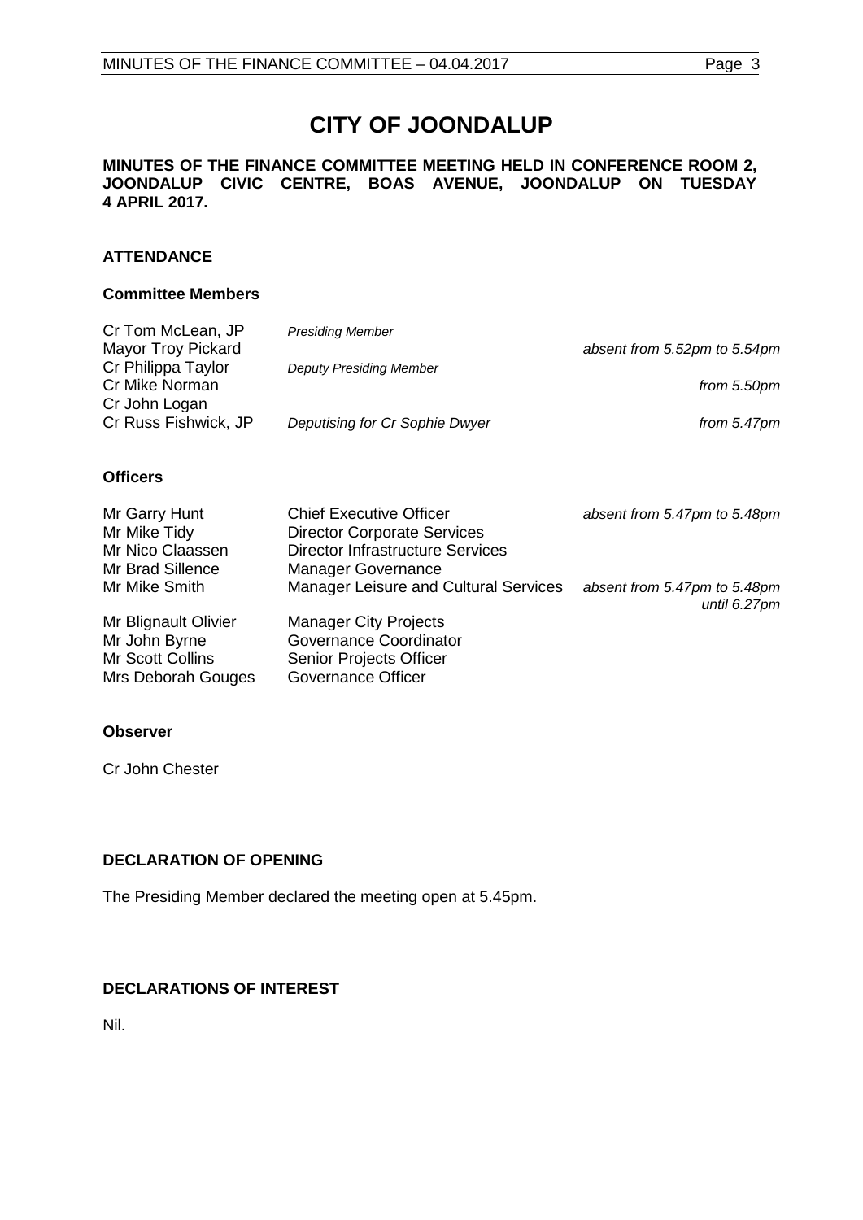# CITY OF JOONDALUP

**MINUTES OF THE FINANCE COMMITTEE MEETING HELD IN CONFERENCE ROOM 2, JOONDALUP CIVIC CENTRE, BOAS AVENUE, JOONDALUP ON TUESDAY 4 APRIL 2017.**

## ATTENDANCE

### Committee Members

| | | |
|---|---|---|
| Cr Tom McLean, JP | *Presiding Member* | |
| Mayor Troy Pickard | | *absent from 5.52pm to 5.54pm* |
| Cr Philippa Taylor | *Deputy Presiding Member* | |
| Cr Mike Norman | | *from 5.50pm* |
| Cr John Logan | | |
| Cr Russ Fishwick, JP | *Deputising for Cr Sophie Dwyer* | *from 5.47pm* |

### Officers

| | | |
|---|---|---|
| Mr Garry Hunt | Chief Executive Officer | *absent from 5.47pm to 5.48pm* |
| Mr Mike Tidy | Director Corporate Services | |
| Mr Nico Claassen | Director Infrastructure Services | |
| Mr Brad Sillence | Manager Governance | |
| Mr Mike Smith | Manager Leisure and Cultural Services | *absent from 5.47pm to 5.48pm until 6.27pm* |
| Mr Blignault Olivier | Manager City Projects | |
| Mr John Byrne | Governance Coordinator | |
| Mr Scott Collins | Senior Projects Officer | |
| Mrs Deborah Gouges | Governance Officer | |

### Observer

Cr John Chester

## DECLARATION OF OPENING

The Presiding Member declared the meeting open at 5.45pm.

## DECLARATIONS OF INTEREST

Nil.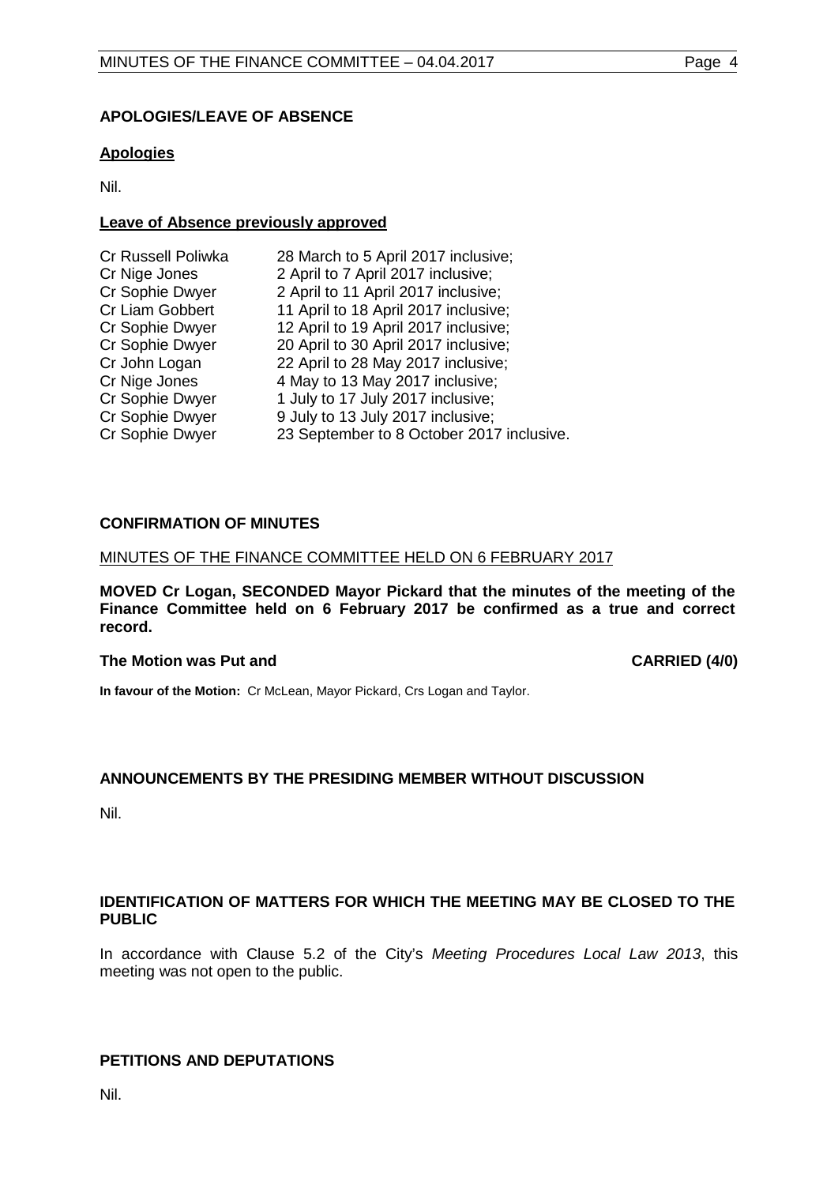## APOLOGIES/LEAVE OF ABSENCE

### Apologies

Nil.

### Leave of Absence previously approved

| | |
|---|---|
| Cr Russell Poliwka | 28 March to 5 April 2017 inclusive; |
| Cr Nige Jones | 2 April to 7 April 2017 inclusive; |
| Cr Sophie Dwyer | 2 April to 11 April 2017 inclusive; |
| Cr Liam Gobbert | 11 April to 18 April 2017 inclusive; |
| Cr Sophie Dwyer | 12 April to 19 April 2017 inclusive; |
| Cr Sophie Dwyer | 20 April to 30 April 2017 inclusive; |
| Cr John Logan | 22 April to 28 May 2017 inclusive; |
| Cr Nige Jones | 4 May to 13 May 2017 inclusive; |
| Cr Sophie Dwyer | 1 July to 17 July 2017 inclusive; |
| Cr Sophie Dwyer | 9 July to 13 July 2017 inclusive; |
| Cr Sophie Dwyer | 23 September to 8 October 2017 inclusive. |

## CONFIRMATION OF MINUTES

MINUTES OF THE FINANCE COMMITTEE HELD ON 6 FEBRUARY 2017

**MOVED Cr Logan, SECONDED Mayor Pickard that the minutes of the meeting of the Finance Committee held on 6 February 2017 be confirmed as a true and correct record.**

**The Motion was Put and CARRIED (4/0)**

**In favour of the Motion:** Cr McLean, Mayor Pickard, Crs Logan and Taylor.

## ANNOUNCEMENTS BY THE PRESIDING MEMBER WITHOUT DISCUSSION

Nil.

## IDENTIFICATION OF MATTERS FOR WHICH THE MEETING MAY BE CLOSED TO THE PUBLIC

In accordance with Clause 5.2 of the City's *Meeting Procedures Local Law 2013*, this meeting was not open to the public.

## PETITIONS AND DEPUTATIONS

Nil.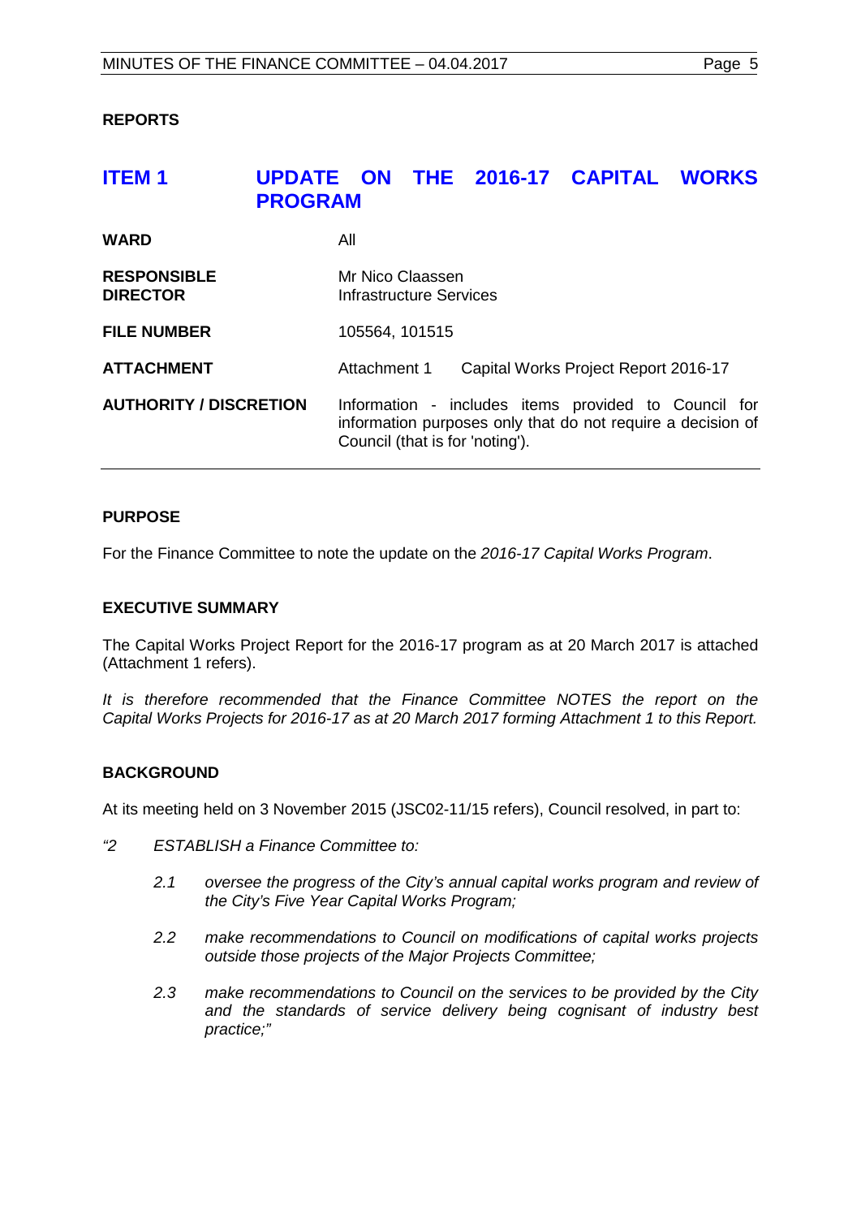## REPORTS

## ITEM 1 UPDATE ON THE 2016-17 CAPITAL WORKS PROGRAM

| | |
|---|---|
| **WARD** | All |
| **RESPONSIBLE DIRECTOR** | Mr Nico Claassen<br>Infrastructure Services |
| **FILE NUMBER** | 105564, 101515 |
| **ATTACHMENT** | Attachment 1 Capital Works Project Report 2016-17 |
| **AUTHORITY / DISCRETION** | Information - includes items provided to Council for information purposes only that do not require a decision of Council (that is for 'noting'). |

### PURPOSE

For the Finance Committee to note the update on the *2016-17 Capital Works Program*.

### EXECUTIVE SUMMARY

The Capital Works Project Report for the 2016-17 program as at 20 March 2017 is attached (Attachment 1 refers).

*It is therefore recommended that the Finance Committee NOTES the report on the Capital Works Projects for 2016-17 as at 20 March 2017 forming Attachment 1 to this Report.*

### BACKGROUND

At its meeting held on 3 November 2015 (JSC02-11/15 refers), Council resolved, in part to:

*"2 ESTABLISH a Finance Committee to:*

*2.1 oversee the progress of the City's annual capital works program and review of the City's Five Year Capital Works Program;*

*2.2 make recommendations to Council on modifications of capital works projects outside those projects of the Major Projects Committee;*

*2.3 make recommendations to Council on the services to be provided by the City and the standards of service delivery being cognisant of industry best practice;"*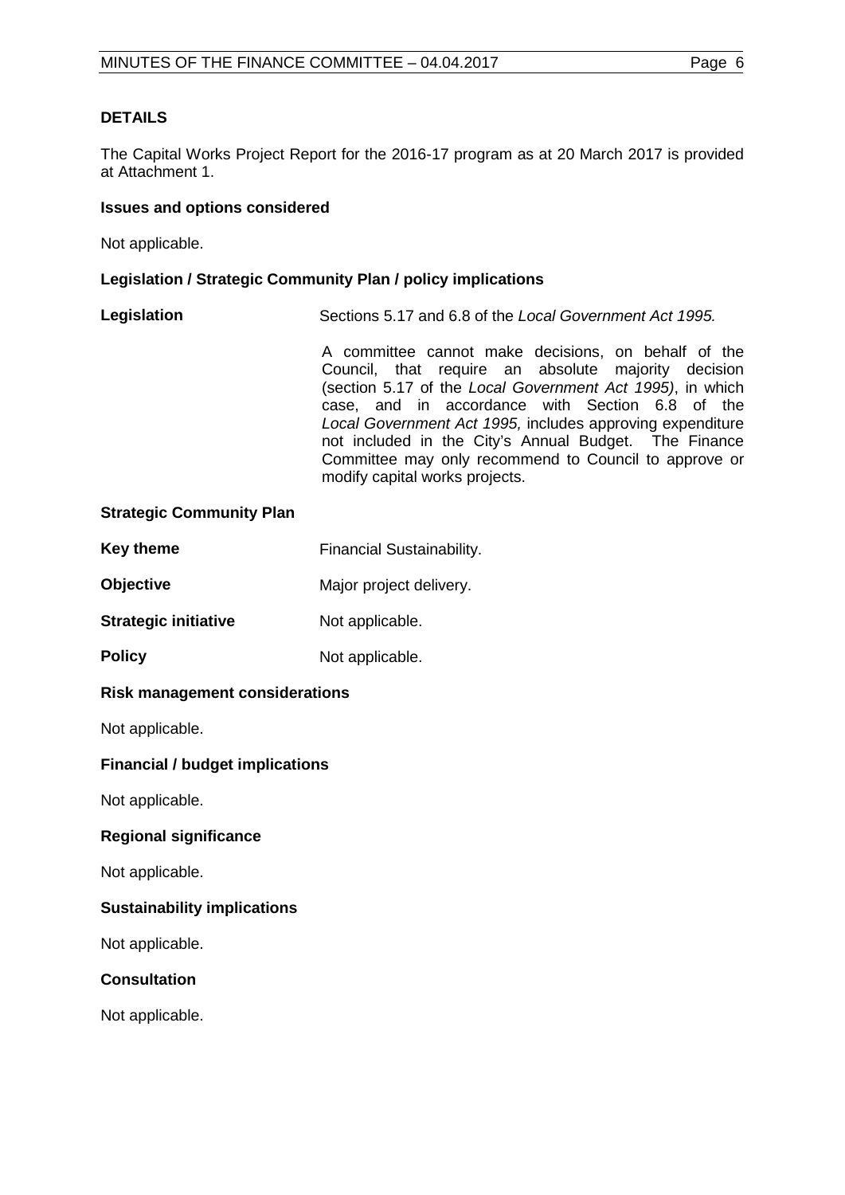## DETAILS

The Capital Works Project Report for the 2016-17 program as at 20 March 2017 is provided at Attachment 1.

### Issues and options considered

Not applicable.

### Legislation / Strategic Community Plan / policy implications

**Legislation** Sections 5.17 and 6.8 of the *Local Government Act 1995.*

A committee cannot make decisions, on behalf of the Council, that require an absolute majority decision (section 5.17 of the *Local Government Act 1995)*, in which case, and in accordance with Section 6.8 of the *Local Government Act 1995,* includes approving expenditure not included in the City's Annual Budget. The Finance Committee may only recommend to Council to approve or modify capital works projects.

### Strategic Community Plan

**Key theme** Financial Sustainability.

**Objective** Major project delivery.

**Strategic initiative** Not applicable.

**Policy** Not applicable.

### Risk management considerations

Not applicable.

### Financial / budget implications

Not applicable.

### Regional significance

Not applicable.

### Sustainability implications

Not applicable.

### Consultation

Not applicable.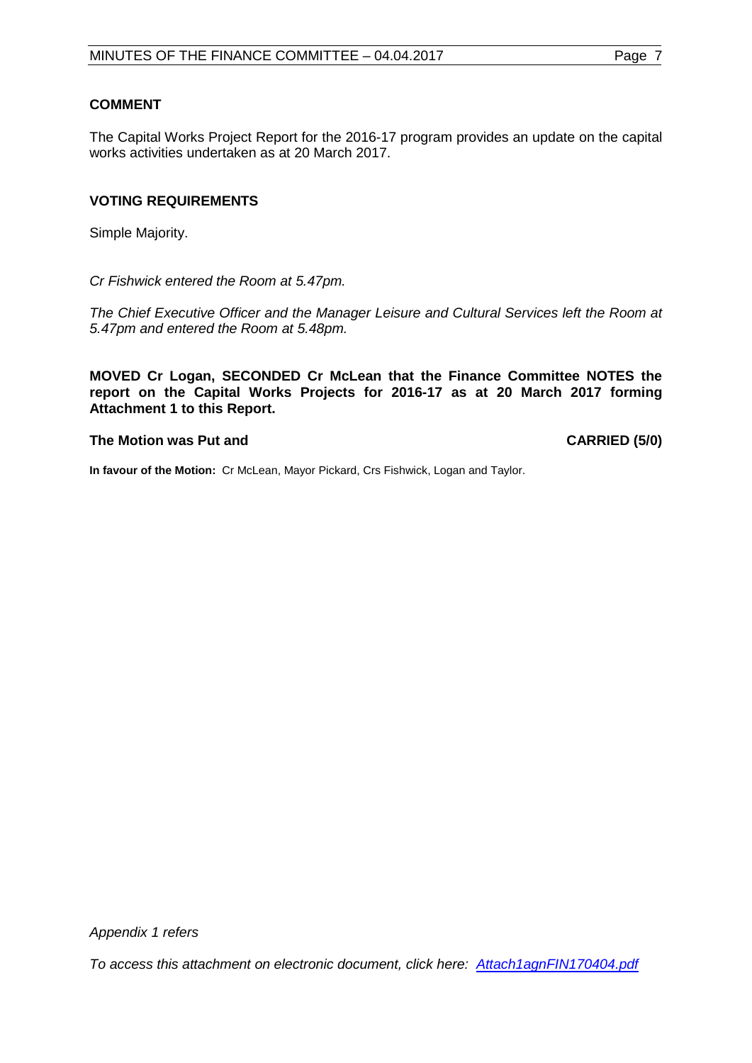**COMMENT**

The Capital Works Project Report for the 2016-17 program provides an update on the capital works activities undertaken as at 20 March 2017.

**VOTING REQUIREMENTS**

Simple Majority.

*Cr Fishwick entered the Room at 5.47pm.*

*The Chief Executive Officer and the Manager Leisure and Cultural Services left the Room at 5.47pm and entered the Room at 5.48pm.*

**MOVED Cr Logan, SECONDED Cr McLean that the Finance Committee NOTES the report on the Capital Works Projects for 2016-17 as at 20 March 2017 forming Attachment 1 to this Report.**

**The Motion was Put and CARRIED (5/0)**

**In favour of the Motion:** Cr McLean, Mayor Pickard, Crs Fishwick, Logan and Taylor.

*Appendix 1 refers*

*To access this attachment on electronic document, click here: Attach1agnFIN170404.pdf*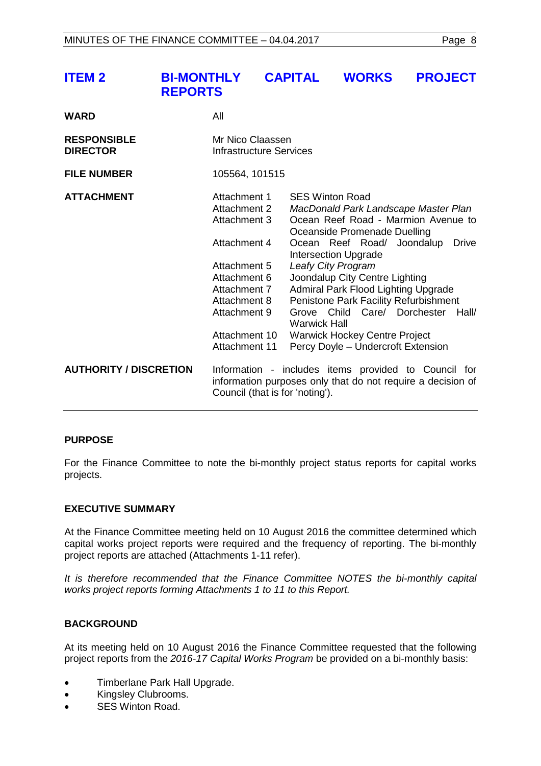## ITEM 2 BI-MONTHLY CAPITAL WORKS PROJECT REPORTS

| | | |
|---|---|---|
| **WARD** | All | |
| **RESPONSIBLE DIRECTOR** | Mr Nico Claassen<br>Infrastructure Services | |
| **FILE NUMBER** | 105564, 101515 | |
| **ATTACHMENT** | Attachment 1 | SES Winton Road |
| | Attachment 2 | *MacDonald Park Landscape Master Plan* |
| | Attachment 3 | Ocean Reef Road - Marmion Avenue to Oceanside Promenade Duelling |
| | Attachment 4 | Ocean Reef Road/ Joondalup Drive Intersection Upgrade |
| | Attachment 5 | *Leafy City Program* |
| | Attachment 6 | Joondalup City Centre Lighting |
| | Attachment 7 | Admiral Park Flood Lighting Upgrade |
| | Attachment 8 | Penistone Park Facility Refurbishment |
| | Attachment 9 | Grove Child Care/ Dorchester Hall/ Warwick Hall |
| | Attachment 10 | Warwick Hockey Centre Project |
| | Attachment 11 | Percy Doyle – Undercroft Extension |
| **AUTHORITY / DISCRETION** | Information - includes items provided to Council for information purposes only that do not require a decision of Council (that is for 'noting'). | |

### PURPOSE

For the Finance Committee to note the bi-monthly project status reports for capital works projects.

### EXECUTIVE SUMMARY

At the Finance Committee meeting held on 10 August 2016 the committee determined which capital works project reports were required and the frequency of reporting. The bi-monthly project reports are attached (Attachments 1-11 refer).

*It is therefore recommended that the Finance Committee NOTES the bi-monthly capital works project reports forming Attachments 1 to 11 to this Report.*

### BACKGROUND

At its meeting held on 10 August 2016 the Finance Committee requested that the following project reports from the *2016-17 Capital Works Program* be provided on a bi-monthly basis:

- Timberlane Park Hall Upgrade.
- Kingsley Clubrooms.
- SES Winton Road.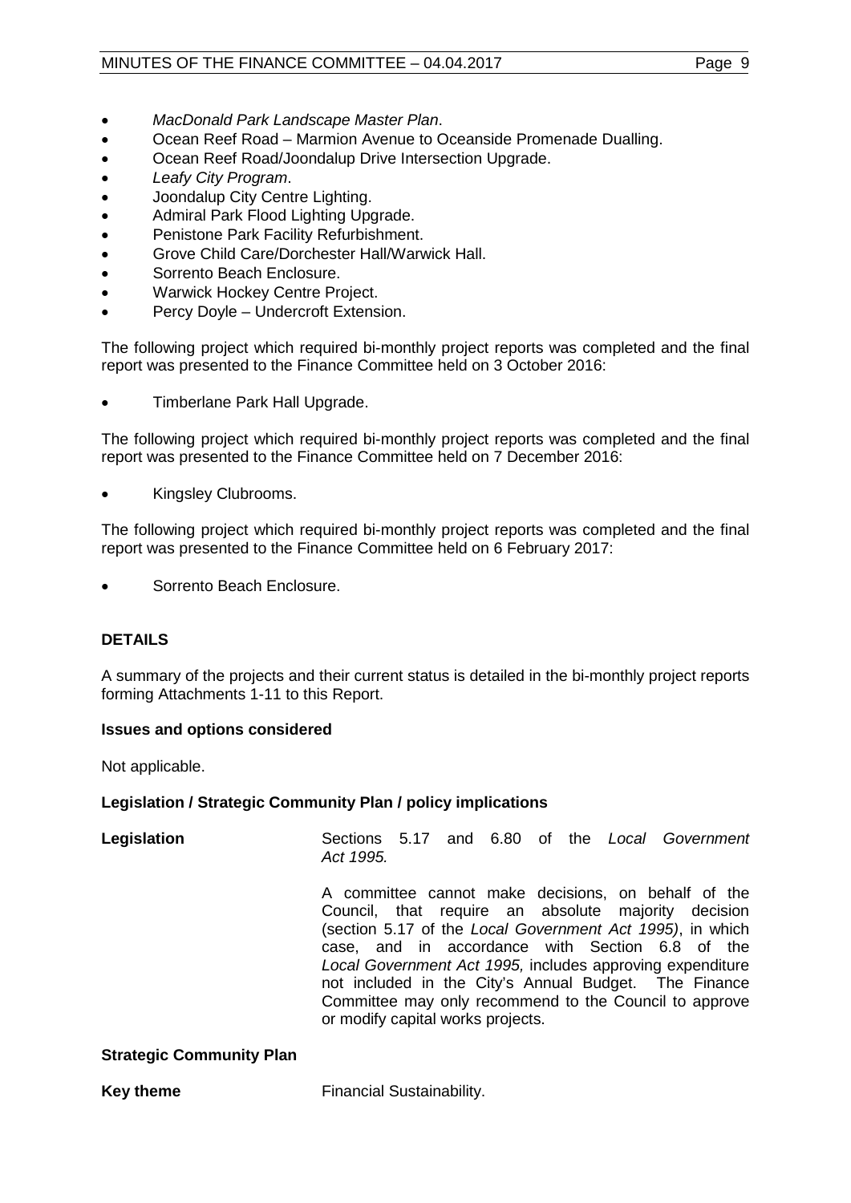- *MacDonald Park Landscape Master Plan*.
- Ocean Reef Road – Marmion Avenue to Oceanside Promenade Dualling.
- Ocean Reef Road/Joondalup Drive Intersection Upgrade.
- *Leafy City Program*.
- Joondalup City Centre Lighting.
- Admiral Park Flood Lighting Upgrade.
- Penistone Park Facility Refurbishment.
- Grove Child Care/Dorchester Hall/Warwick Hall.
- Sorrento Beach Enclosure.
- Warwick Hockey Centre Project.
- Percy Doyle – Undercroft Extension.

The following project which required bi-monthly project reports was completed and the final report was presented to the Finance Committee held on 3 October 2016:

- Timberlane Park Hall Upgrade.

The following project which required bi-monthly project reports was completed and the final report was presented to the Finance Committee held on 7 December 2016:

- Kingsley Clubrooms.

The following project which required bi-monthly project reports was completed and the final report was presented to the Finance Committee held on 6 February 2017:

- Sorrento Beach Enclosure.

## DETAILS

A summary of the projects and their current status is detailed in the bi-monthly project reports forming Attachments 1-11 to this Report.

### Issues and options considered

Not applicable.

### Legislation / Strategic Community Plan / policy implications

**Legislation** Sections 5.17 and 6.80 of the *Local Government Act 1995.*

A committee cannot make decisions, on behalf of the Council, that require an absolute majority decision (section 5.17 of the *Local Government Act 1995)*, in which case, and in accordance with Section 6.8 of the *Local Government Act 1995,* includes approving expenditure not included in the City's Annual Budget. The Finance Committee may only recommend to the Council to approve or modify capital works projects.

### Strategic Community Plan

**Key theme** Financial Sustainability.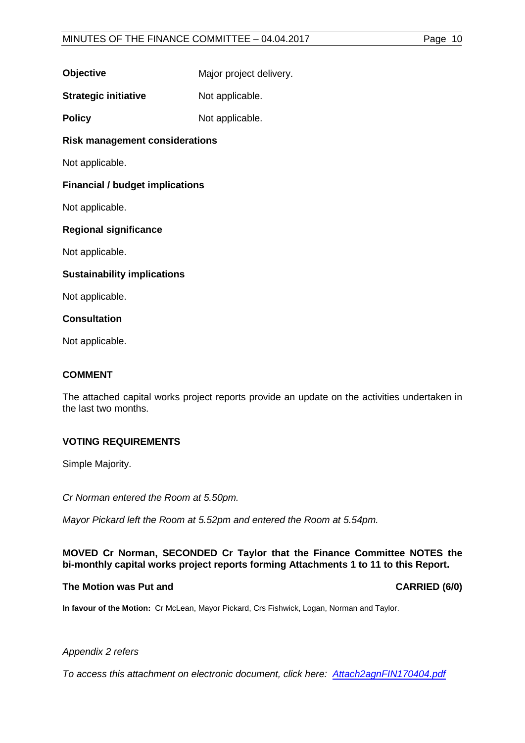| | |
|---|---|
| **Objective** | Major project delivery. |
| **Strategic initiative** | Not applicable. |
| **Policy** | Not applicable. |

**Risk management considerations**

Not applicable.

**Financial / budget implications**

Not applicable.

**Regional significance**

Not applicable.

**Sustainability implications**

Not applicable.

**Consultation**

Not applicable.

## COMMENT

The attached capital works project reports provide an update on the activities undertaken in the last two months.

## VOTING REQUIREMENTS

Simple Majority.

*Cr Norman entered the Room at 5.50pm.*

*Mayor Pickard left the Room at 5.52pm and entered the Room at 5.54pm.*

**MOVED Cr Norman, SECONDED Cr Taylor that the Finance Committee NOTES the bi-monthly capital works project reports forming Attachments 1 to 11 to this Report.**

**The Motion was Put and CARRIED (6/0)**

**In favour of the Motion:** Cr McLean, Mayor Pickard, Crs Fishwick, Logan, Norman and Taylor.

*Appendix 2 refers*

*To access this attachment on electronic document, click here: Attach2agnFIN170404.pdf*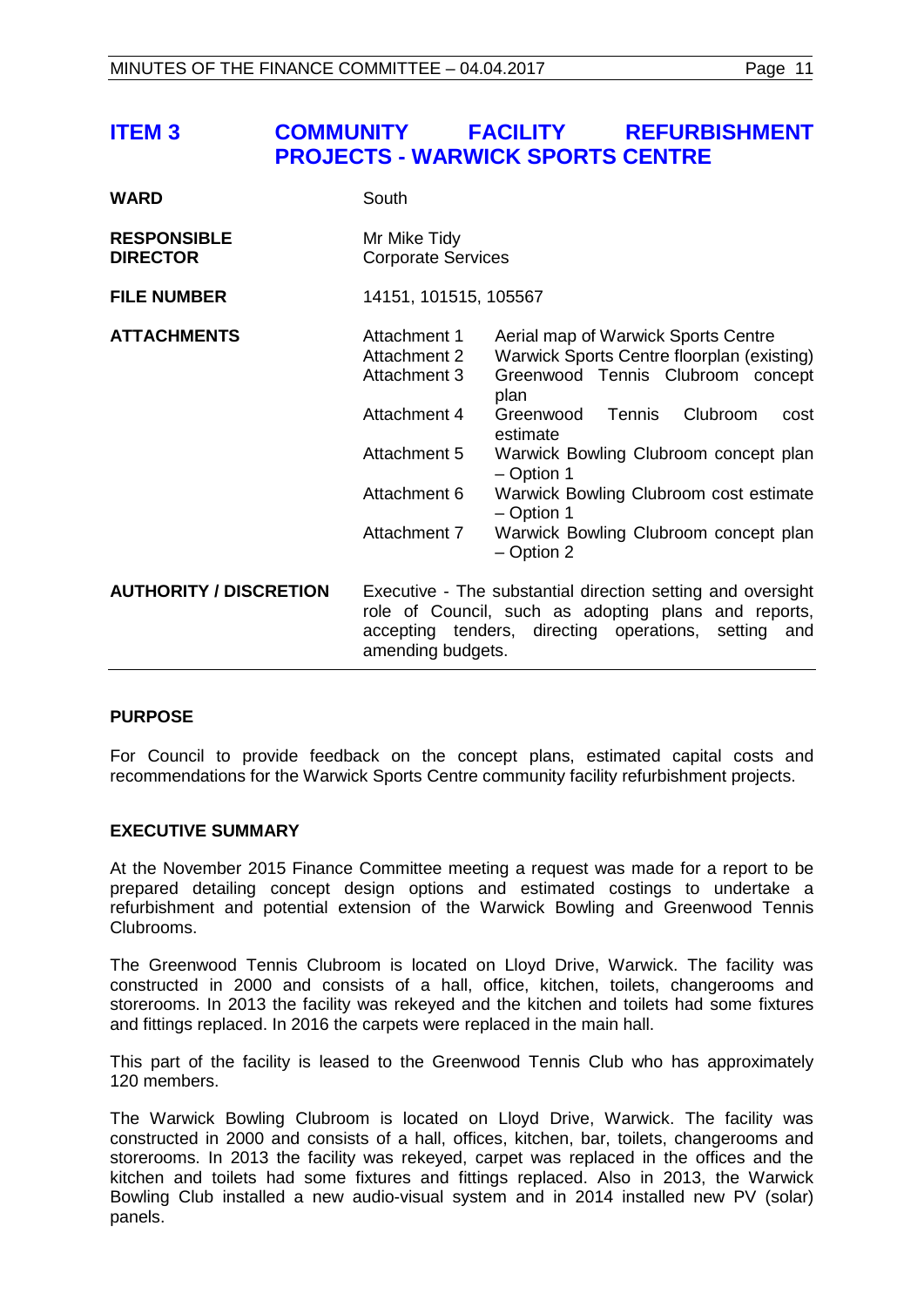## ITEM 3 COMMUNITY FACILITY REFURBISHMENT PROJECTS - WARWICK SPORTS CENTRE

| | |
|---|---|
| **WARD** | South |
| **RESPONSIBLE DIRECTOR** | Mr Mike Tidy<br>Corporate Services |
| **FILE NUMBER** | 14151, 101515, 105567 |
| **ATTACHMENTS** | Attachment 1 Aerial map of Warwick Sports Centre<br>Attachment 2 Warwick Sports Centre floorplan (existing)<br>Attachment 3 Greenwood Tennis Clubroom concept plan<br>Attachment 4 Greenwood Tennis Clubroom cost estimate<br>Attachment 5 Warwick Bowling Clubroom concept plan – Option 1<br>Attachment 6 Warwick Bowling Clubroom cost estimate – Option 1<br>Attachment 7 Warwick Bowling Clubroom concept plan – Option 2 |
| **AUTHORITY / DISCRETION** | Executive - The substantial direction setting and oversight role of Council, such as adopting plans and reports, accepting tenders, directing operations, setting and amending budgets. |

### PURPOSE

For Council to provide feedback on the concept plans, estimated capital costs and recommendations for the Warwick Sports Centre community facility refurbishment projects.

### EXECUTIVE SUMMARY

At the November 2015 Finance Committee meeting a request was made for a report to be prepared detailing concept design options and estimated costings to undertake a refurbishment and potential extension of the Warwick Bowling and Greenwood Tennis Clubrooms.

The Greenwood Tennis Clubroom is located on Lloyd Drive, Warwick. The facility was constructed in 2000 and consists of a hall, office, kitchen, toilets, changerooms and storerooms. In 2013 the facility was rekeyed and the kitchen and toilets had some fixtures and fittings replaced. In 2016 the carpets were replaced in the main hall.

This part of the facility is leased to the Greenwood Tennis Club who has approximately 120 members.

The Warwick Bowling Clubroom is located on Lloyd Drive, Warwick. The facility was constructed in 2000 and consists of a hall, offices, kitchen, bar, toilets, changerooms and storerooms. In 2013 the facility was rekeyed, carpet was replaced in the offices and the kitchen and toilets had some fixtures and fittings replaced. Also in 2013, the Warwick Bowling Club installed a new audio-visual system and in 2014 installed new PV (solar) panels.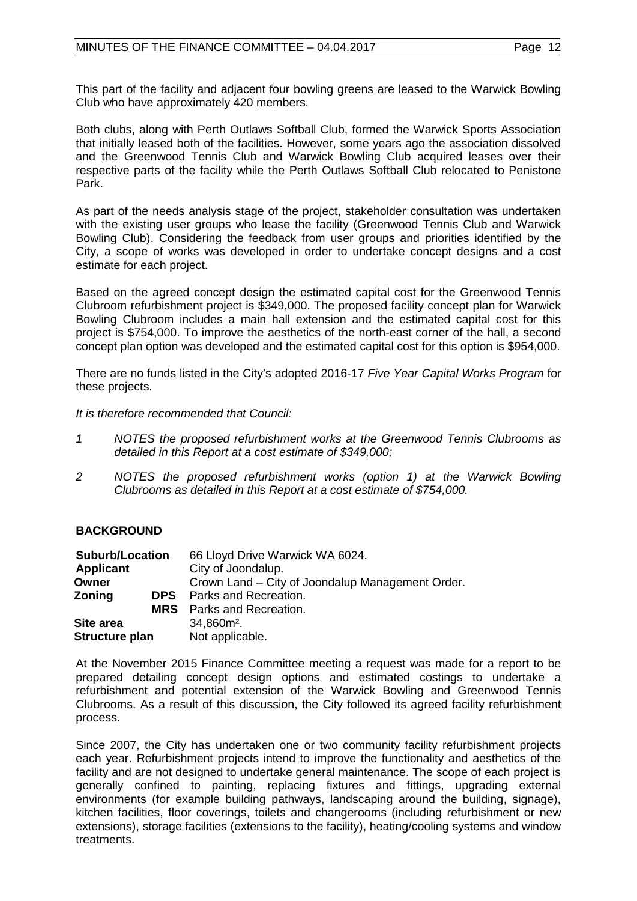This part of the facility and adjacent four bowling greens are leased to the Warwick Bowling Club who have approximately 420 members.

Both clubs, along with Perth Outlaws Softball Club, formed the Warwick Sports Association that initially leased both of the facilities. However, some years ago the association dissolved and the Greenwood Tennis Club and Warwick Bowling Club acquired leases over their respective parts of the facility while the Perth Outlaws Softball Club relocated to Penistone Park.

As part of the needs analysis stage of the project, stakeholder consultation was undertaken with the existing user groups who lease the facility (Greenwood Tennis Club and Warwick Bowling Club). Considering the feedback from user groups and priorities identified by the City, a scope of works was developed in order to undertake concept designs and a cost estimate for each project.

Based on the agreed concept design the estimated capital cost for the Greenwood Tennis Clubroom refurbishment project is $349,000. The proposed facility concept plan for Warwick Bowling Clubroom includes a main hall extension and the estimated capital cost for this project is $754,000. To improve the aesthetics of the north-east corner of the hall, a second concept plan option was developed and the estimated capital cost for this option is $954,000.

There are no funds listed in the City's adopted 2016-17 *Five Year Capital Works Program* for these projects.

*It is therefore recommended that Council:*

1. *NOTES the proposed refurbishment works at the Greenwood Tennis Clubrooms as detailed in this Report at a cost estimate of $349,000;*
2. *NOTES the proposed refurbishment works (option 1) at the Warwick Bowling Clubrooms as detailed in this Report at a cost estimate of $754,000.*

## BACKGROUND

| | | |
|---|---|---|
| **Suburb/Location** | | 66 Lloyd Drive Warwick WA 6024. |
| **Applicant** | | City of Joondalup. |
| **Owner** | | Crown Land – City of Joondalup Management Order. |
| **Zoning** | **DPS** | Parks and Recreation. |
| | **MRS** | Parks and Recreation. |
| **Site area** | | 34,860m². |
| **Structure plan** | | Not applicable. |

At the November 2015 Finance Committee meeting a request was made for a report to be prepared detailing concept design options and estimated costings to undertake a refurbishment and potential extension of the Warwick Bowling and Greenwood Tennis Clubrooms. As a result of this discussion, the City followed its agreed facility refurbishment process.

Since 2007, the City has undertaken one or two community facility refurbishment projects each year. Refurbishment projects intend to improve the functionality and aesthetics of the facility and are not designed to undertake general maintenance. The scope of each project is generally confined to painting, replacing fixtures and fittings, upgrading external environments (for example building pathways, landscaping around the building, signage), kitchen facilities, floor coverings, toilets and changerooms (including refurbishment or new extensions), storage facilities (extensions to the facility), heating/cooling systems and window treatments.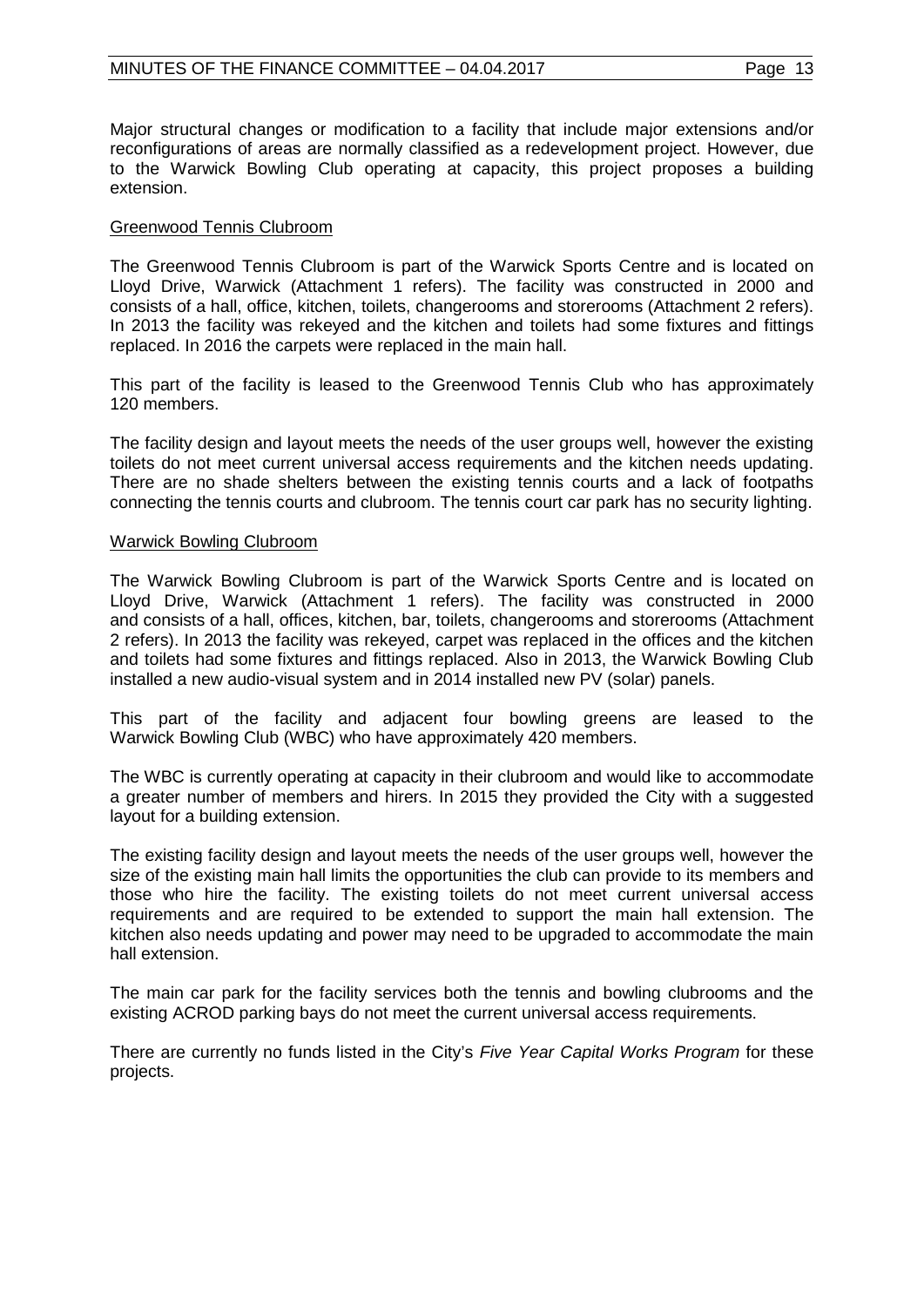Major structural changes or modification to a facility that include major extensions and/or reconfigurations of areas are normally classified as a redevelopment project. However, due to the Warwick Bowling Club operating at capacity, this project proposes a building extension.

<u>Greenwood Tennis Clubroom</u>

The Greenwood Tennis Clubroom is part of the Warwick Sports Centre and is located on Lloyd Drive, Warwick (Attachment 1 refers). The facility was constructed in 2000 and consists of a hall, office, kitchen, toilets, changerooms and storerooms (Attachment 2 refers). In 2013 the facility was rekeyed and the kitchen and toilets had some fixtures and fittings replaced. In 2016 the carpets were replaced in the main hall.

This part of the facility is leased to the Greenwood Tennis Club who has approximately 120 members.

The facility design and layout meets the needs of the user groups well, however the existing toilets do not meet current universal access requirements and the kitchen needs updating. There are no shade shelters between the existing tennis courts and a lack of footpaths connecting the tennis courts and clubroom. The tennis court car park has no security lighting.

<u>Warwick Bowling Clubroom</u>

The Warwick Bowling Clubroom is part of the Warwick Sports Centre and is located on Lloyd Drive, Warwick (Attachment 1 refers). The facility was constructed in 2000 and consists of a hall, offices, kitchen, bar, toilets, changerooms and storerooms (Attachment 2 refers). In 2013 the facility was rekeyed, carpet was replaced in the offices and the kitchen and toilets had some fixtures and fittings replaced. Also in 2013, the Warwick Bowling Club installed a new audio-visual system and in 2014 installed new PV (solar) panels.

This part of the facility and adjacent four bowling greens are leased to the Warwick Bowling Club (WBC) who have approximately 420 members.

The WBC is currently operating at capacity in their clubroom and would like to accommodate a greater number of members and hirers. In 2015 they provided the City with a suggested layout for a building extension.

The existing facility design and layout meets the needs of the user groups well, however the size of the existing main hall limits the opportunities the club can provide to its members and those who hire the facility. The existing toilets do not meet current universal access requirements and are required to be extended to support the main hall extension. The kitchen also needs updating and power may need to be upgraded to accommodate the main hall extension.

The main car park for the facility services both the tennis and bowling clubrooms and the existing ACROD parking bays do not meet the current universal access requirements.

There are currently no funds listed in the City's *Five Year Capital Works Program* for these projects.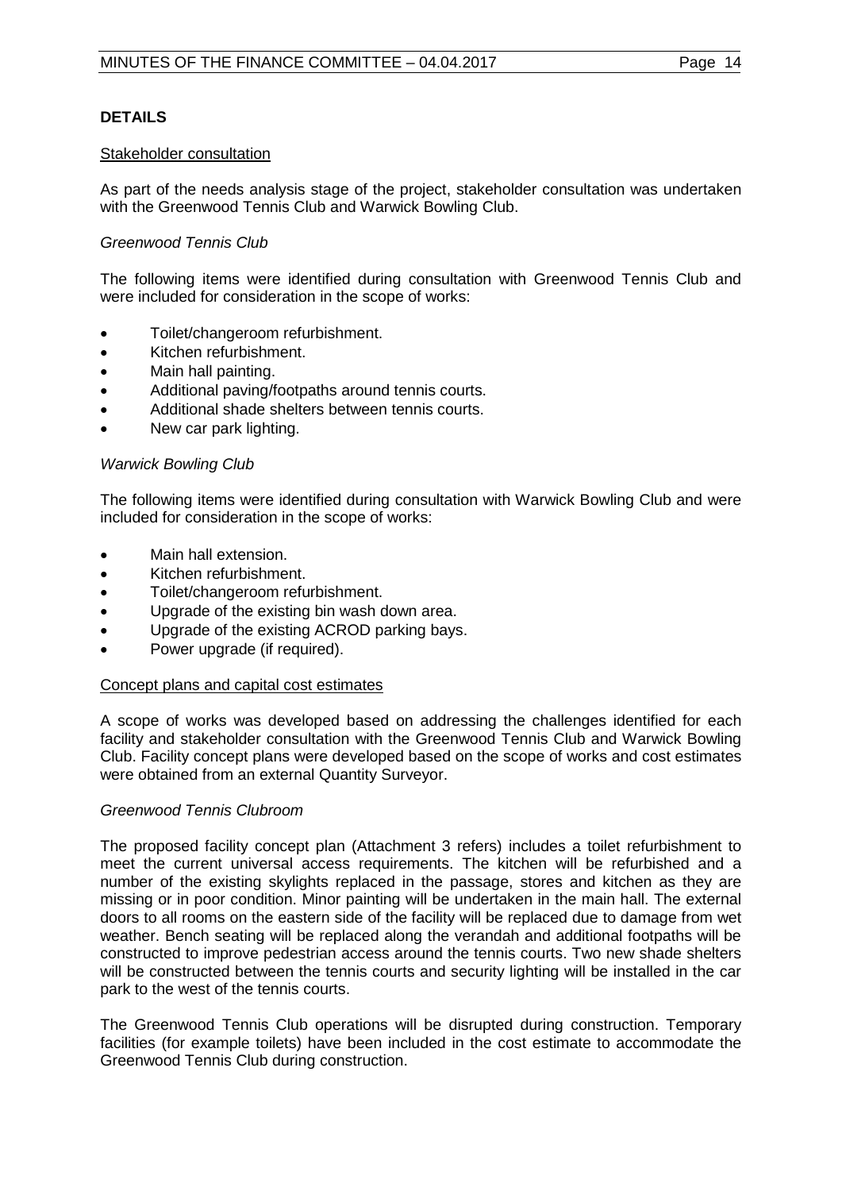## DETAILS

Stakeholder consultation

As part of the needs analysis stage of the project, stakeholder consultation was undertaken with the Greenwood Tennis Club and Warwick Bowling Club.

*Greenwood Tennis Club*

The following items were identified during consultation with Greenwood Tennis Club and were included for consideration in the scope of works:

- Toilet/changeroom refurbishment.
- Kitchen refurbishment.
- Main hall painting.
- Additional paving/footpaths around tennis courts.
- Additional shade shelters between tennis courts.
- New car park lighting.

*Warwick Bowling Club*

The following items were identified during consultation with Warwick Bowling Club and were included for consideration in the scope of works:

- Main hall extension.
- Kitchen refurbishment.
- Toilet/changeroom refurbishment.
- Upgrade of the existing bin wash down area.
- Upgrade of the existing ACROD parking bays.
- Power upgrade (if required).

Concept plans and capital cost estimates

A scope of works was developed based on addressing the challenges identified for each facility and stakeholder consultation with the Greenwood Tennis Club and Warwick Bowling Club. Facility concept plans were developed based on the scope of works and cost estimates were obtained from an external Quantity Surveyor.

*Greenwood Tennis Clubroom*

The proposed facility concept plan (Attachment 3 refers) includes a toilet refurbishment to meet the current universal access requirements. The kitchen will be refurbished and a number of the existing skylights replaced in the passage, stores and kitchen as they are missing or in poor condition. Minor painting will be undertaken in the main hall. The external doors to all rooms on the eastern side of the facility will be replaced due to damage from wet weather. Bench seating will be replaced along the verandah and additional footpaths will be constructed to improve pedestrian access around the tennis courts. Two new shade shelters will be constructed between the tennis courts and security lighting will be installed in the car park to the west of the tennis courts.

The Greenwood Tennis Club operations will be disrupted during construction. Temporary facilities (for example toilets) have been included in the cost estimate to accommodate the Greenwood Tennis Club during construction.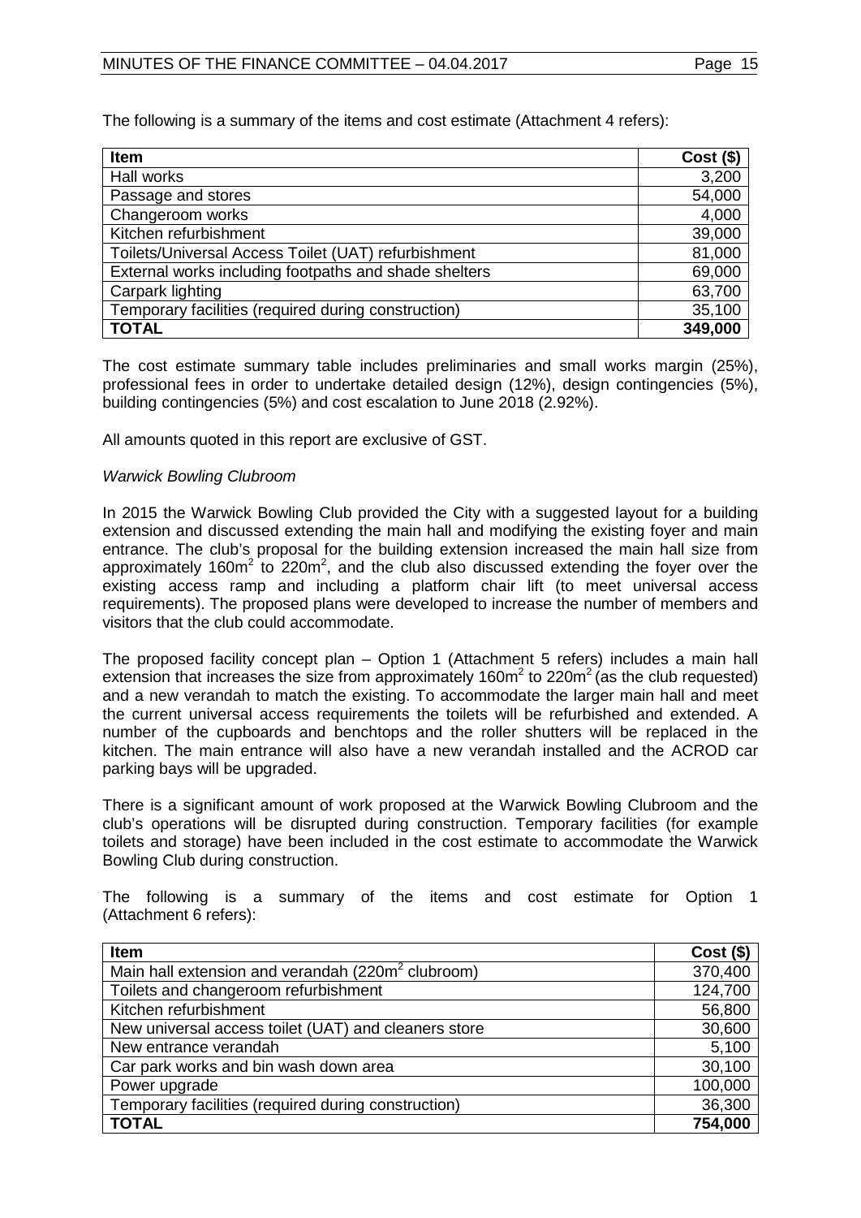The following is a summary of the items and cost estimate (Attachment 4 refers):

| Item | Cost ($) |
| --- | --- |
| Hall works | 3,200 |
| Passage and stores | 54,000 |
| Changeroom works | 4,000 |
| Kitchen refurbishment | 39,000 |
| Toilets/Universal Access Toilet (UAT) refurbishment | 81,000 |
| External works including footpaths and shade shelters | 69,000 |
| Carpark lighting | 63,700 |
| Temporary facilities (required during construction) | 35,100 |
| **TOTAL** | **349,000** |

The cost estimate summary table includes preliminaries and small works margin (25%), professional fees in order to undertake detailed design (12%), design contingencies (5%), building contingencies (5%) and cost escalation to June 2018 (2.92%).

All amounts quoted in this report are exclusive of GST.

*Warwick Bowling Clubroom*

In 2015 the Warwick Bowling Club provided the City with a suggested layout for a building extension and discussed extending the main hall and modifying the existing foyer and main entrance. The club's proposal for the building extension increased the main hall size from approximately 160m² to 220m², and the club also discussed extending the foyer over the existing access ramp and including a platform chair lift (to meet universal access requirements). The proposed plans were developed to increase the number of members and visitors that the club could accommodate.

The proposed facility concept plan – Option 1 (Attachment 5 refers) includes a main hall extension that increases the size from approximately 160m² to 220m² (as the club requested) and a new verandah to match the existing. To accommodate the larger main hall and meet the current universal access requirements the toilets will be refurbished and extended. A number of the cupboards and benchtops and the roller shutters will be replaced in the kitchen. The main entrance will also have a new verandah installed and the ACROD car parking bays will be upgraded.

There is a significant amount of work proposed at the Warwick Bowling Clubroom and the club's operations will be disrupted during construction. Temporary facilities (for example toilets and storage) have been included in the cost estimate to accommodate the Warwick Bowling Club during construction.

The following is a summary of the items and cost estimate for Option 1 (Attachment 6 refers):

| Item | Cost ($) |
| --- | --- |
| Main hall extension and verandah (220m² clubroom) | 370,400 |
| Toilets and changeroom refurbishment | 124,700 |
| Kitchen refurbishment | 56,800 |
| New universal access toilet (UAT) and cleaners store | 30,600 |
| New entrance verandah | 5,100 |
| Car park works and bin wash down area | 30,100 |
| Power upgrade | 100,000 |
| Temporary facilities (required during construction) | 36,300 |
| **TOTAL** | **754,000** |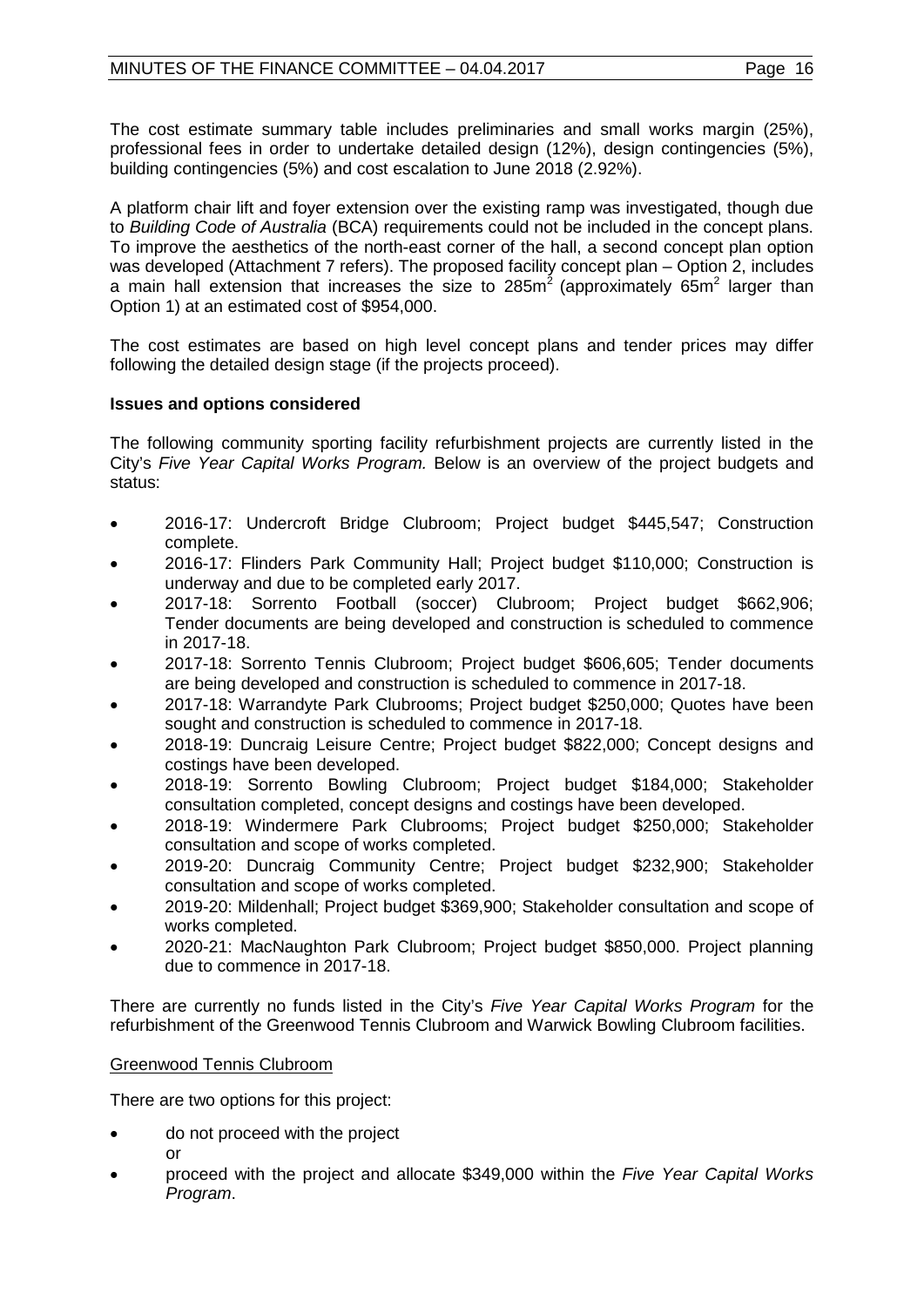The cost estimate summary table includes preliminaries and small works margin (25%), professional fees in order to undertake detailed design (12%), design contingencies (5%), building contingencies (5%) and cost escalation to June 2018 (2.92%).

A platform chair lift and foyer extension over the existing ramp was investigated, though due to *Building Code of Australia* (BCA) requirements could not be included in the concept plans. To improve the aesthetics of the north-east corner of the hall, a second concept plan option was developed (Attachment 7 refers). The proposed facility concept plan – Option 2, includes a main hall extension that increases the size to $285m^2$ (approximately $65m^2$ larger than Option 1) at an estimated cost of $954,000.

The cost estimates are based on high level concept plans and tender prices may differ following the detailed design stage (if the projects proceed).

**Issues and options considered**

The following community sporting facility refurbishment projects are currently listed in the City's *Five Year Capital Works Program.* Below is an overview of the project budgets and status:

- 2016-17: Undercroft Bridge Clubroom; Project budget $445,547; Construction complete.
- 2016-17: Flinders Park Community Hall; Project budget $110,000; Construction is underway and due to be completed early 2017.
- 2017-18: Sorrento Football (soccer) Clubroom; Project budget $662,906; Tender documents are being developed and construction is scheduled to commence in 2017-18.
- 2017-18: Sorrento Tennis Clubroom; Project budget $606,605; Tender documents are being developed and construction is scheduled to commence in 2017-18.
- 2017-18: Warrandyte Park Clubrooms; Project budget $250,000; Quotes have been sought and construction is scheduled to commence in 2017-18.
- 2018-19: Duncraig Leisure Centre; Project budget $822,000; Concept designs and costings have been developed.
- 2018-19: Sorrento Bowling Clubroom; Project budget $184,000; Stakeholder consultation completed, concept designs and costings have been developed.
- 2018-19: Windermere Park Clubrooms; Project budget $250,000; Stakeholder consultation and scope of works completed.
- 2019-20: Duncraig Community Centre; Project budget $232,900; Stakeholder consultation and scope of works completed.
- 2019-20: Mildenhall; Project budget $369,900; Stakeholder consultation and scope of works completed.
- 2020-21: MacNaughton Park Clubroom; Project budget $850,000. Project planning due to commence in 2017-18.

There are currently no funds listed in the City's *Five Year Capital Works Program* for the refurbishment of the Greenwood Tennis Clubroom and Warwick Bowling Clubroom facilities.

<u>Greenwood Tennis Clubroom</u>

There are two options for this project:

- do not proceed with the project

  or
- proceed with the project and allocate $349,000 within the *Five Year Capital Works Program*.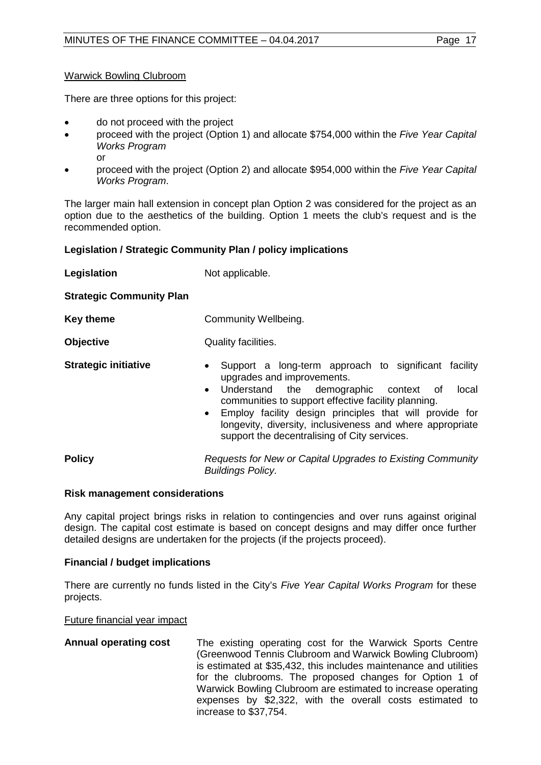Warwick Bowling Clubroom

There are three options for this project:

- do not proceed with the project
- proceed with the project (Option 1) and allocate $754,000 within the *Five Year Capital Works Program*
  or
- proceed with the project (Option 2) and allocate $954,000 within the *Five Year Capital Works Program*.

The larger main hall extension in concept plan Option 2 was considered for the project as an option due to the aesthetics of the building. Option 1 meets the club's request and is the recommended option.

**Legislation / Strategic Community Plan / policy implications**

| | |
|---|---|
| **Legislation** | Not applicable. |
| **Strategic Community Plan** | |
| **Key theme** | Community Wellbeing. |
| **Objective** | Quality facilities. |
| **Strategic initiative** | • Support a long-term approach to significant facility upgrades and improvements. • Understand the demographic context of local communities to support effective facility planning. • Employ facility design principles that will provide for longevity, diversity, inclusiveness and where appropriate support the decentralising of City services. |
| **Policy** | *Requests for New or Capital Upgrades to Existing Community Buildings Policy.* |

**Risk management considerations**

Any capital project brings risks in relation to contingencies and over runs against original design. The capital cost estimate is based on concept designs and may differ once further detailed designs are undertaken for the projects (if the projects proceed).

**Financial / budget implications**

There are currently no funds listed in the City's *Five Year Capital Works Program* for these projects.

Future financial year impact

| | |
|---|---|
| **Annual operating cost** | The existing operating cost for the Warwick Sports Centre (Greenwood Tennis Clubroom and Warwick Bowling Clubroom) is estimated at $35,432, this includes maintenance and utilities for the clubrooms. The proposed changes for Option 1 of Warwick Bowling Clubroom are estimated to increase operating expenses by $2,322, with the overall costs estimated to increase to $37,754. |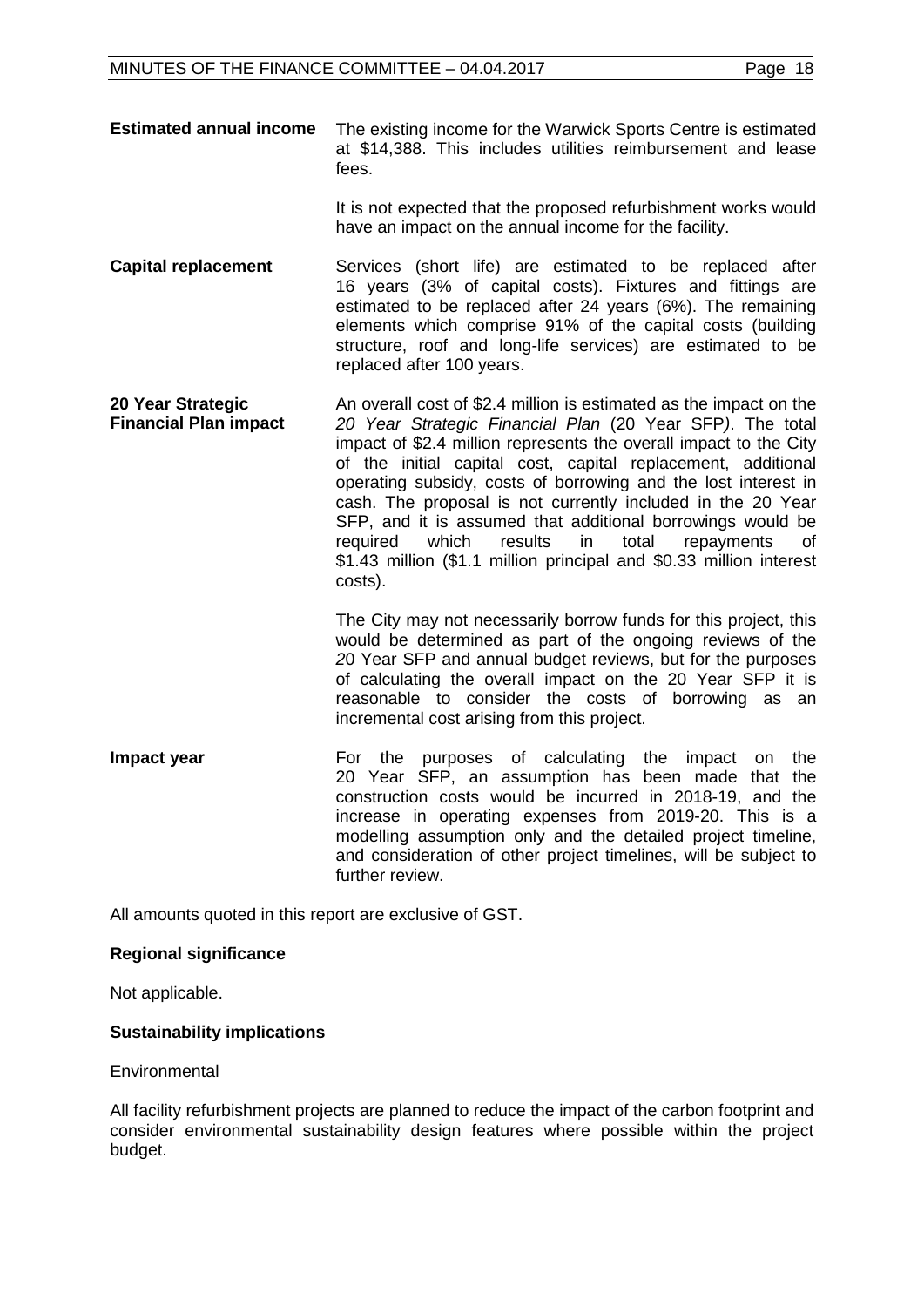| | |
|---|---|
| **Estimated annual income** | The existing income for the Warwick Sports Centre is estimated at $14,388. This includes utilities reimbursement and lease fees.<br><br>It is not expected that the proposed refurbishment works would have an impact on the annual income for the facility. |
| **Capital replacement** | Services (short life) are estimated to be replaced after 16 years (3% of capital costs). Fixtures and fittings are estimated to be replaced after 24 years (6%). The remaining elements which comprise 91% of the capital costs (building structure, roof and long-life services) are estimated to be replaced after 100 years. |
| **20 Year Strategic Financial Plan impact** | An overall cost of $2.4 million is estimated as the impact on the *20 Year Strategic Financial Plan* (20 Year SFP*)*. The total impact of $2.4 million represents the overall impact to the City of the initial capital cost, capital replacement, additional operating subsidy, costs of borrowing and the lost interest in cash. The proposal is not currently included in the 20 Year SFP, and it is assumed that additional borrowings would be required which results in total repayments of $1.43 million ($1.1 million principal and $0.33 million interest costs).<br><br>The City may not necessarily borrow funds for this project, this would be determined as part of the ongoing reviews of the *2*0 Year SFP and annual budget reviews, but for the purposes of calculating the overall impact on the 20 Year SFP it is reasonable to consider the costs of borrowing as an incremental cost arising from this project. |
| **Impact year** | For the purposes of calculating the impact on the 20 Year SFP, an assumption has been made that the construction costs would be incurred in 2018-19, and the increase in operating expenses from 2019-20. This is a modelling assumption only and the detailed project timeline, and consideration of other project timelines, will be subject to further review. |

All amounts quoted in this report are exclusive of GST.

**Regional significance**

Not applicable.

**Sustainability implications**

Environmental

All facility refurbishment projects are planned to reduce the impact of the carbon footprint and consider environmental sustainability design features where possible within the project budget.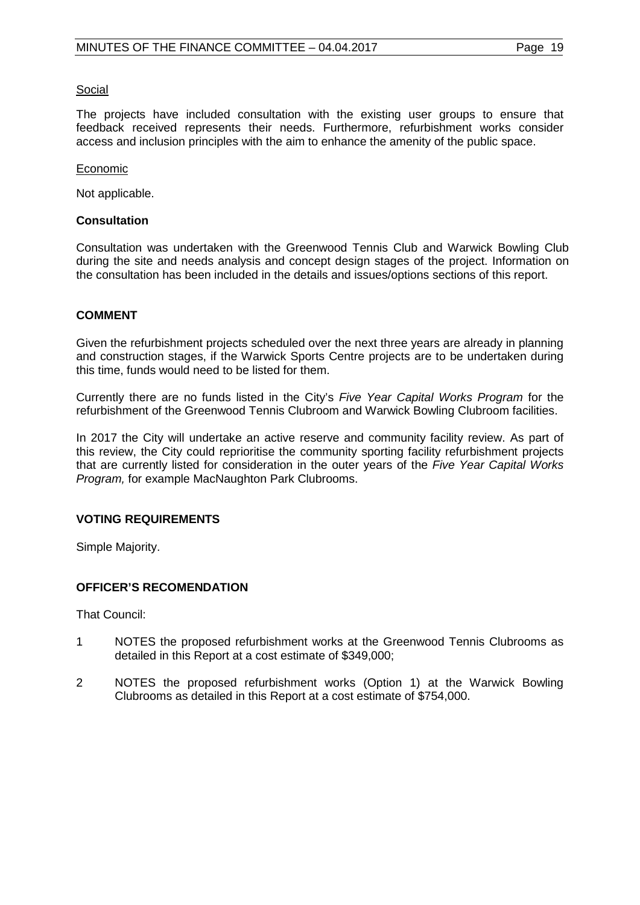<u>Social</u>

The projects have included consultation with the existing user groups to ensure that feedback received represents their needs. Furthermore, refurbishment works consider access and inclusion principles with the aim to enhance the amenity of the public space.

<u>Economic</u>

Not applicable.

**Consultation**

Consultation was undertaken with the Greenwood Tennis Club and Warwick Bowling Club during the site and needs analysis and concept design stages of the project. Information on the consultation has been included in the details and issues/options sections of this report.

## COMMENT

Given the refurbishment projects scheduled over the next three years are already in planning and construction stages, if the Warwick Sports Centre projects are to be undertaken during this time, funds would need to be listed for them.

Currently there are no funds listed in the City's *Five Year Capital Works Program* for the refurbishment of the Greenwood Tennis Clubroom and Warwick Bowling Clubroom facilities.

In 2017 the City will undertake an active reserve and community facility review. As part of this review, the City could reprioritise the community sporting facility refurbishment projects that are currently listed for consideration in the outer years of the *Five Year Capital Works Program,* for example MacNaughton Park Clubrooms.

## VOTING REQUIREMENTS

Simple Majority.

## OFFICER'S RECOMENDATION

That Council:

1. NOTES the proposed refurbishment works at the Greenwood Tennis Clubrooms as detailed in this Report at a cost estimate of $349,000;
2. NOTES the proposed refurbishment works (Option 1) at the Warwick Bowling Clubrooms as detailed in this Report at a cost estimate of $754,000.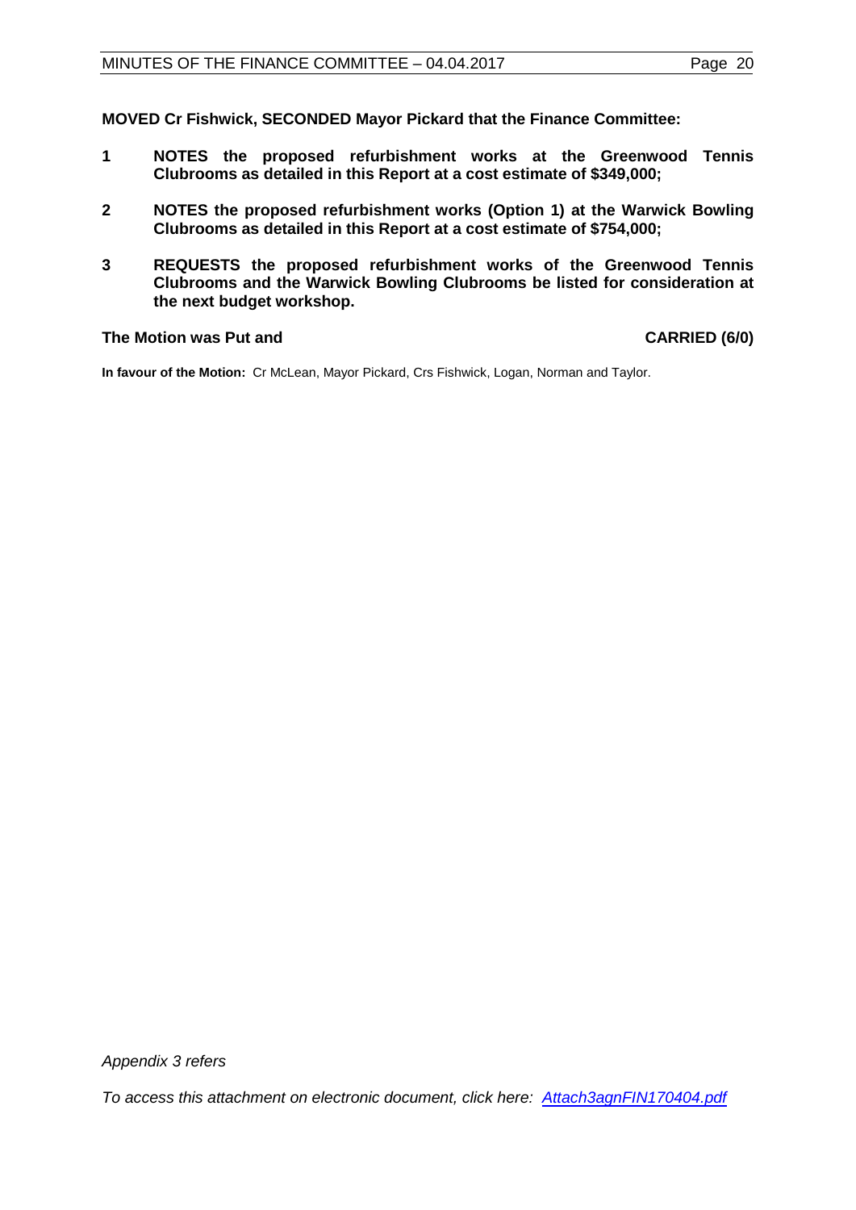**MOVED Cr Fishwick, SECONDED Mayor Pickard that the Finance Committee:**

1. **NOTES the proposed refurbishment works at the Greenwood Tennis Clubrooms as detailed in this Report at a cost estimate of $349,000;**

2. **NOTES the proposed refurbishment works (Option 1) at the Warwick Bowling Clubrooms as detailed in this Report at a cost estimate of $754,000;**

3. **REQUESTS the proposed refurbishment works of the Greenwood Tennis Clubrooms and the Warwick Bowling Clubrooms be listed for consideration at the next budget workshop.**

**The Motion was Put and CARRIED (6/0)**

**In favour of the Motion:** Cr McLean, Mayor Pickard, Crs Fishwick, Logan, Norman and Taylor.

*Appendix 3 refers*

*To access this attachment on electronic document, click here: [Attach3agnFIN170404.pdf](Attach3agnFIN170404.pdf)*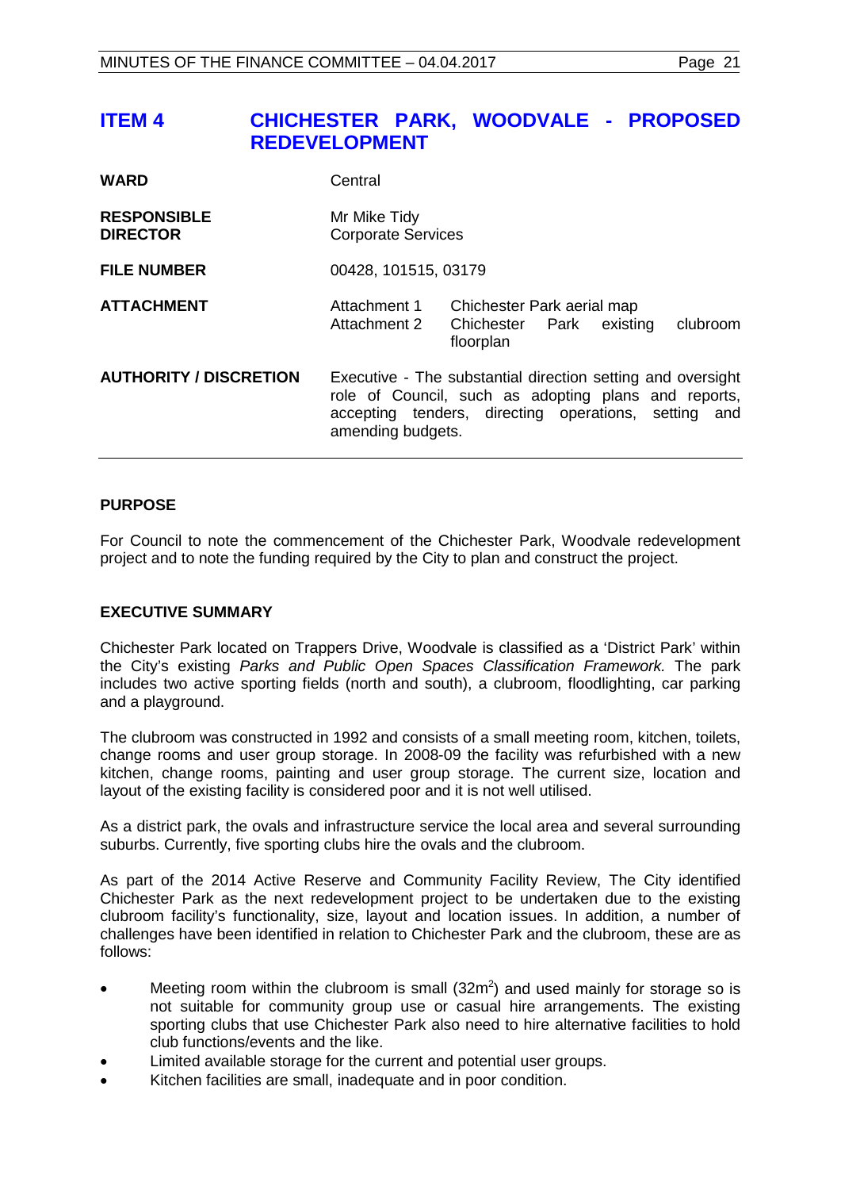# ITEM 4 CHICHESTER PARK, WOODVALE - PROPOSED REDEVELOPMENT

| | |
|---|---|
| **WARD** | Central |
| **RESPONSIBLE DIRECTOR** | Mr Mike Tidy<br>Corporate Services |
| **FILE NUMBER** | 00428, 101515, 03179 |
| **ATTACHMENT** | Attachment 1 Chichester Park aerial map<br>Attachment 2 Chichester Park existing clubroom floorplan |
| **AUTHORITY / DISCRETION** | Executive - The substantial direction setting and oversight role of Council, such as adopting plans and reports, accepting tenders, directing operations, setting and amending budgets. |

## PURPOSE

For Council to note the commencement of the Chichester Park, Woodvale redevelopment project and to note the funding required by the City to plan and construct the project.

## EXECUTIVE SUMMARY

Chichester Park located on Trappers Drive, Woodvale is classified as a 'District Park' within the City's existing *Parks and Public Open Spaces Classification Framework.* The park includes two active sporting fields (north and south), a clubroom, floodlighting, car parking and a playground.

The clubroom was constructed in 1992 and consists of a small meeting room, kitchen, toilets, change rooms and user group storage. In 2008-09 the facility was refurbished with a new kitchen, change rooms, painting and user group storage. The current size, location and layout of the existing facility is considered poor and it is not well utilised.

As a district park, the ovals and infrastructure service the local area and several surrounding suburbs. Currently, five sporting clubs hire the ovals and the clubroom.

As part of the 2014 Active Reserve and Community Facility Review, The City identified Chichester Park as the next redevelopment project to be undertaken due to the existing clubroom facility's functionality, size, layout and location issues. In addition, a number of challenges have been identified in relation to Chichester Park and the clubroom, these are as follows:

- Meeting room within the clubroom is small ($32m^2$) and used mainly for storage so is not suitable for community group use or casual hire arrangements. The existing sporting clubs that use Chichester Park also need to hire alternative facilities to hold club functions/events and the like.
- Limited available storage for the current and potential user groups.
- Kitchen facilities are small, inadequate and in poor condition.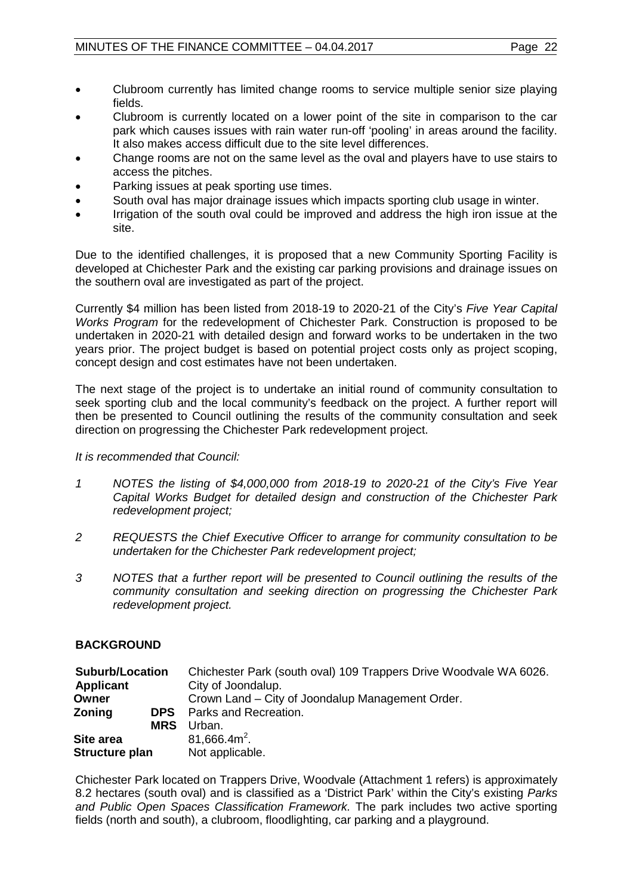- Clubroom currently has limited change rooms to service multiple senior size playing fields.
- Clubroom is currently located on a lower point of the site in comparison to the car park which causes issues with rain water run-off 'pooling' in areas around the facility. It also makes access difficult due to the site level differences.
- Change rooms are not on the same level as the oval and players have to use stairs to access the pitches.
- Parking issues at peak sporting use times.
- South oval has major drainage issues which impacts sporting club usage in winter.
- Irrigation of the south oval could be improved and address the high iron issue at the site.

Due to the identified challenges, it is proposed that a new Community Sporting Facility is developed at Chichester Park and the existing car parking provisions and drainage issues on the southern oval are investigated as part of the project.

Currently $4 million has been listed from 2018-19 to 2020-21 of the City's *Five Year Capital Works Program* for the redevelopment of Chichester Park. Construction is proposed to be undertaken in 2020-21 with detailed design and forward works to be undertaken in the two years prior. The project budget is based on potential project costs only as project scoping, concept design and cost estimates have not been undertaken.

The next stage of the project is to undertake an initial round of community consultation to seek sporting club and the local community's feedback on the project. A further report will then be presented to Council outlining the results of the community consultation and seek direction on progressing the Chichester Park redevelopment project.

*It is recommended that Council:*

*1 NOTES the listing of $4,000,000 from 2018-19 to 2020-21 of the City's Five Year Capital Works Budget for detailed design and construction of the Chichester Park redevelopment project;*

*2 REQUESTS the Chief Executive Officer to arrange for community consultation to be undertaken for the Chichester Park redevelopment project;*

*3 NOTES that a further report will be presented to Council outlining the results of the community consultation and seeking direction on progressing the Chichester Park redevelopment project.*

## BACKGROUND

| | | |
|---|---|---|
| **Suburb/Location** | | Chichester Park (south oval) 109 Trappers Drive Woodvale WA 6026. |
| **Applicant** | | City of Joondalup. |
| **Owner** | | Crown Land – City of Joondalup Management Order. |
| **Zoning** | **DPS** | Parks and Recreation. |
| | **MRS** | Urban. |
| **Site area** | | 81,666.4m$^2$. |
| **Structure plan** | | Not applicable. |

Chichester Park located on Trappers Drive, Woodvale (Attachment 1 refers) is approximately 8.2 hectares (south oval) and is classified as a 'District Park' within the City's existing *Parks and Public Open Spaces Classification Framework.* The park includes two active sporting fields (north and south), a clubroom, floodlighting, car parking and a playground.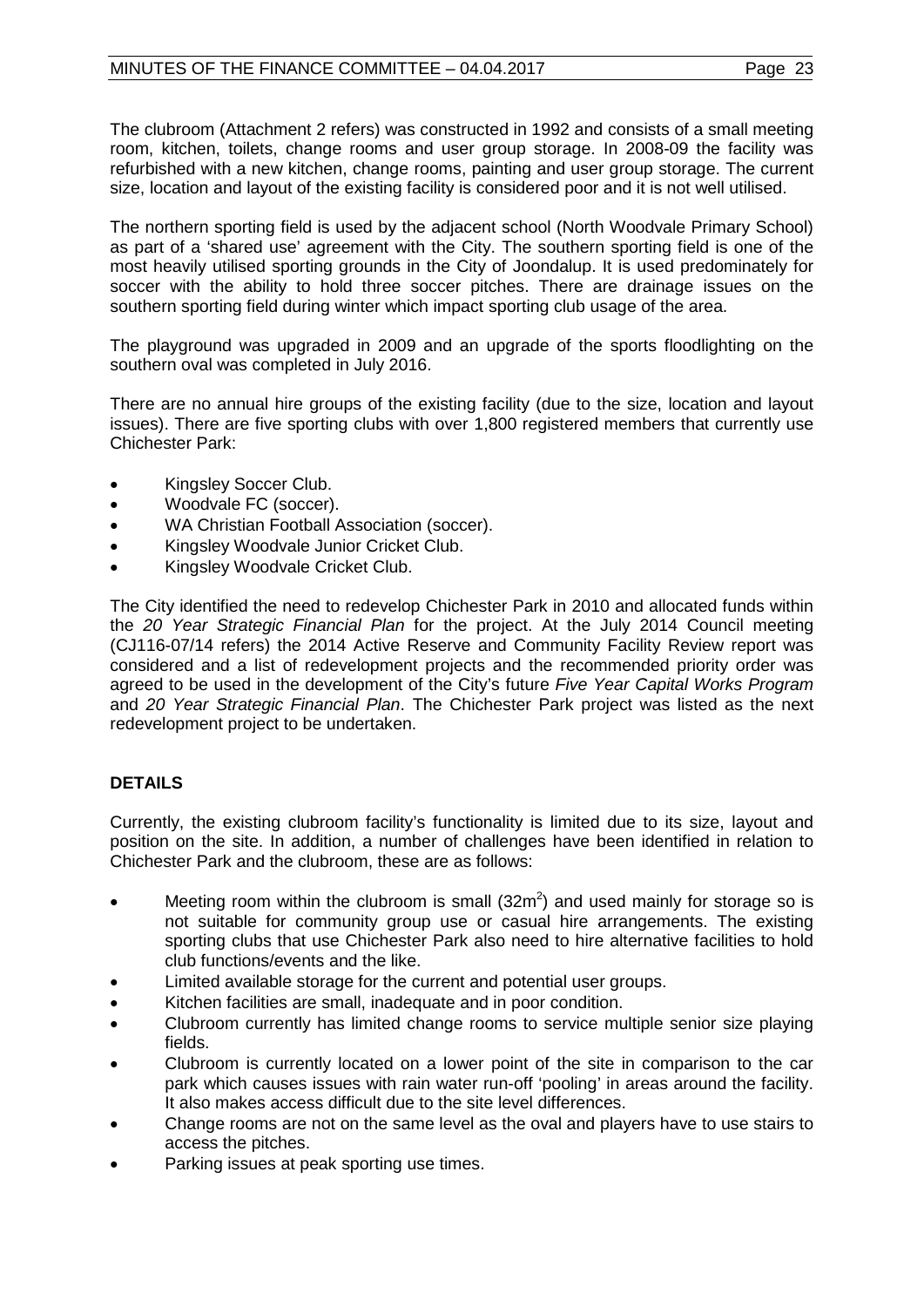The clubroom (Attachment 2 refers) was constructed in 1992 and consists of a small meeting room, kitchen, toilets, change rooms and user group storage. In 2008-09 the facility was refurbished with a new kitchen, change rooms, painting and user group storage. The current size, location and layout of the existing facility is considered poor and it is not well utilised.

The northern sporting field is used by the adjacent school (North Woodvale Primary School) as part of a 'shared use' agreement with the City. The southern sporting field is one of the most heavily utilised sporting grounds in the City of Joondalup. It is used predominately for soccer with the ability to hold three soccer pitches. There are drainage issues on the southern sporting field during winter which impact sporting club usage of the area.

The playground was upgraded in 2009 and an upgrade of the sports floodlighting on the southern oval was completed in July 2016.

There are no annual hire groups of the existing facility (due to the size, location and layout issues). There are five sporting clubs with over 1,800 registered members that currently use Chichester Park:

- Kingsley Soccer Club.
- Woodvale FC (soccer).
- WA Christian Football Association (soccer).
- Kingsley Woodvale Junior Cricket Club.
- Kingsley Woodvale Cricket Club.

The City identified the need to redevelop Chichester Park in 2010 and allocated funds within the *20 Year Strategic Financial Plan* for the project. At the July 2014 Council meeting (CJ116-07/14 refers) the 2014 Active Reserve and Community Facility Review report was considered and a list of redevelopment projects and the recommended priority order was agreed to be used in the development of the City's future *Five Year Capital Works Program* and *20 Year Strategic Financial Plan*. The Chichester Park project was listed as the next redevelopment project to be undertaken.

## DETAILS

Currently, the existing clubroom facility's functionality is limited due to its size, layout and position on the site. In addition, a number of challenges have been identified in relation to Chichester Park and the clubroom, these are as follows:

- Meeting room within the clubroom is small ($32m^2$) and used mainly for storage so is not suitable for community group use or casual hire arrangements. The existing sporting clubs that use Chichester Park also need to hire alternative facilities to hold club functions/events and the like.
- Limited available storage for the current and potential user groups.
- Kitchen facilities are small, inadequate and in poor condition.
- Clubroom currently has limited change rooms to service multiple senior size playing fields.
- Clubroom is currently located on a lower point of the site in comparison to the car park which causes issues with rain water run-off 'pooling' in areas around the facility. It also makes access difficult due to the site level differences.
- Change rooms are not on the same level as the oval and players have to use stairs to access the pitches.
- Parking issues at peak sporting use times.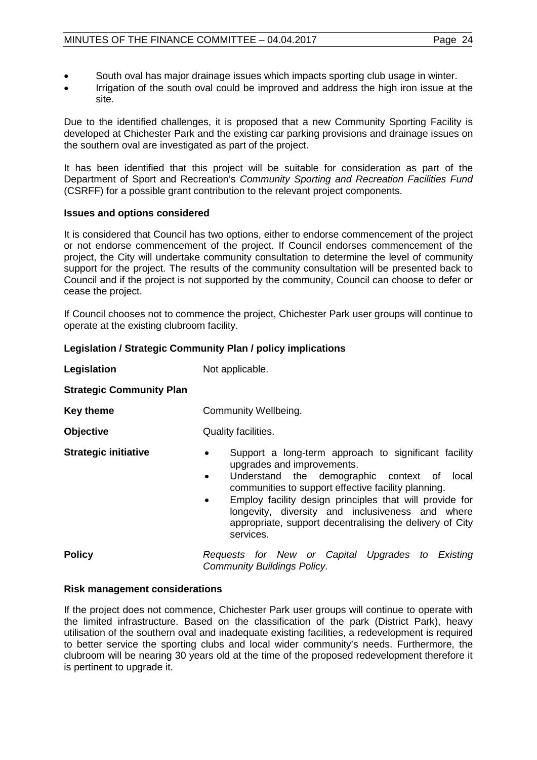- South oval has major drainage issues which impacts sporting club usage in winter.
- Irrigation of the south oval could be improved and address the high iron issue at the site.

Due to the identified challenges, it is proposed that a new Community Sporting Facility is developed at Chichester Park and the existing car parking provisions and drainage issues on the southern oval are investigated as part of the project.

It has been identified that this project will be suitable for consideration as part of the Department of Sport and Recreation's *Community Sporting and Recreation Facilities Fund* (CSRFF) for a possible grant contribution to the relevant project components.

**Issues and options considered**

It is considered that Council has two options, either to endorse commencement of the project or not endorse commencement of the project. If Council endorses commencement of the project, the City will undertake community consultation to determine the level of community support for the project. The results of the community consultation will be presented back to Council and if the project is not supported by the community, Council can choose to defer or cease the project.

If Council chooses not to commence the project, Chichester Park user groups will continue to operate at the existing clubroom facility.

**Legislation / Strategic Community Plan / policy implications**

**Legislation** Not applicable.

**Strategic Community Plan**

**Key theme** Community Wellbeing.

**Objective** Quality facilities.

**Strategic initiative**

- Support a long-term approach to significant facility upgrades and improvements.
- Understand the demographic context of local communities to support effective facility planning.
- Employ facility design principles that will provide for longevity, diversity and inclusiveness and where appropriate, support decentralising the delivery of City services.

**Policy** *Requests for New or Capital Upgrades to Existing Community Buildings Policy.*

**Risk management considerations**

If the project does not commence, Chichester Park user groups will continue to operate with the limited infrastructure. Based on the classification of the park (District Park), heavy utilisation of the southern oval and inadequate existing facilities, a redevelopment is required to better service the sporting clubs and local wider community's needs. Furthermore, the clubroom will be nearing 30 years old at the time of the proposed redevelopment therefore it is pertinent to upgrade it.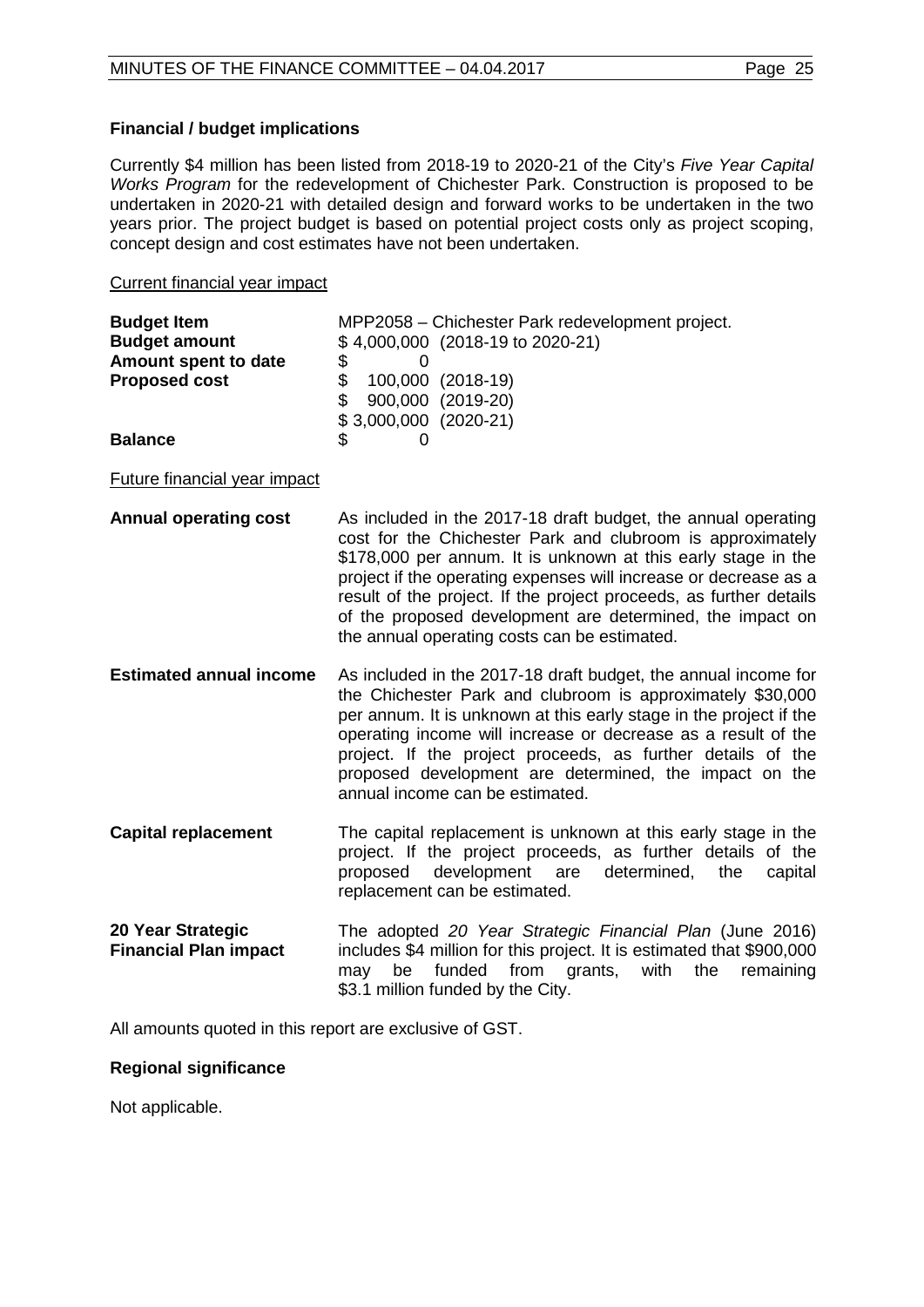**Financial / budget implications**

Currently $4 million has been listed from 2018-19 to 2020-21 of the City's *Five Year Capital Works Program* for the redevelopment of Chichester Park. Construction is proposed to be undertaken in 2020-21 with detailed design and forward works to be undertaken in the two years prior. The project budget is based on potential project costs only as project scoping, concept design and cost estimates have not been undertaken.

Current financial year impact

| | |
|---|---|
| **Budget Item** | MPP2058 – Chichester Park redevelopment project. |
| **Budget amount** | $ 4,000,000 (2018-19 to 2020-21) |
| **Amount spent to date** | $ 0 |
| **Proposed cost** | $ 100,000 (2018-19) |
| | $ 900,000 (2019-20) |
| | $ 3,000,000 (2020-21) |
| **Balance** | $ 0 |

Future financial year impact

| | |
|---|---|
| **Annual operating cost** | As included in the 2017-18 draft budget, the annual operating cost for the Chichester Park and clubroom is approximately $178,000 per annum. It is unknown at this early stage in the project if the operating expenses will increase or decrease as a result of the project. If the project proceeds, as further details of the proposed development are determined, the impact on the annual operating costs can be estimated. |
| **Estimated annual income** | As included in the 2017-18 draft budget, the annual income for the Chichester Park and clubroom is approximately $30,000 per annum. It is unknown at this early stage in the project if the operating income will increase or decrease as a result of the project. If the project proceeds, as further details of the proposed development are determined, the impact on the annual income can be estimated. |
| **Capital replacement** | The capital replacement is unknown at this early stage in the project. If the project proceeds, as further details of the proposed development are determined, the capital replacement can be estimated. |
| **20 Year Strategic Financial Plan impact** | The adopted *20 Year Strategic Financial Plan* (June 2016) includes $4 million for this project. It is estimated that $900,000 may be funded from grants, with the remaining $3.1 million funded by the City. |

All amounts quoted in this report are exclusive of GST.

**Regional significance**

Not applicable.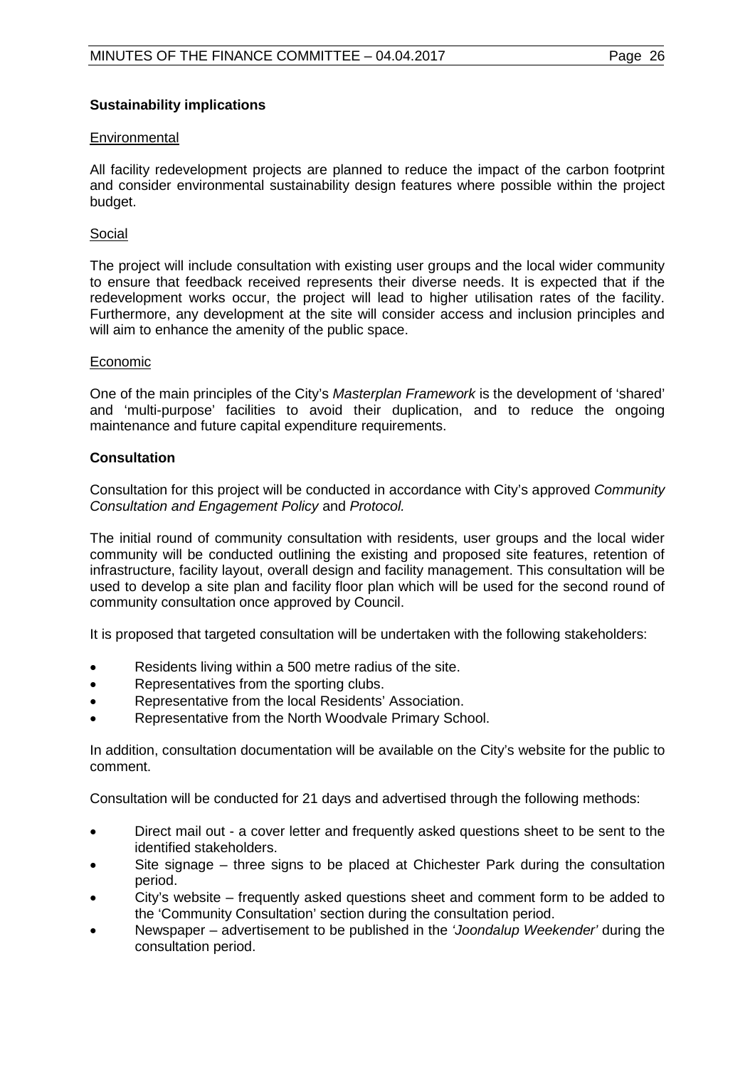**Sustainability implications**

Environmental

All facility redevelopment projects are planned to reduce the impact of the carbon footprint and consider environmental sustainability design features where possible within the project budget.

Social

The project will include consultation with existing user groups and the local wider community to ensure that feedback received represents their diverse needs. It is expected that if the redevelopment works occur, the project will lead to higher utilisation rates of the facility. Furthermore, any development at the site will consider access and inclusion principles and will aim to enhance the amenity of the public space.

Economic

One of the main principles of the City's *Masterplan Framework* is the development of 'shared' and 'multi-purpose' facilities to avoid their duplication, and to reduce the ongoing maintenance and future capital expenditure requirements.

**Consultation**

Consultation for this project will be conducted in accordance with City's approved *Community Consultation and Engagement Policy* and *Protocol.*

The initial round of community consultation with residents, user groups and the local wider community will be conducted outlining the existing and proposed site features, retention of infrastructure, facility layout, overall design and facility management. This consultation will be used to develop a site plan and facility floor plan which will be used for the second round of community consultation once approved by Council.

It is proposed that targeted consultation will be undertaken with the following stakeholders:

- Residents living within a 500 metre radius of the site.
- Representatives from the sporting clubs.
- Representative from the local Residents' Association.
- Representative from the North Woodvale Primary School.

In addition, consultation documentation will be available on the City's website for the public to comment.

Consultation will be conducted for 21 days and advertised through the following methods:

- Direct mail out - a cover letter and frequently asked questions sheet to be sent to the identified stakeholders.
- Site signage – three signs to be placed at Chichester Park during the consultation period.
- City's website – frequently asked questions sheet and comment form to be added to the 'Community Consultation' section during the consultation period.
- Newspaper – advertisement to be published in the *'Joondalup Weekender'* during the consultation period.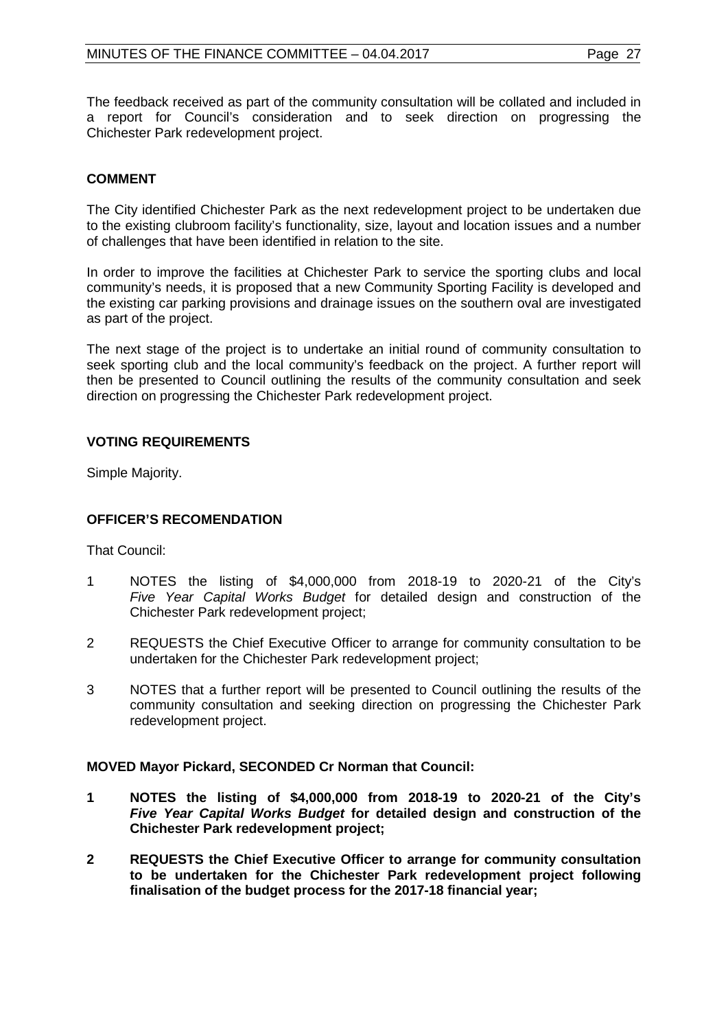The feedback received as part of the community consultation will be collated and included in a report for Council's consideration and to seek direction on progressing the Chichester Park redevelopment project.

## COMMENT

The City identified Chichester Park as the next redevelopment project to be undertaken due to the existing clubroom facility's functionality, size, layout and location issues and a number of challenges that have been identified in relation to the site.

In order to improve the facilities at Chichester Park to service the sporting clubs and local community's needs, it is proposed that a new Community Sporting Facility is developed and the existing car parking provisions and drainage issues on the southern oval are investigated as part of the project.

The next stage of the project is to undertake an initial round of community consultation to seek sporting club and the local community's feedback on the project. A further report will then be presented to Council outlining the results of the community consultation and seek direction on progressing the Chichester Park redevelopment project.

## VOTING REQUIREMENTS

Simple Majority.

## OFFICER'S RECOMENDATION

That Council:

1 NOTES the listing of $4,000,000 from 2018-19 to 2020-21 of the City's *Five Year Capital Works Budget* for detailed design and construction of the Chichester Park redevelopment project;

2 REQUESTS the Chief Executive Officer to arrange for community consultation to be undertaken for the Chichester Park redevelopment project;

3 NOTES that a further report will be presented to Council outlining the results of the community consultation and seeking direction on progressing the Chichester Park redevelopment project.

**MOVED Mayor Pickard, SECONDED Cr Norman that Council:**

**1 NOTES the listing of $4,000,000 from 2018-19 to 2020-21 of the City's *Five Year Capital Works Budget* for detailed design and construction of the Chichester Park redevelopment project;**

**2 REQUESTS the Chief Executive Officer to arrange for community consultation to be undertaken for the Chichester Park redevelopment project following finalisation of the budget process for the 2017-18 financial year;**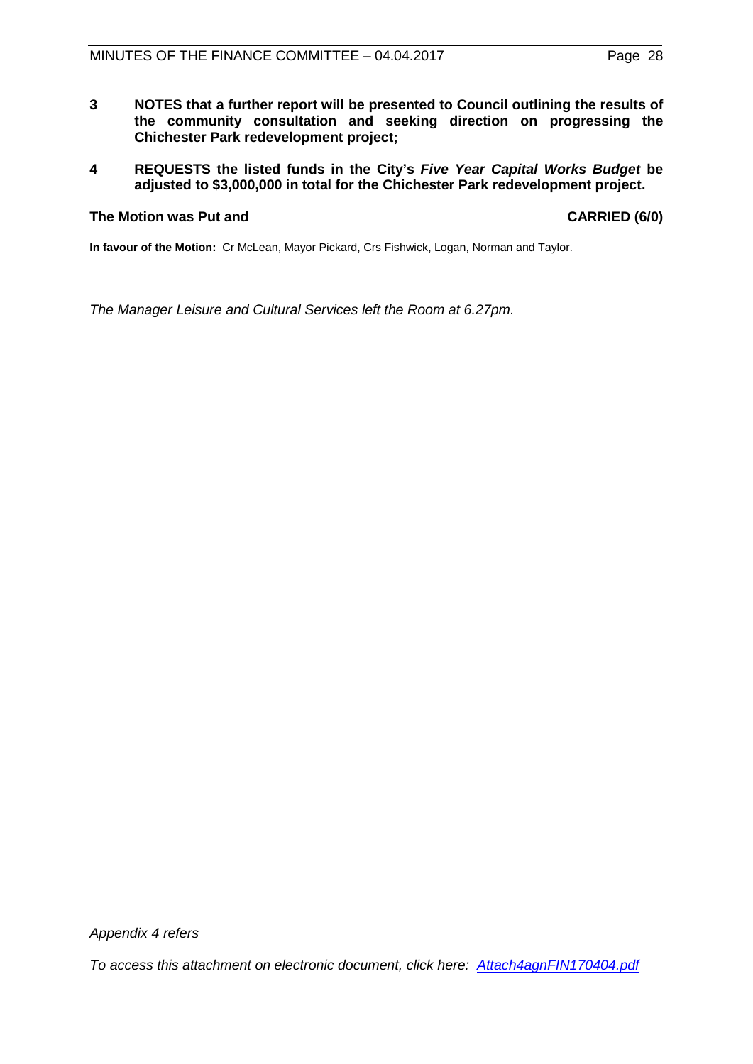**3 NOTES that a further report will be presented to Council outlining the results of the community consultation and seeking direction on progressing the Chichester Park redevelopment project;**

**4 REQUESTS the listed funds in the City's *Five Year Capital Works Budget* be adjusted to $3,000,000 in total for the Chichester Park redevelopment project.**

**The Motion was Put and CARRIED (6/0)**

**In favour of the Motion:** Cr McLean, Mayor Pickard, Crs Fishwick, Logan, Norman and Taylor.

*The Manager Leisure and Cultural Services left the Room at 6.27pm.*

*Appendix 4 refers*

*To access this attachment on electronic document, click here: Attach4agnFIN170404.pdf*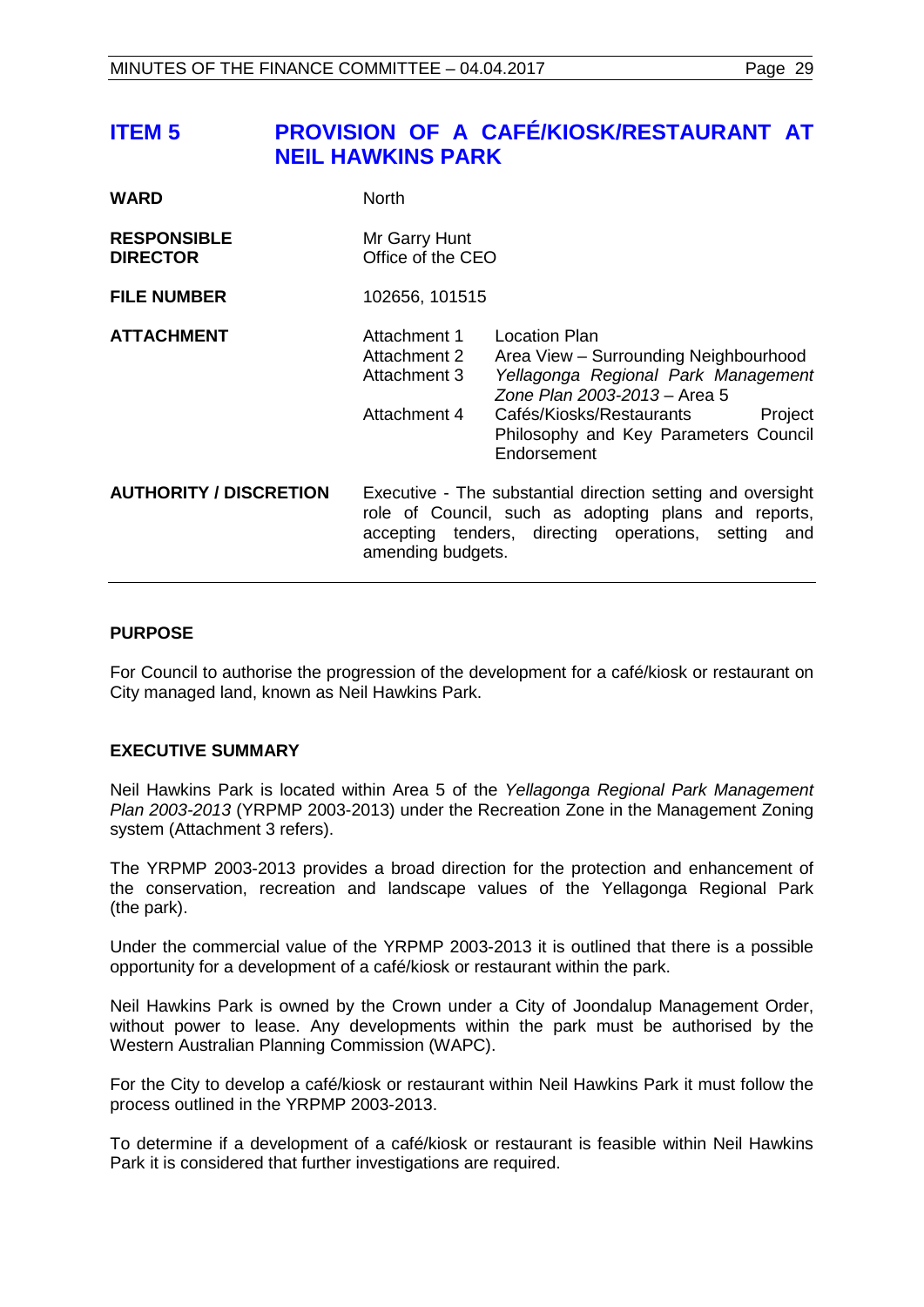# ITEM 5 PROVISION OF A CAFÉ/KIOSK/RESTAURANT AT NEIL HAWKINS PARK

| | | |
|---|---|---|
| **WARD** | North | |
| **RESPONSIBLE DIRECTOR** | Mr Garry Hunt<br>Office of the CEO | |
| **FILE NUMBER** | 102656, 101515 | |
| **ATTACHMENT** | Attachment 1 | Location Plan |
| | Attachment 2 | Area View – Surrounding Neighbourhood |
| | Attachment 3 | *Yellagonga Regional Park Management Zone Plan 2003-2013* – Area 5 |
| | Attachment 4 | Cafés/Kiosks/Restaurants Project Philosophy and Key Parameters Council Endorsement |
| **AUTHORITY / DISCRETION** | Executive - The substantial direction setting and oversight role of Council, such as adopting plans and reports, accepting tenders, directing operations, setting and amending budgets. | |

## PURPOSE

For Council to authorise the progression of the development for a café/kiosk or restaurant on City managed land, known as Neil Hawkins Park.

## EXECUTIVE SUMMARY

Neil Hawkins Park is located within Area 5 of the *Yellagonga Regional Park Management Plan 2003-2013* (YRPMP 2003-2013) under the Recreation Zone in the Management Zoning system (Attachment 3 refers).

The YRPMP 2003-2013 provides a broad direction for the protection and enhancement of the conservation, recreation and landscape values of the Yellagonga Regional Park (the park).

Under the commercial value of the YRPMP 2003-2013 it is outlined that there is a possible opportunity for a development of a café/kiosk or restaurant within the park.

Neil Hawkins Park is owned by the Crown under a City of Joondalup Management Order, without power to lease. Any developments within the park must be authorised by the Western Australian Planning Commission (WAPC).

For the City to develop a café/kiosk or restaurant within Neil Hawkins Park it must follow the process outlined in the YRPMP 2003-2013.

To determine if a development of a café/kiosk or restaurant is feasible within Neil Hawkins Park it is considered that further investigations are required.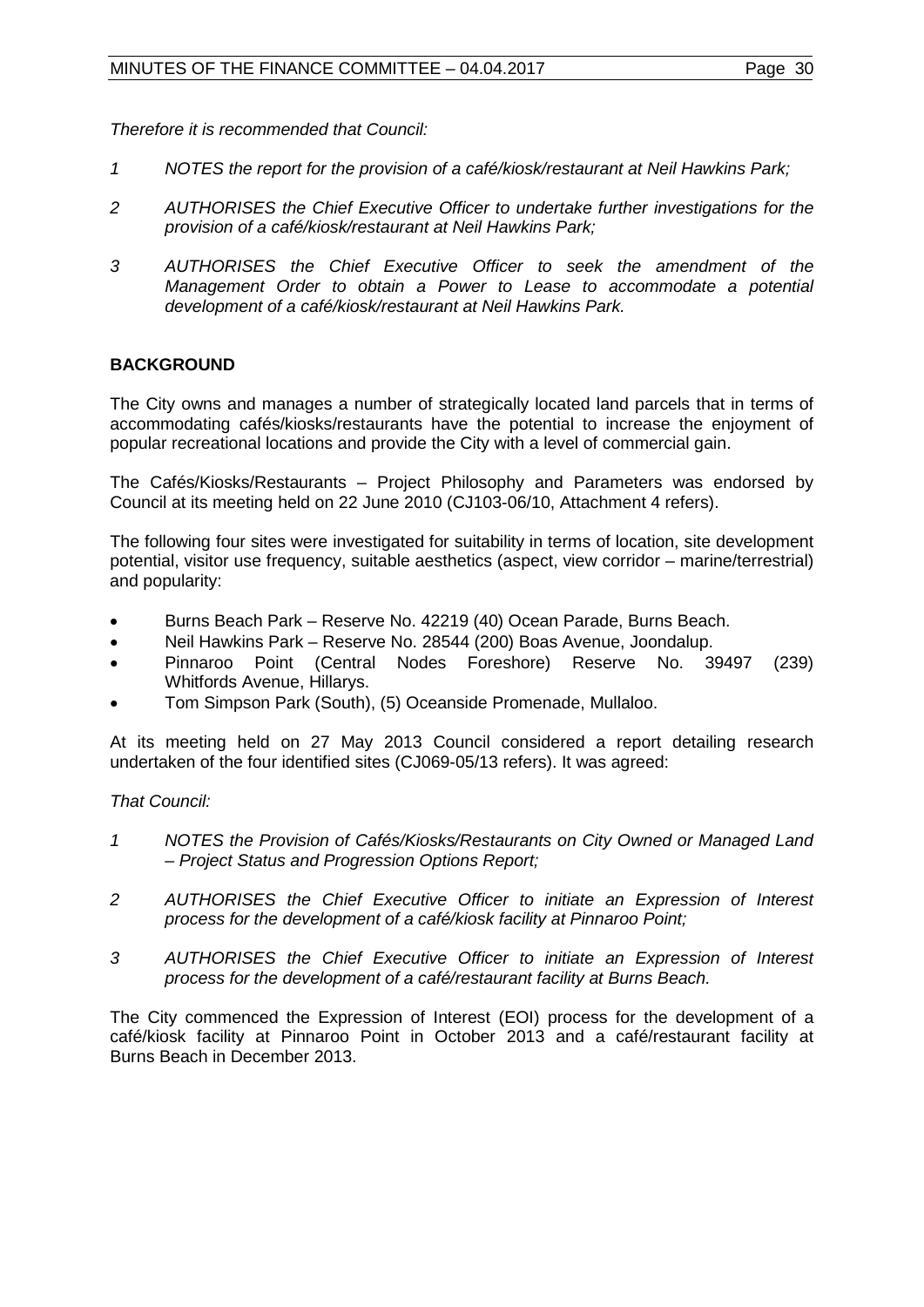*Therefore it is recommended that Council:*

1. *NOTES the report for the provision of a café/kiosk/restaurant at Neil Hawkins Park;*

2. *AUTHORISES the Chief Executive Officer to undertake further investigations for the provision of a café/kiosk/restaurant at Neil Hawkins Park;*

3. *AUTHORISES the Chief Executive Officer to seek the amendment of the Management Order to obtain a Power to Lease to accommodate a potential development of a café/kiosk/restaurant at Neil Hawkins Park.*

## BACKGROUND

The City owns and manages a number of strategically located land parcels that in terms of accommodating cafés/kiosks/restaurants have the potential to increase the enjoyment of popular recreational locations and provide the City with a level of commercial gain.

The Cafés/Kiosks/Restaurants – Project Philosophy and Parameters was endorsed by Council at its meeting held on 22 June 2010 (CJ103-06/10, Attachment 4 refers).

The following four sites were investigated for suitability in terms of location, site development potential, visitor use frequency, suitable aesthetics (aspect, view corridor – marine/terrestrial) and popularity:

- Burns Beach Park – Reserve No. 42219 (40) Ocean Parade, Burns Beach.
- Neil Hawkins Park – Reserve No. 28544 (200) Boas Avenue, Joondalup.
- Pinnaroo Point (Central Nodes Foreshore) Reserve No. 39497 (239) Whitfords Avenue, Hillarys.
- Tom Simpson Park (South), (5) Oceanside Promenade, Mullaloo.

At its meeting held on 27 May 2013 Council considered a report detailing research undertaken of the four identified sites (CJ069-05/13 refers). It was agreed:

*That Council:*

1. *NOTES the Provision of Cafés/Kiosks/Restaurants on City Owned or Managed Land – Project Status and Progression Options Report;*

2. *AUTHORISES the Chief Executive Officer to initiate an Expression of Interest process for the development of a café/kiosk facility at Pinnaroo Point;*

3. *AUTHORISES the Chief Executive Officer to initiate an Expression of Interest process for the development of a café/restaurant facility at Burns Beach.*

The City commenced the Expression of Interest (EOI) process for the development of a café/kiosk facility at Pinnaroo Point in October 2013 and a café/restaurant facility at Burns Beach in December 2013.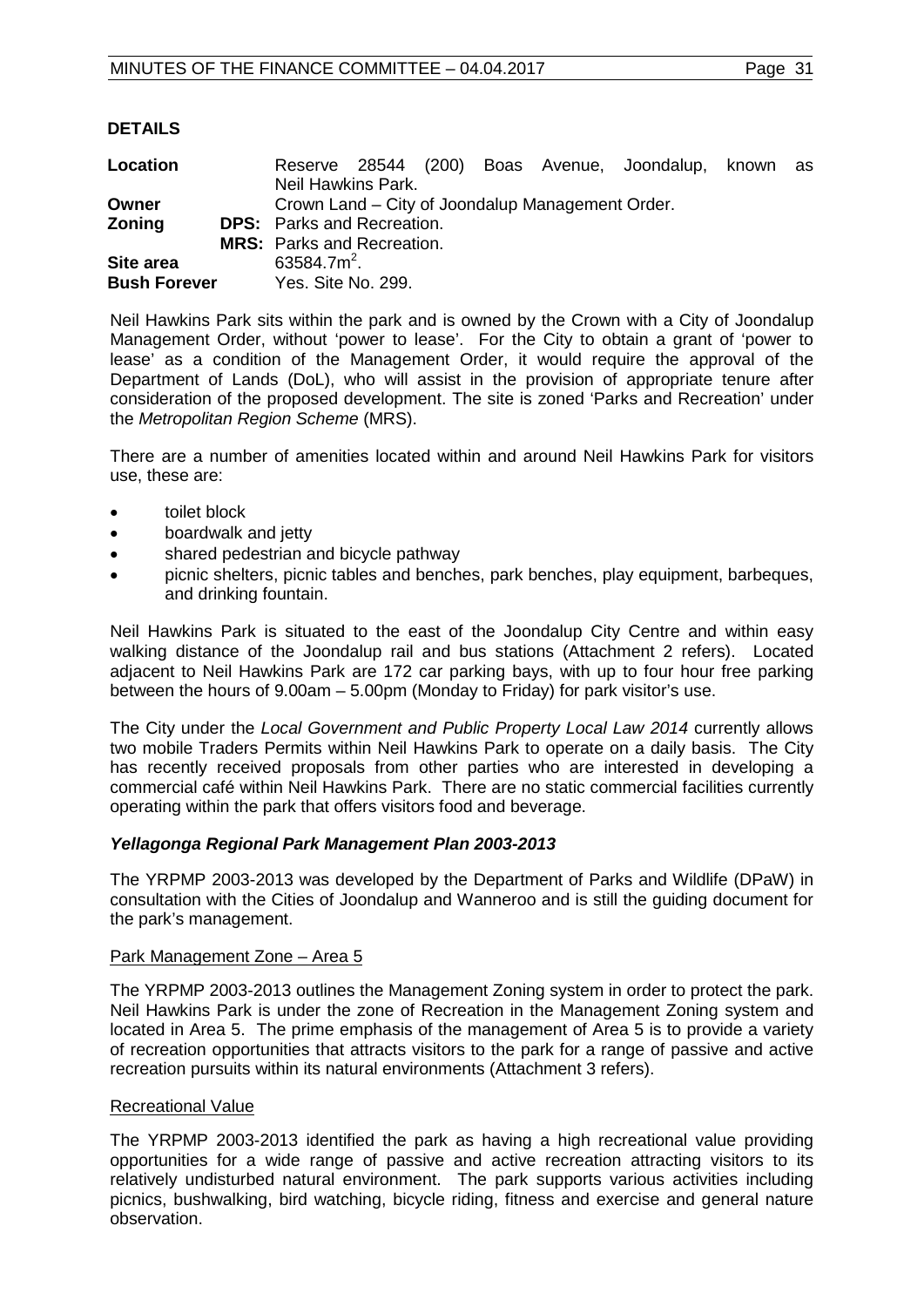**DETAILS**

| | | |
|---|---|---|
| **Location** | | Reserve 28544 (200) Boas Avenue, Joondalup, known as Neil Hawkins Park. |
| **Owner** | | Crown Land – City of Joondalup Management Order. |
| **Zoning** | **DPS:** | Parks and Recreation. |
| | **MRS:** | Parks and Recreation. |
| **Site area** | | 63584.7m$^2$. |
| **Bush Forever** | | Yes. Site No. 299. |

Neil Hawkins Park sits within the park and is owned by the Crown with a City of Joondalup Management Order, without 'power to lease'. For the City to obtain a grant of 'power to lease' as a condition of the Management Order, it would require the approval of the Department of Lands (DoL), who will assist in the provision of appropriate tenure after consideration of the proposed development. The site is zoned 'Parks and Recreation' under the *Metropolitan Region Scheme* (MRS).

There are a number of amenities located within and around Neil Hawkins Park for visitors use, these are:

- toilet block
- boardwalk and jetty
- shared pedestrian and bicycle pathway
- picnic shelters, picnic tables and benches, park benches, play equipment, barbeques, and drinking fountain.

Neil Hawkins Park is situated to the east of the Joondalup City Centre and within easy walking distance of the Joondalup rail and bus stations (Attachment 2 refers). Located adjacent to Neil Hawkins Park are 172 car parking bays, with up to four hour free parking between the hours of 9.00am – 5.00pm (Monday to Friday) for park visitor's use.

The City under the *Local Government and Public Property Local Law 2014* currently allows two mobile Traders Permits within Neil Hawkins Park to operate on a daily basis. The City has recently received proposals from other parties who are interested in developing a commercial café within Neil Hawkins Park. There are no static commercial facilities currently operating within the park that offers visitors food and beverage.

### *Yellagonga Regional Park Management Plan 2003-2013*

The YRPMP 2003-2013 was developed by the Department of Parks and Wildlife (DPaW) in consultation with the Cities of Joondalup and Wanneroo and is still the guiding document for the park's management.

Park Management Zone – Area 5

The YRPMP 2003-2013 outlines the Management Zoning system in order to protect the park. Neil Hawkins Park is under the zone of Recreation in the Management Zoning system and located in Area 5. The prime emphasis of the management of Area 5 is to provide a variety of recreation opportunities that attracts visitors to the park for a range of passive and active recreation pursuits within its natural environments (Attachment 3 refers).

Recreational Value

The YRPMP 2003-2013 identified the park as having a high recreational value providing opportunities for a wide range of passive and active recreation attracting visitors to its relatively undisturbed natural environment. The park supports various activities including picnics, bushwalking, bird watching, bicycle riding, fitness and exercise and general nature observation.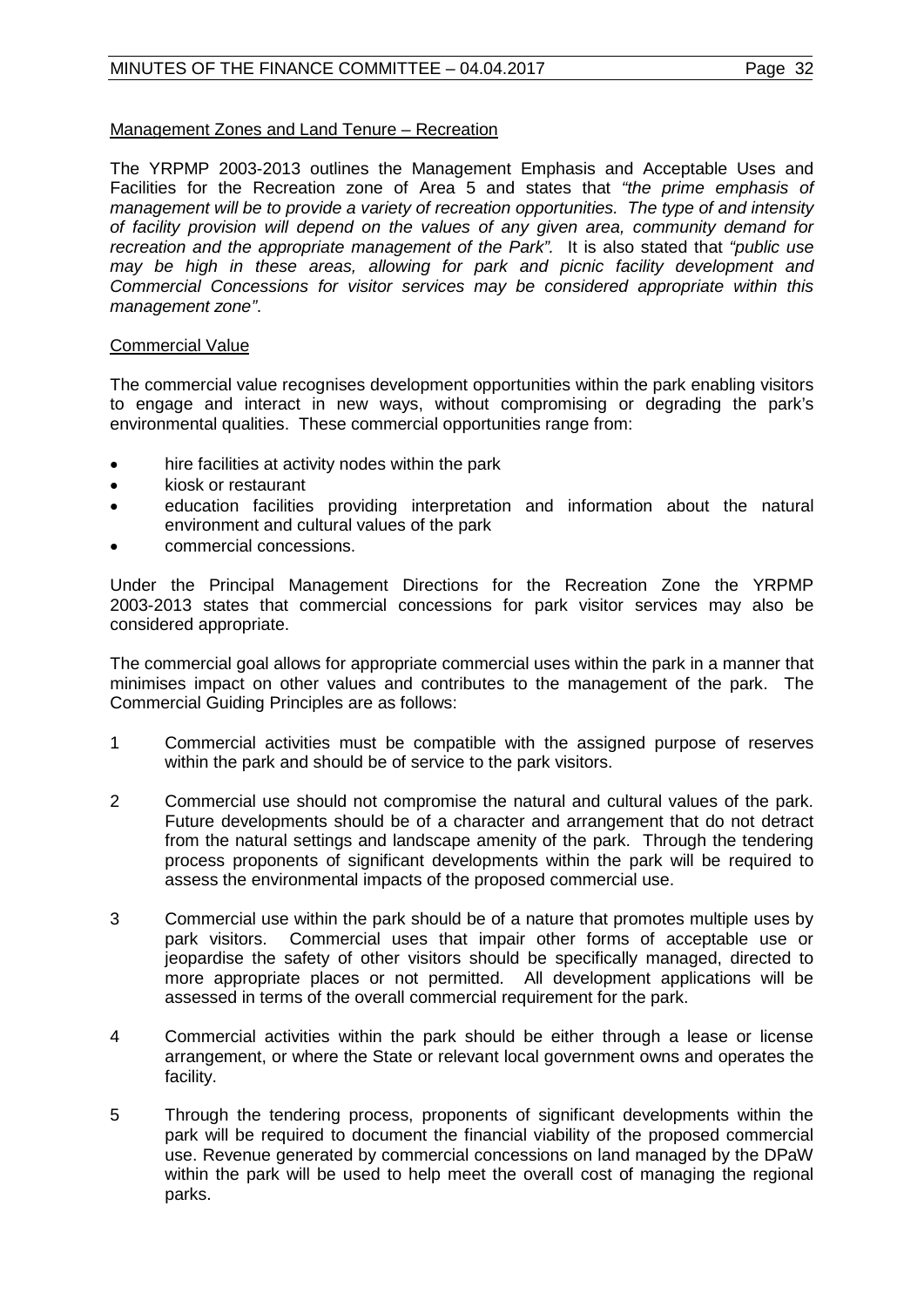<u>Management Zones and Land Tenure – Recreation</u>

The YRPMP 2003-2013 outlines the Management Emphasis and Acceptable Uses and Facilities for the Recreation zone of Area 5 and states that *"the prime emphasis of management will be to provide a variety of recreation opportunities. The type of and intensity of facility provision will depend on the values of any given area, community demand for recreation and the appropriate management of the Park".* It is also stated that *"public use may be high in these areas, allowing for park and picnic facility development and Commercial Concessions for visitor services may be considered appropriate within this management zone"*.

<u>Commercial Value</u>

The commercial value recognises development opportunities within the park enabling visitors to engage and interact in new ways, without compromising or degrading the park's environmental qualities. These commercial opportunities range from:

- hire facilities at activity nodes within the park
- kiosk or restaurant
- education facilities providing interpretation and information about the natural environment and cultural values of the park
- commercial concessions.

Under the Principal Management Directions for the Recreation Zone the YRPMP 2003-2013 states that commercial concessions for park visitor services may also be considered appropriate.

The commercial goal allows for appropriate commercial uses within the park in a manner that minimises impact on other values and contributes to the management of the park. The Commercial Guiding Principles are as follows:

1. Commercial activities must be compatible with the assigned purpose of reserves within the park and should be of service to the park visitors.

2. Commercial use should not compromise the natural and cultural values of the park. Future developments should be of a character and arrangement that do not detract from the natural settings and landscape amenity of the park. Through the tendering process proponents of significant developments within the park will be required to assess the environmental impacts of the proposed commercial use.

3. Commercial use within the park should be of a nature that promotes multiple uses by park visitors. Commercial uses that impair other forms of acceptable use or jeopardise the safety of other visitors should be specifically managed, directed to more appropriate places or not permitted. All development applications will be assessed in terms of the overall commercial requirement for the park.

4. Commercial activities within the park should be either through a lease or license arrangement, or where the State or relevant local government owns and operates the facility.

5. Through the tendering process, proponents of significant developments within the park will be required to document the financial viability of the proposed commercial use. Revenue generated by commercial concessions on land managed by the DPaW within the park will be used to help meet the overall cost of managing the regional parks.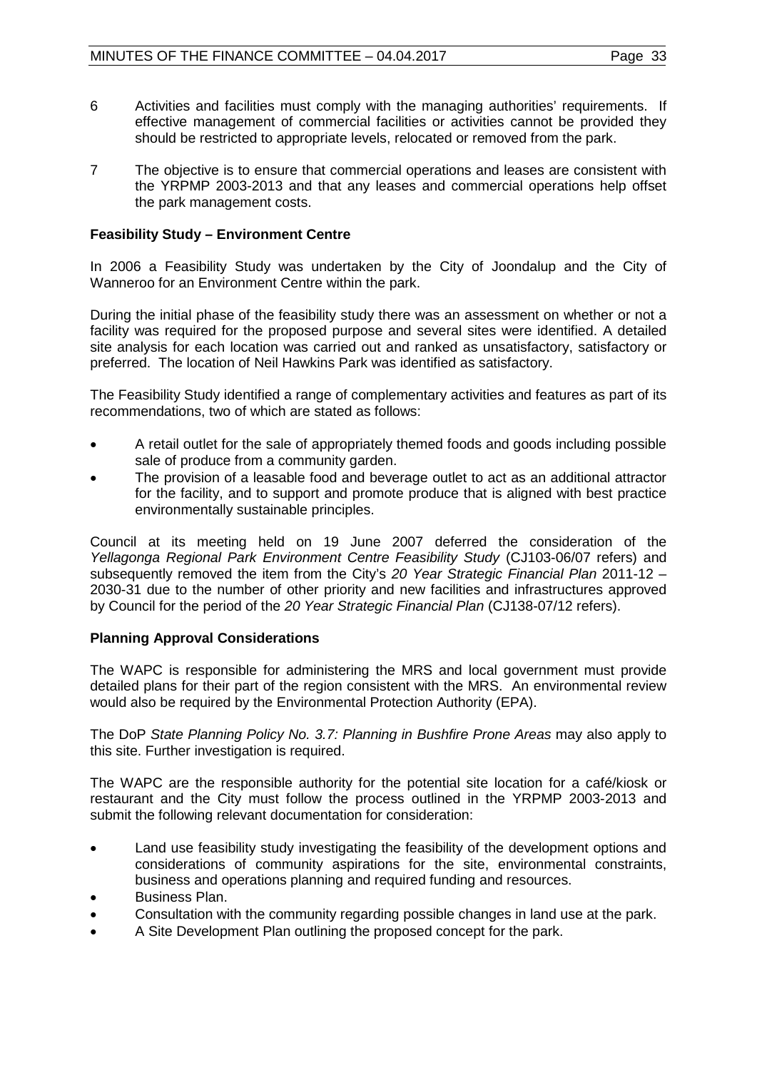6 Activities and facilities must comply with the managing authorities' requirements. If effective management of commercial facilities or activities cannot be provided they should be restricted to appropriate levels, relocated or removed from the park.

7 The objective is to ensure that commercial operations and leases are consistent with the YRPMP 2003-2013 and that any leases and commercial operations help offset the park management costs.

**Feasibility Study – Environment Centre**

In 2006 a Feasibility Study was undertaken by the City of Joondalup and the City of Wanneroo for an Environment Centre within the park.

During the initial phase of the feasibility study there was an assessment on whether or not a facility was required for the proposed purpose and several sites were identified. A detailed site analysis for each location was carried out and ranked as unsatisfactory, satisfactory or preferred. The location of Neil Hawkins Park was identified as satisfactory.

The Feasibility Study identified a range of complementary activities and features as part of its recommendations, two of which are stated as follows:

- A retail outlet for the sale of appropriately themed foods and goods including possible sale of produce from a community garden.
- The provision of a leasable food and beverage outlet to act as an additional attractor for the facility, and to support and promote produce that is aligned with best practice environmentally sustainable principles.

Council at its meeting held on 19 June 2007 deferred the consideration of the *Yellagonga Regional Park Environment Centre Feasibility Study* (CJ103-06/07 refers) and subsequently removed the item from the City's *20 Year Strategic Financial Plan* 2011-12 – 2030-31 due to the number of other priority and new facilities and infrastructures approved by Council for the period of the *20 Year Strategic Financial Plan* (CJ138-07/12 refers).

**Planning Approval Considerations**

The WAPC is responsible for administering the MRS and local government must provide detailed plans for their part of the region consistent with the MRS. An environmental review would also be required by the Environmental Protection Authority (EPA).

The DoP *State Planning Policy No. 3.7: Planning in Bushfire Prone Areas* may also apply to this site. Further investigation is required.

The WAPC are the responsible authority for the potential site location for a café/kiosk or restaurant and the City must follow the process outlined in the YRPMP 2003-2013 and submit the following relevant documentation for consideration:

- Land use feasibility study investigating the feasibility of the development options and considerations of community aspirations for the site, environmental constraints, business and operations planning and required funding and resources.
- Business Plan.
- Consultation with the community regarding possible changes in land use at the park.
- A Site Development Plan outlining the proposed concept for the park.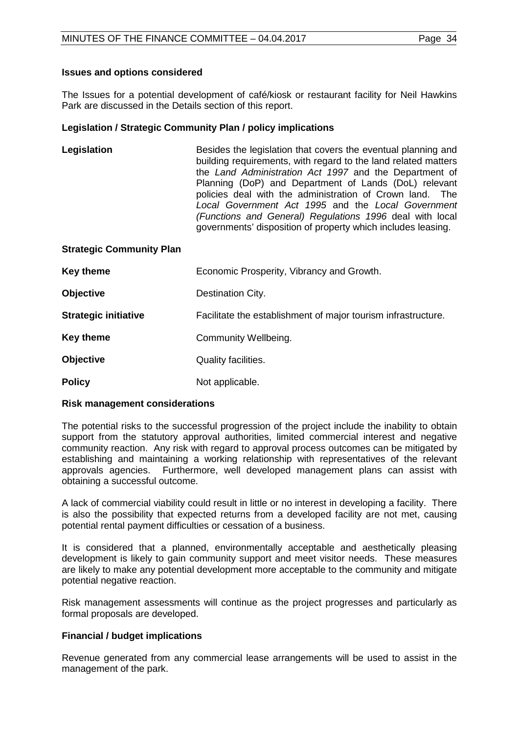### Issues and options considered

The Issues for a potential development of café/kiosk or restaurant facility for Neil Hawkins Park are discussed in the Details section of this report.

### Legislation / Strategic Community Plan / policy implications

| | |
|---|---|
| **Legislation** | Besides the legislation that covers the eventual planning and building requirements, with regard to the land related matters the *Land Administration Act 1997* and the Department of Planning (DoP) and Department of Lands (DoL) relevant policies deal with the administration of Crown land. The *Local Government Act 1995* and the *Local Government (Functions and General) Regulations 1996* deal with local governments' disposition of property which includes leasing. |
| **Strategic Community Plan** | |
| **Key theme** | Economic Prosperity, Vibrancy and Growth. |
| **Objective** | Destination City. |
| **Strategic initiative** | Facilitate the establishment of major tourism infrastructure. |
| **Key theme** | Community Wellbeing. |
| **Objective** | Quality facilities. |
| **Policy** | Not applicable. |

### Risk management considerations

The potential risks to the successful progression of the project include the inability to obtain support from the statutory approval authorities, limited commercial interest and negative community reaction. Any risk with regard to approval process outcomes can be mitigated by establishing and maintaining a working relationship with representatives of the relevant approvals agencies. Furthermore, well developed management plans can assist with obtaining a successful outcome.

A lack of commercial viability could result in little or no interest in developing a facility. There is also the possibility that expected returns from a developed facility are not met, causing potential rental payment difficulties or cessation of a business.

It is considered that a planned, environmentally acceptable and aesthetically pleasing development is likely to gain community support and meet visitor needs. These measures are likely to make any potential development more acceptable to the community and mitigate potential negative reaction.

Risk management assessments will continue as the project progresses and particularly as formal proposals are developed.

### Financial / budget implications

Revenue generated from any commercial lease arrangements will be used to assist in the management of the park.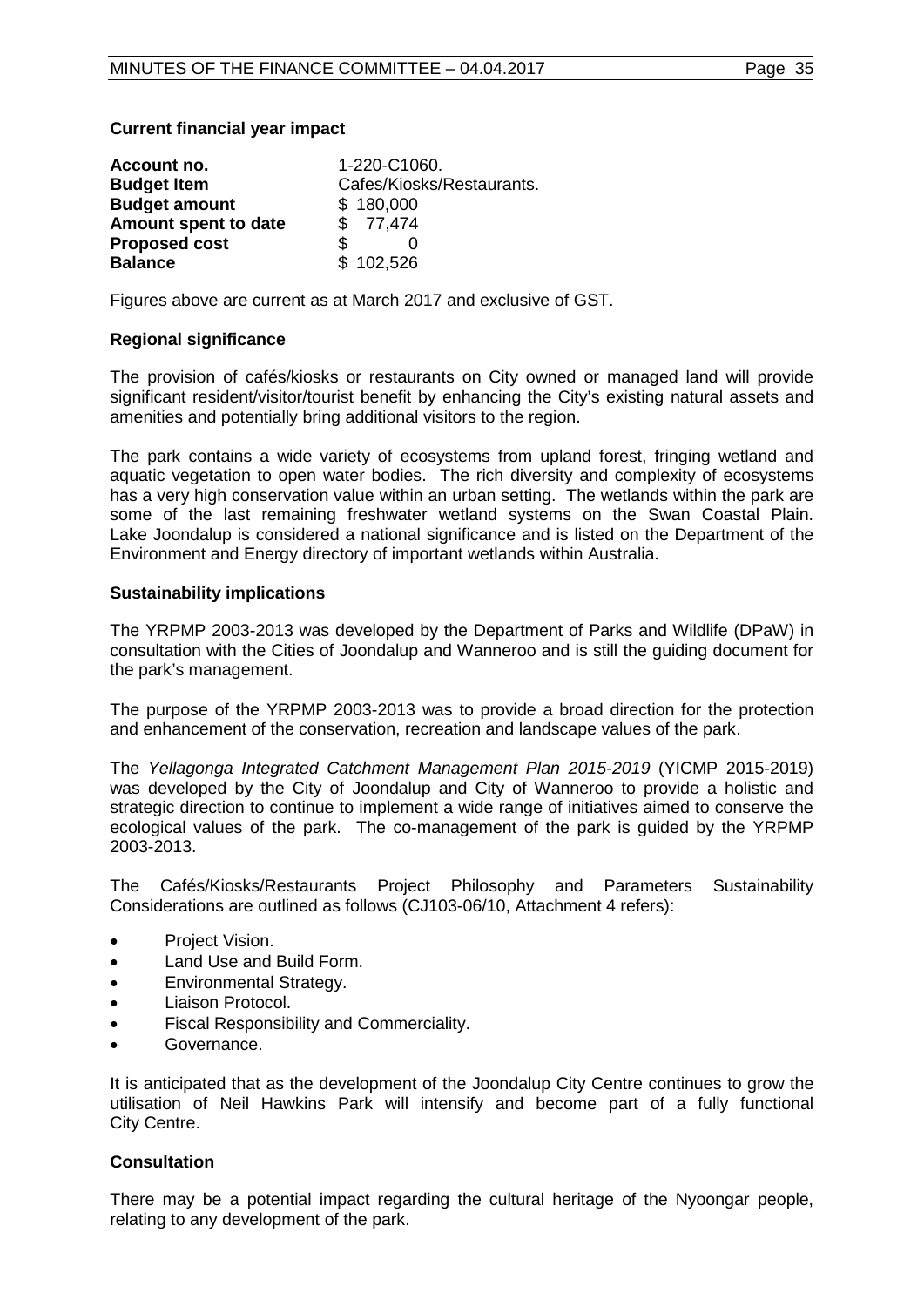**Current financial year impact**

| | |
|---|---|
| **Account no.** | 1-220-C1060. |
| **Budget Item** | Cafes/Kiosks/Restaurants. |
| **Budget amount** | $ 180,000 |
| **Amount spent to date** | $ 77,474 |
| **Proposed cost** | $ 0 |
| **Balance** | $ 102,526 |

Figures above are current as at March 2017 and exclusive of GST.

**Regional significance**

The provision of cafés/kiosks or restaurants on City owned or managed land will provide significant resident/visitor/tourist benefit by enhancing the City's existing natural assets and amenities and potentially bring additional visitors to the region.

The park contains a wide variety of ecosystems from upland forest, fringing wetland and aquatic vegetation to open water bodies. The rich diversity and complexity of ecosystems has a very high conservation value within an urban setting. The wetlands within the park are some of the last remaining freshwater wetland systems on the Swan Coastal Plain. Lake Joondalup is considered a national significance and is listed on the Department of the Environment and Energy directory of important wetlands within Australia.

**Sustainability implications**

The YRPMP 2003-2013 was developed by the Department of Parks and Wildlife (DPaW) in consultation with the Cities of Joondalup and Wanneroo and is still the guiding document for the park's management.

The purpose of the YRPMP 2003-2013 was to provide a broad direction for the protection and enhancement of the conservation, recreation and landscape values of the park.

The *Yellagonga Integrated Catchment Management Plan 2015-2019* (YICMP 2015-2019) was developed by the City of Joondalup and City of Wanneroo to provide a holistic and strategic direction to continue to implement a wide range of initiatives aimed to conserve the ecological values of the park. The co-management of the park is guided by the YRPMP 2003-2013.

The Cafés/Kiosks/Restaurants Project Philosophy and Parameters Sustainability Considerations are outlined as follows (CJ103-06/10, Attachment 4 refers):

- Project Vision.
- Land Use and Build Form.
- Environmental Strategy.
- Liaison Protocol.
- Fiscal Responsibility and Commerciality.
- Governance.

It is anticipated that as the development of the Joondalup City Centre continues to grow the utilisation of Neil Hawkins Park will intensify and become part of a fully functional City Centre.

**Consultation**

There may be a potential impact regarding the cultural heritage of the Nyoongar people, relating to any development of the park.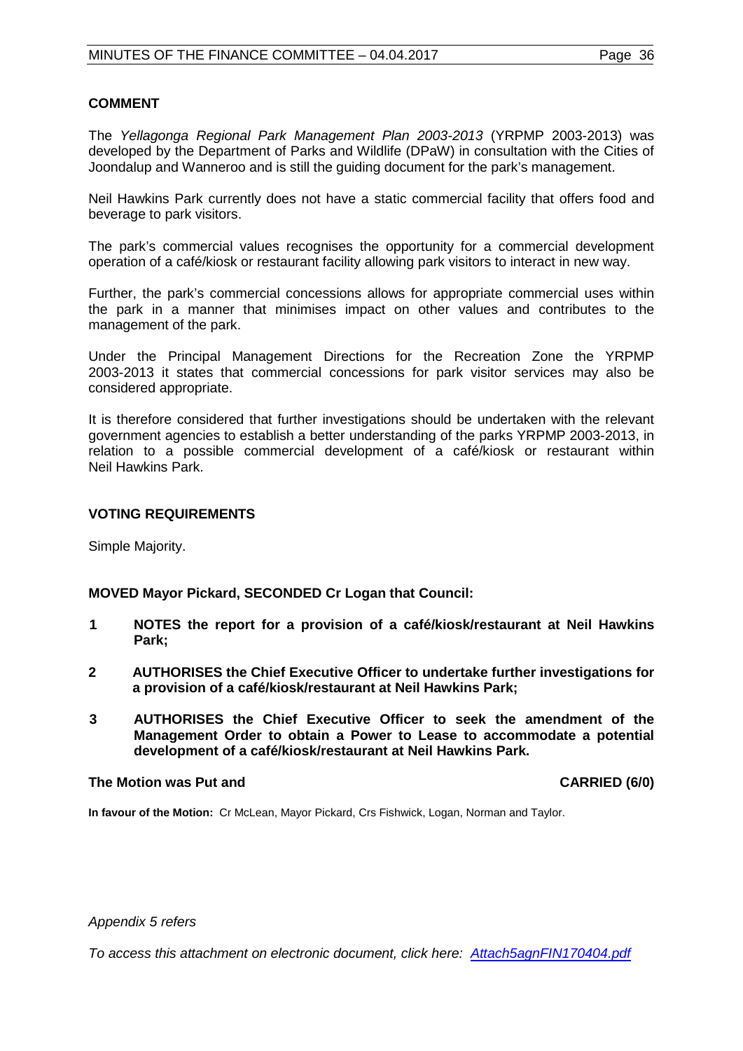## COMMENT

The *Yellagonga Regional Park Management Plan 2003-2013* (YRPMP 2003-2013) was developed by the Department of Parks and Wildlife (DPaW) in consultation with the Cities of Joondalup and Wanneroo and is still the guiding document for the park's management.

Neil Hawkins Park currently does not have a static commercial facility that offers food and beverage to park visitors.

The park's commercial values recognises the opportunity for a commercial development operation of a café/kiosk or restaurant facility allowing park visitors to interact in new way.

Further, the park's commercial concessions allows for appropriate commercial uses within the park in a manner that minimises impact on other values and contributes to the management of the park.

Under the Principal Management Directions for the Recreation Zone the YRPMP 2003-2013 it states that commercial concessions for park visitor services may also be considered appropriate.

It is therefore considered that further investigations should be undertaken with the relevant government agencies to establish a better understanding of the parks YRPMP 2003-2013, in relation to a possible commercial development of a café/kiosk or restaurant within Neil Hawkins Park.

## VOTING REQUIREMENTS

Simple Majority.

**MOVED Mayor Pickard, SECONDED Cr Logan that Council:**

1. **NOTES the report for a provision of a café/kiosk/restaurant at Neil Hawkins Park;**
2. **AUTHORISES the Chief Executive Officer to undertake further investigations for a provision of a café/kiosk/restaurant at Neil Hawkins Park;**
3. **AUTHORISES the Chief Executive Officer to seek the amendment of the Management Order to obtain a Power to Lease to accommodate a potential development of a café/kiosk/restaurant at Neil Hawkins Park.**

**The Motion was Put and CARRIED (6/0)**

**In favour of the Motion:** Cr McLean, Mayor Pickard, Crs Fishwick, Logan, Norman and Taylor.

*Appendix 5 refers*

*To access this attachment on electronic document, click here: Attach5agnFIN170404.pdf*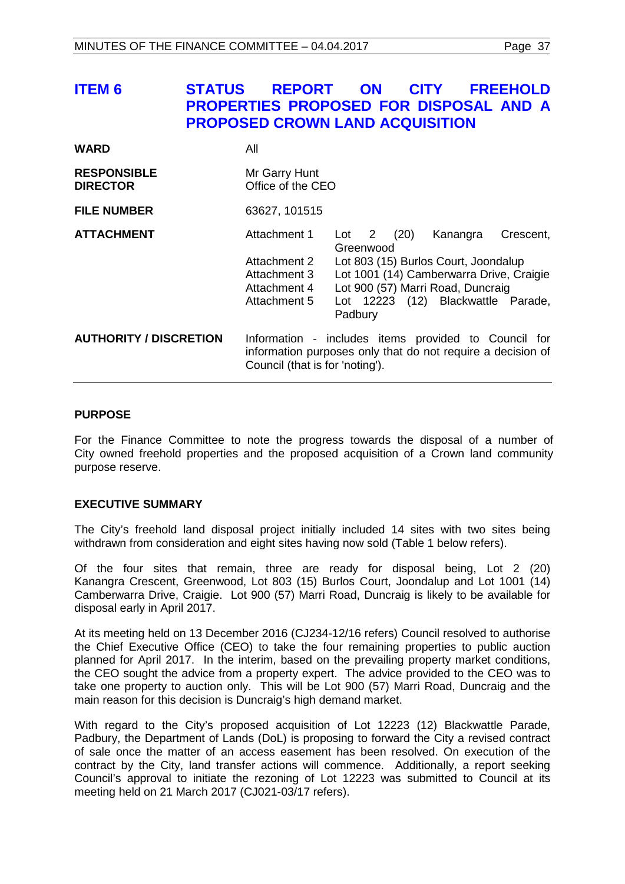# ITEM 6 STATUS REPORT ON CITY FREEHOLD PROPERTIES PROPOSED FOR DISPOSAL AND A PROPOSED CROWN LAND ACQUISITION

| | | |
|---|---|---|
| **WARD** | All | |
| **RESPONSIBLE DIRECTOR** | Mr Garry Hunt<br>Office of the CEO | |
| **FILE NUMBER** | 63627, 101515 | |
| **ATTACHMENT** | Attachment 1 | Lot 2 (20) Kanangra Crescent, Greenwood |
| | Attachment 2 | Lot 803 (15) Burlos Court, Joondalup |
| | Attachment 3 | Lot 1001 (14) Camberwarra Drive, Craigie |
| | Attachment 4 | Lot 900 (57) Marri Road, Duncraig |
| | Attachment 5 | Lot 12223 (12) Blackwattle Parade, Padbury |
| **AUTHORITY / DISCRETION** | Information - includes items provided to Council for information purposes only that do not require a decision of Council (that is for 'noting'). | |

## PURPOSE

For the Finance Committee to note the progress towards the disposal of a number of City owned freehold properties and the proposed acquisition of a Crown land community purpose reserve.

## EXECUTIVE SUMMARY

The City's freehold land disposal project initially included 14 sites with two sites being withdrawn from consideration and eight sites having now sold (Table 1 below refers).

Of the four sites that remain, three are ready for disposal being, Lot 2 (20) Kanangra Crescent, Greenwood, Lot 803 (15) Burlos Court, Joondalup and Lot 1001 (14) Camberwarra Drive, Craigie. Lot 900 (57) Marri Road, Duncraig is likely to be available for disposal early in April 2017.

At its meeting held on 13 December 2016 (CJ234-12/16 refers) Council resolved to authorise the Chief Executive Office (CEO) to take the four remaining properties to public auction planned for April 2017. In the interim, based on the prevailing property market conditions, the CEO sought the advice from a property expert. The advice provided to the CEO was to take one property to auction only. This will be Lot 900 (57) Marri Road, Duncraig and the main reason for this decision is Duncraig's high demand market.

With regard to the City's proposed acquisition of Lot 12223 (12) Blackwattle Parade, Padbury, the Department of Lands (DoL) is proposing to forward the City a revised contract of sale once the matter of an access easement has been resolved. On execution of the contract by the City, land transfer actions will commence. Additionally, a report seeking Council's approval to initiate the rezoning of Lot 12223 was submitted to Council at its meeting held on 21 March 2017 (CJ021-03/17 refers).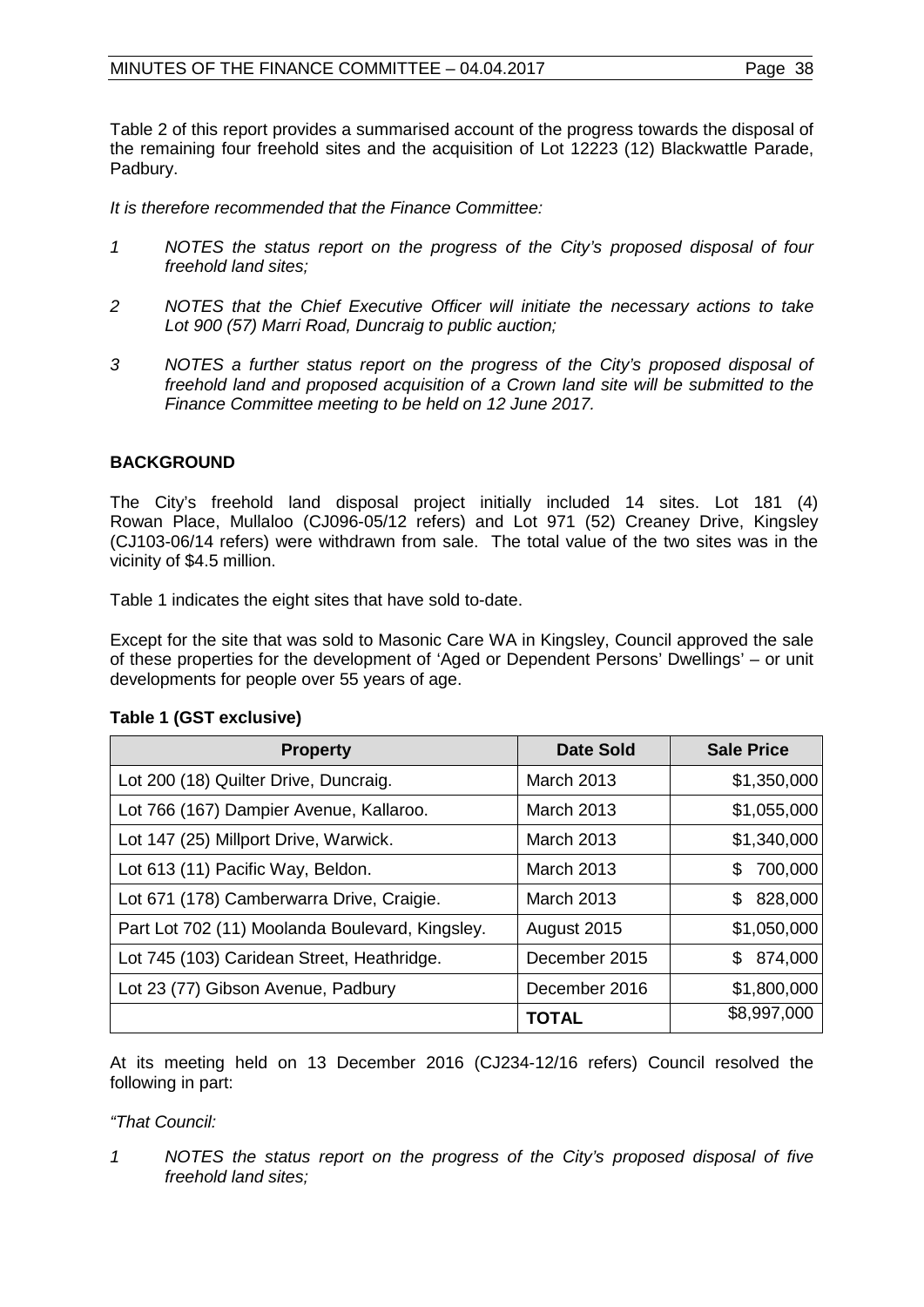Table 2 of this report provides a summarised account of the progress towards the disposal of the remaining four freehold sites and the acquisition of Lot 12223 (12) Blackwattle Parade, Padbury.

*It is therefore recommended that the Finance Committee:*

*1 NOTES the status report on the progress of the City's proposed disposal of four freehold land sites;*

*2 NOTES that the Chief Executive Officer will initiate the necessary actions to take Lot 900 (57) Marri Road, Duncraig to public auction;*

*3 NOTES a further status report on the progress of the City's proposed disposal of freehold land and proposed acquisition of a Crown land site will be submitted to the Finance Committee meeting to be held on 12 June 2017.*

## BACKGROUND

The City's freehold land disposal project initially included 14 sites. Lot 181 (4) Rowan Place, Mullaloo (CJ096-05/12 refers) and Lot 971 (52) Creaney Drive, Kingsley (CJ103-06/14 refers) were withdrawn from sale. The total value of the two sites was in the vicinity of $4.5 million.

Table 1 indicates the eight sites that have sold to-date.

Except for the site that was sold to Masonic Care WA in Kingsley, Council approved the sale of these properties for the development of 'Aged or Dependent Persons' Dwellings' – or unit developments for people over 55 years of age.

**Table 1 (GST exclusive)**

| Property | Date Sold | Sale Price |
|---|---|---|
| Lot 200 (18) Quilter Drive, Duncraig. | March 2013 | $1,350,000 |
| Lot 766 (167) Dampier Avenue, Kallaroo. | March 2013 | $1,055,000 |
| Lot 147 (25) Millport Drive, Warwick. | March 2013 | $1,340,000 |
| Lot 613 (11) Pacific Way, Beldon. | March 2013 | $ 700,000 |
| Lot 671 (178) Camberwarra Drive, Craigie. | March 2013 | $ 828,000 |
| Part Lot 702 (11) Moolanda Boulevard, Kingsley. | August 2015 | $1,050,000 |
| Lot 745 (103) Caridean Street, Heathridge. | December 2015 | $ 874,000 |
| Lot 23 (77) Gibson Avenue, Padbury | December 2016 | $1,800,000 |
| | **TOTAL** | $8,997,000 |

At its meeting held on 13 December 2016 (CJ234-12/16 refers) Council resolved the following in part:

*"That Council:*

*1 NOTES the status report on the progress of the City's proposed disposal of five freehold land sites;*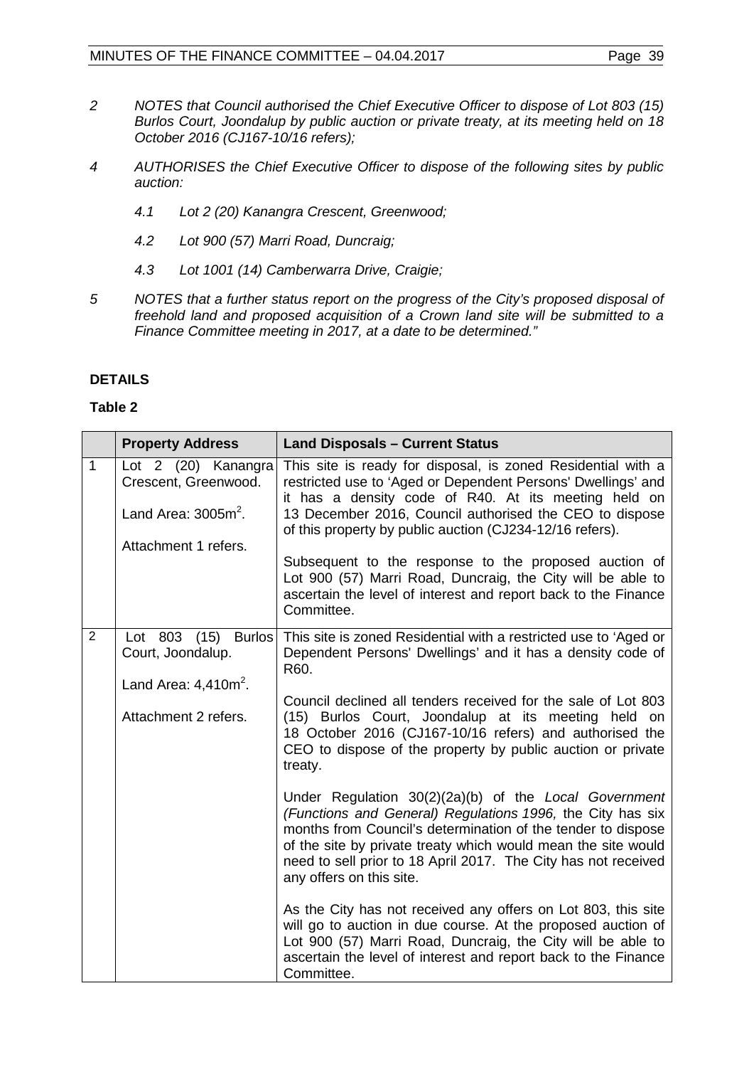*2 NOTES that Council authorised the Chief Executive Officer to dispose of Lot 803 (15) Burlos Court, Joondalup by public auction or private treaty, at its meeting held on 18 October 2016 (CJ167-10/16 refers);*

*4 AUTHORISES the Chief Executive Officer to dispose of the following sites by public auction:*

*4.1 Lot 2 (20) Kanangra Crescent, Greenwood;*

*4.2 Lot 900 (57) Marri Road, Duncraig;*

*4.3 Lot 1001 (14) Camberwarra Drive, Craigie;*

*5 NOTES that a further status report on the progress of the City's proposed disposal of freehold land and proposed acquisition of a Crown land site will be submitted to a Finance Committee meeting in 2017, at a date to be determined."*

## DETAILS

### Table 2

| | Property Address | Land Disposals – Current Status |
|---|---|---|
| 1 | Lot 2 (20) Kanangra Crescent, Greenwood.<br><br>Land Area: 3005m$^2$.<br><br>Attachment 1 refers. | This site is ready for disposal, is zoned Residential with a restricted use to 'Aged or Dependent Persons' Dwellings' and it has a density code of R40. At its meeting held on 13 December 2016, Council authorised the CEO to dispose of this property by public auction (CJ234-12/16 refers).<br><br>Subsequent to the response to the proposed auction of Lot 900 (57) Marri Road, Duncraig, the City will be able to ascertain the level of interest and report back to the Finance Committee. |
| 2 | Lot 803 (15) Burlos Court, Joondalup.<br><br>Land Area: 4,410m$^2$.<br><br>Attachment 2 refers. | This site is zoned Residential with a restricted use to 'Aged or Dependent Persons' Dwellings' and it has a density code of R60.<br><br>Council declined all tenders received for the sale of Lot 803 (15) Burlos Court, Joondalup at its meeting held on 18 October 2016 (CJ167-10/16 refers) and authorised the CEO to dispose of the property by public auction or private treaty.<br><br>Under Regulation 30(2)(2a)(b) of the *Local Government (Functions and General) Regulations 1996,* the City has six months from Council's determination of the tender to dispose of the site by private treaty which would mean the site would need to sell prior to 18 April 2017. The City has not received any offers on this site.<br><br>As the City has not received any offers on Lot 803, this site will go to auction in due course. At the proposed auction of Lot 900 (57) Marri Road, Duncraig, the City will be able to ascertain the level of interest and report back to the Finance Committee. |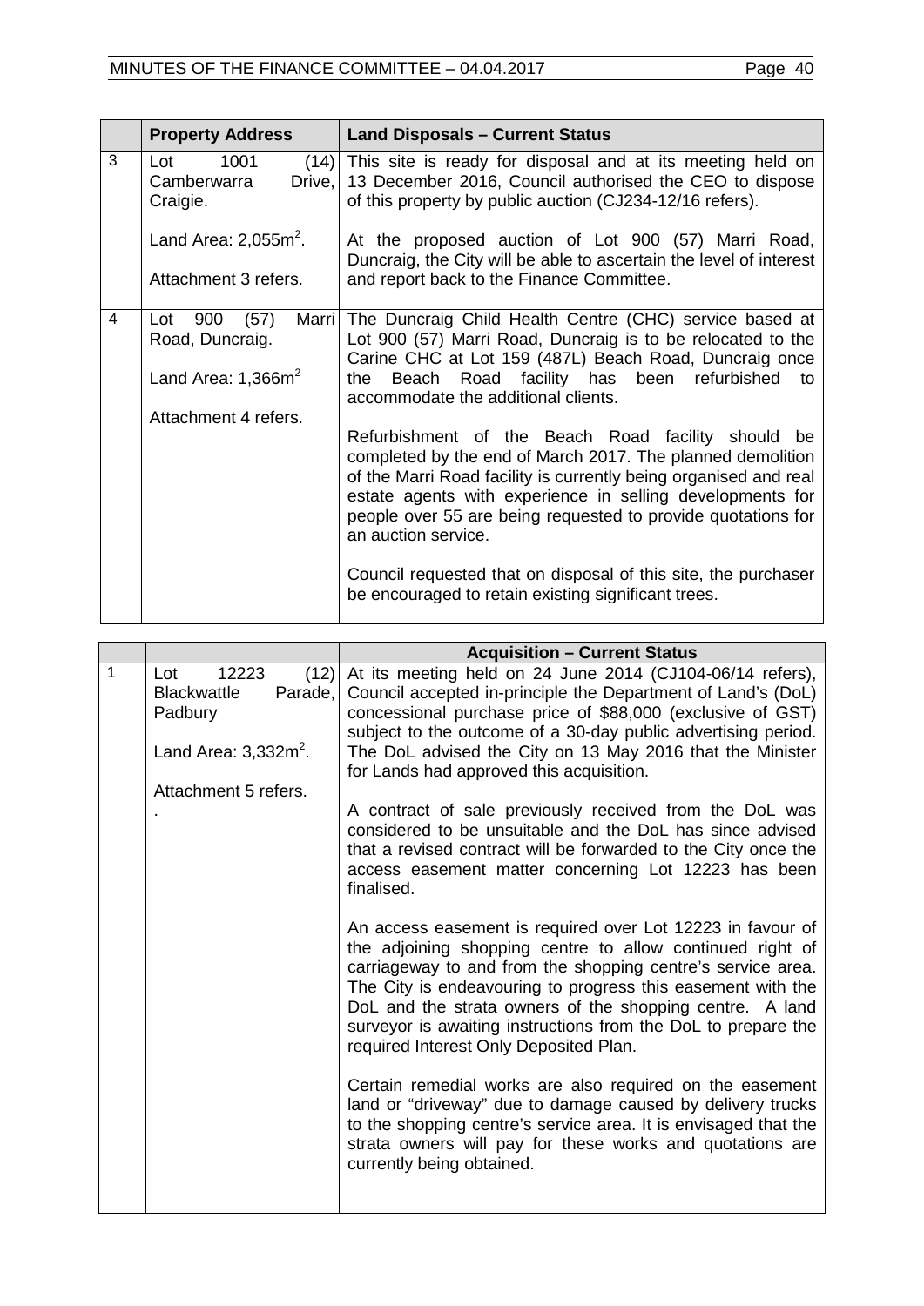| | Property Address | Land Disposals – Current Status |
|---|---|---|
| 3 | Lot 1001 (14) Camberwarra Drive, Craigie.<br><br>Land Area: 2,055m$^2$.<br><br>Attachment 3 refers. | This site is ready for disposal and at its meeting held on 13 December 2016, Council authorised the CEO to dispose of this property by public auction (CJ234-12/16 refers).<br><br>At the proposed auction of Lot 900 (57) Marri Road, Duncraig, the City will be able to ascertain the level of interest and report back to the Finance Committee. |
| 4 | Lot 900 (57) Marri Road, Duncraig.<br><br>Land Area: 1,366m$^2$<br><br>Attachment 4 refers. | The Duncraig Child Health Centre (CHC) service based at Lot 900 (57) Marri Road, Duncraig is to be relocated to the Carine CHC at Lot 159 (487L) Beach Road, Duncraig once the Beach Road facility has been refurbished to accommodate the additional clients.<br><br>Refurbishment of the Beach Road facility should be completed by the end of March 2017. The planned demolition of the Marri Road facility is currently being organised and real estate agents with experience in selling developments for people over 55 are being requested to provide quotations for an auction service.<br><br>Council requested that on disposal of this site, the purchaser be encouraged to retain existing significant trees. |

| | | Acquisition – Current Status |
|---|---|---|
| 1 | Lot 12223 (12) Blackwattle Parade, Padbury<br><br>Land Area: 3,332m$^2$.<br><br>Attachment 5 refers.<br>. | At its meeting held on 24 June 2014 (CJ104-06/14 refers), Council accepted in-principle the Department of Land's (DoL) concessional purchase price of $88,000 (exclusive of GST) subject to the outcome of a 30-day public advertising period. The DoL advised the City on 13 May 2016 that the Minister for Lands had approved this acquisition.<br><br>A contract of sale previously received from the DoL was considered to be unsuitable and the DoL has since advised that a revised contract will be forwarded to the City once the access easement matter concerning Lot 12223 has been finalised.<br><br>An access easement is required over Lot 12223 in favour of the adjoining shopping centre to allow continued right of carriageway to and from the shopping centre's service area. The City is endeavouring to progress this easement with the DoL and the strata owners of the shopping centre. A land surveyor is awaiting instructions from the DoL to prepare the required Interest Only Deposited Plan.<br><br>Certain remedial works are also required on the easement land or "driveway" due to damage caused by delivery trucks to the shopping centre's service area. It is envisaged that the strata owners will pay for these works and quotations are currently being obtained. |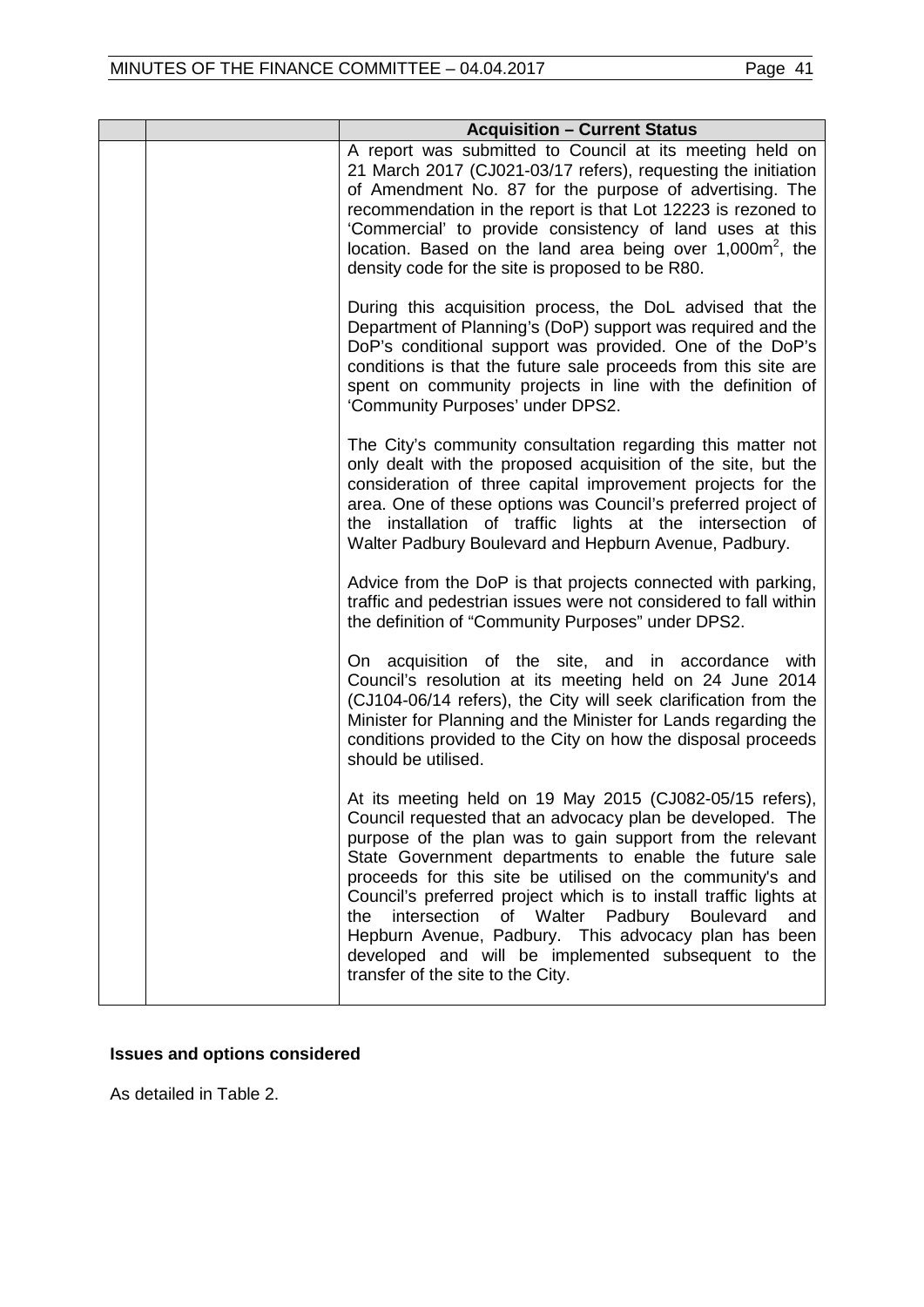| | | Acquisition – Current Status |
|---|---|---|
| | | A report was submitted to Council at its meeting held on 21 March 2017 (CJ021-03/17 refers), requesting the initiation of Amendment No. 87 for the purpose of advertising. The recommendation in the report is that Lot 12223 is rezoned to 'Commercial' to provide consistency of land uses at this location. Based on the land area being over 1,000m$^2$, the density code for the site is proposed to be R80.<br><br>During this acquisition process, the DoL advised that the Department of Planning's (DoP) support was required and the DoP's conditional support was provided. One of the DoP's conditions is that the future sale proceeds from this site are spent on community projects in line with the definition of 'Community Purposes' under DPS2.<br><br>The City's community consultation regarding this matter not only dealt with the proposed acquisition of the site, but the consideration of three capital improvement projects for the area. One of these options was Council's preferred project of the installation of traffic lights at the intersection of Walter Padbury Boulevard and Hepburn Avenue, Padbury.<br><br>Advice from the DoP is that projects connected with parking, traffic and pedestrian issues were not considered to fall within the definition of "Community Purposes" under DPS2.<br><br>On acquisition of the site, and in accordance with Council's resolution at its meeting held on 24 June 2014 (CJ104-06/14 refers), the City will seek clarification from the Minister for Planning and the Minister for Lands regarding the conditions provided to the City on how the disposal proceeds should be utilised.<br><br>At its meeting held on 19 May 2015 (CJ082-05/15 refers), Council requested that an advocacy plan be developed. The purpose of the plan was to gain support from the relevant State Government departments to enable the future sale proceeds for this site be utilised on the community's and Council's preferred project which is to install traffic lights at the intersection of Walter Padbury Boulevard and Hepburn Avenue, Padbury. This advocacy plan has been developed and will be implemented subsequent to the transfer of the site to the City. |

**Issues and options considered**

As detailed in Table 2.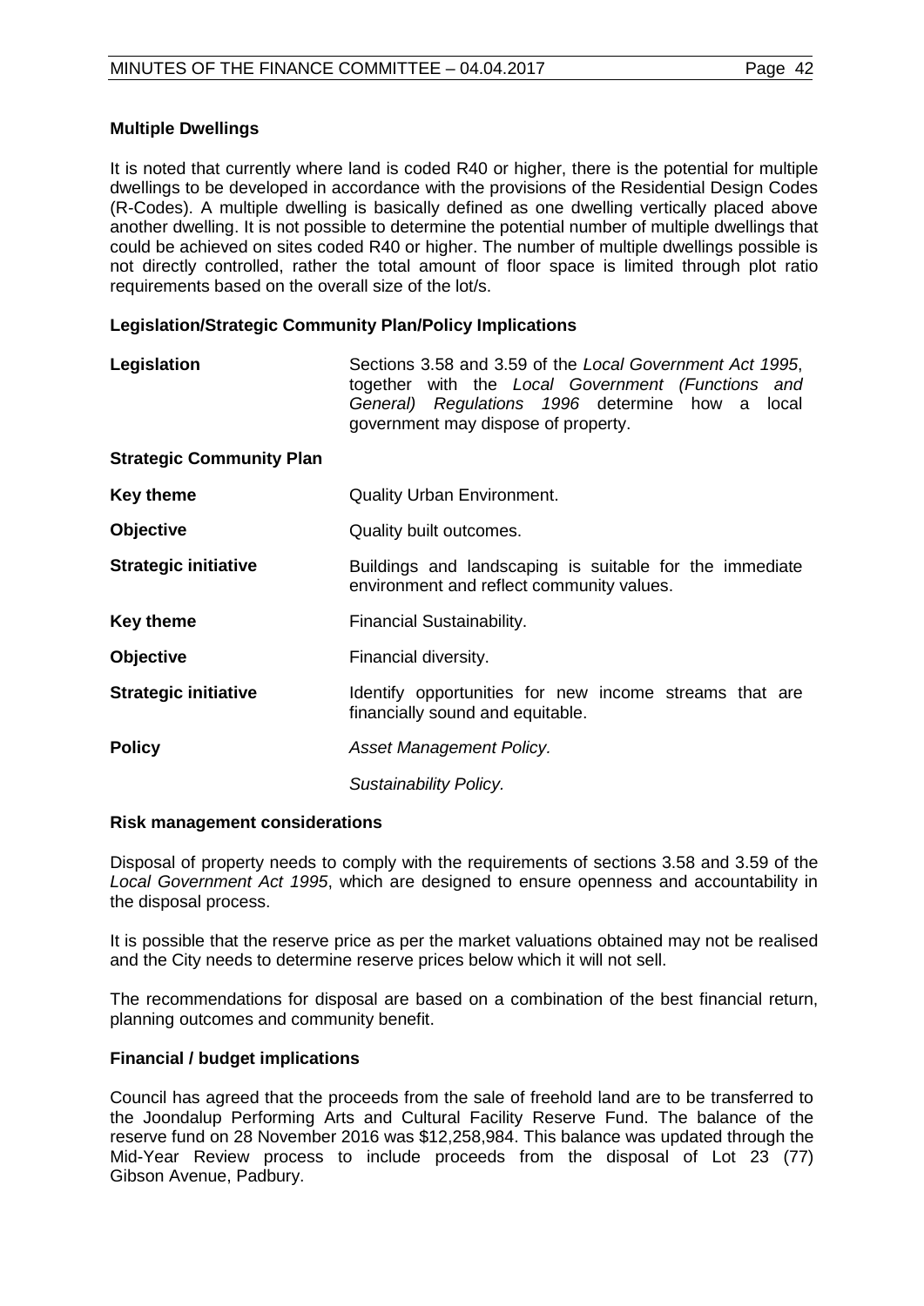**Multiple Dwellings**

It is noted that currently where land is coded R40 or higher, there is the potential for multiple dwellings to be developed in accordance with the provisions of the Residential Design Codes (R-Codes). A multiple dwelling is basically defined as one dwelling vertically placed above another dwelling. It is not possible to determine the potential number of multiple dwellings that could be achieved on sites coded R40 or higher. The number of multiple dwellings possible is not directly controlled, rather the total amount of floor space is limited through plot ratio requirements based on the overall size of the lot/s.

**Legislation/Strategic Community Plan/Policy Implications**

| | |
|---|---|
| **Legislation** | Sections 3.58 and 3.59 of the *Local Government Act 1995*, together with the *Local Government (Functions and General) Regulations 1996* determine how a local government may dispose of property. |
| **Strategic Community Plan** | |
| **Key theme** | Quality Urban Environment. |
| **Objective** | Quality built outcomes. |
| **Strategic initiative** | Buildings and landscaping is suitable for the immediate environment and reflect community values. |
| **Key theme** | Financial Sustainability. |
| **Objective** | Financial diversity. |
| **Strategic initiative** | Identify opportunities for new income streams that are financially sound and equitable. |
| **Policy** | *Asset Management Policy.* |
| | *Sustainability Policy.* |

**Risk management considerations**

Disposal of property needs to comply with the requirements of sections 3.58 and 3.59 of the *Local Government Act 1995*, which are designed to ensure openness and accountability in the disposal process.

It is possible that the reserve price as per the market valuations obtained may not be realised and the City needs to determine reserve prices below which it will not sell.

The recommendations for disposal are based on a combination of the best financial return, planning outcomes and community benefit.

**Financial / budget implications**

Council has agreed that the proceeds from the sale of freehold land are to be transferred to the Joondalup Performing Arts and Cultural Facility Reserve Fund. The balance of the reserve fund on 28 November 2016 was $12,258,984. This balance was updated through the Mid-Year Review process to include proceeds from the disposal of Lot 23 (77) Gibson Avenue, Padbury.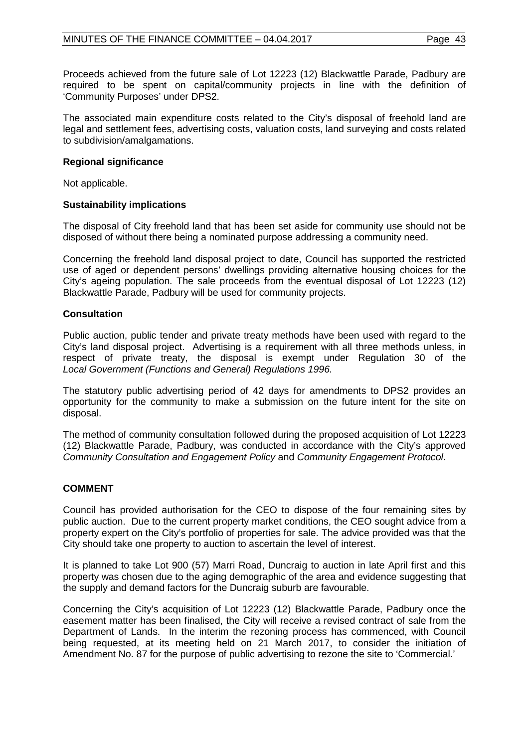Proceeds achieved from the future sale of Lot 12223 (12) Blackwattle Parade, Padbury are required to be spent on capital/community projects in line with the definition of 'Community Purposes' under DPS2.

The associated main expenditure costs related to the City's disposal of freehold land are legal and settlement fees, advertising costs, valuation costs, land surveying and costs related to subdivision/amalgamations.

**Regional significance**

Not applicable.

**Sustainability implications**

The disposal of City freehold land that has been set aside for community use should not be disposed of without there being a nominated purpose addressing a community need.

Concerning the freehold land disposal project to date, Council has supported the restricted use of aged or dependent persons' dwellings providing alternative housing choices for the City's ageing population. The sale proceeds from the eventual disposal of Lot 12223 (12) Blackwattle Parade, Padbury will be used for community projects.

**Consultation**

Public auction, public tender and private treaty methods have been used with regard to the City's land disposal project. Advertising is a requirement with all three methods unless, in respect of private treaty, the disposal is exempt under Regulation 30 of the *Local Government (Functions and General) Regulations 1996.*

The statutory public advertising period of 42 days for amendments to DPS2 provides an opportunity for the community to make a submission on the future intent for the site on disposal.

The method of community consultation followed during the proposed acquisition of Lot 12223 (12) Blackwattle Parade, Padbury, was conducted in accordance with the City's approved *Community Consultation and Engagement Policy* and *Community Engagement Protocol*.

## COMMENT

Council has provided authorisation for the CEO to dispose of the four remaining sites by public auction. Due to the current property market conditions, the CEO sought advice from a property expert on the City's portfolio of properties for sale. The advice provided was that the City should take one property to auction to ascertain the level of interest.

It is planned to take Lot 900 (57) Marri Road, Duncraig to auction in late April first and this property was chosen due to the aging demographic of the area and evidence suggesting that the supply and demand factors for the Duncraig suburb are favourable.

Concerning the City's acquisition of Lot 12223 (12) Blackwattle Parade, Padbury once the easement matter has been finalised, the City will receive a revised contract of sale from the Department of Lands. In the interim the rezoning process has commenced, with Council being requested, at its meeting held on 21 March 2017, to consider the initiation of Amendment No. 87 for the purpose of public advertising to rezone the site to 'Commercial.'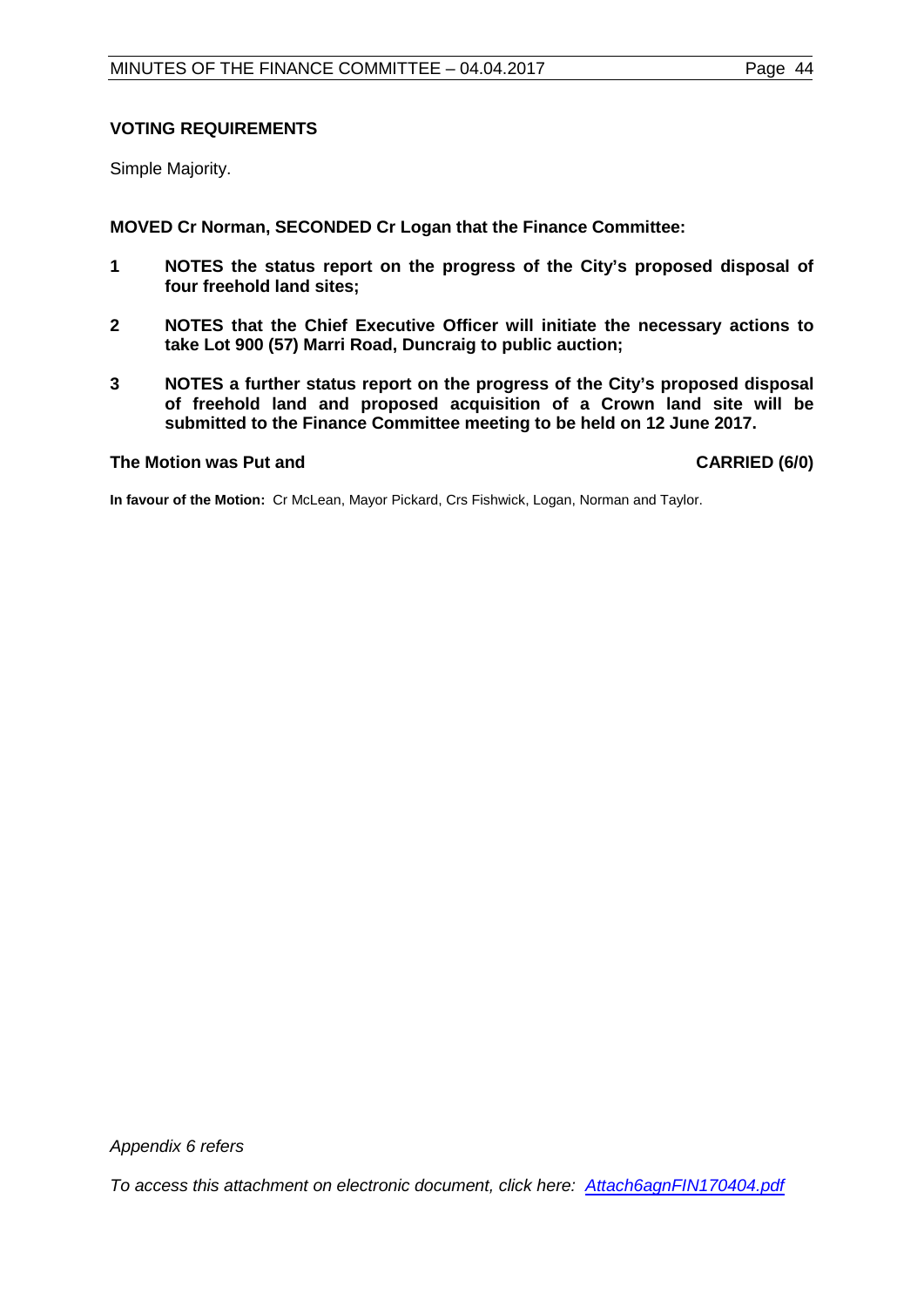**VOTING REQUIREMENTS**

Simple Majority.

**MOVED Cr Norman, SECONDED Cr Logan that the Finance Committee:**

1. **NOTES the status report on the progress of the City's proposed disposal of four freehold land sites;**
2. **NOTES that the Chief Executive Officer will initiate the necessary actions to take Lot 900 (57) Marri Road, Duncraig to public auction;**
3. **NOTES a further status report on the progress of the City's proposed disposal of freehold land and proposed acquisition of a Crown land site will be submitted to the Finance Committee meeting to be held on 12 June 2017.**

**The Motion was Put and CARRIED (6/0)**

**In favour of the Motion:** Cr McLean, Mayor Pickard, Crs Fishwick, Logan, Norman and Taylor.

*Appendix 6 refers*

*To access this attachment on electronic document, click here: Attach6agnFIN170404.pdf*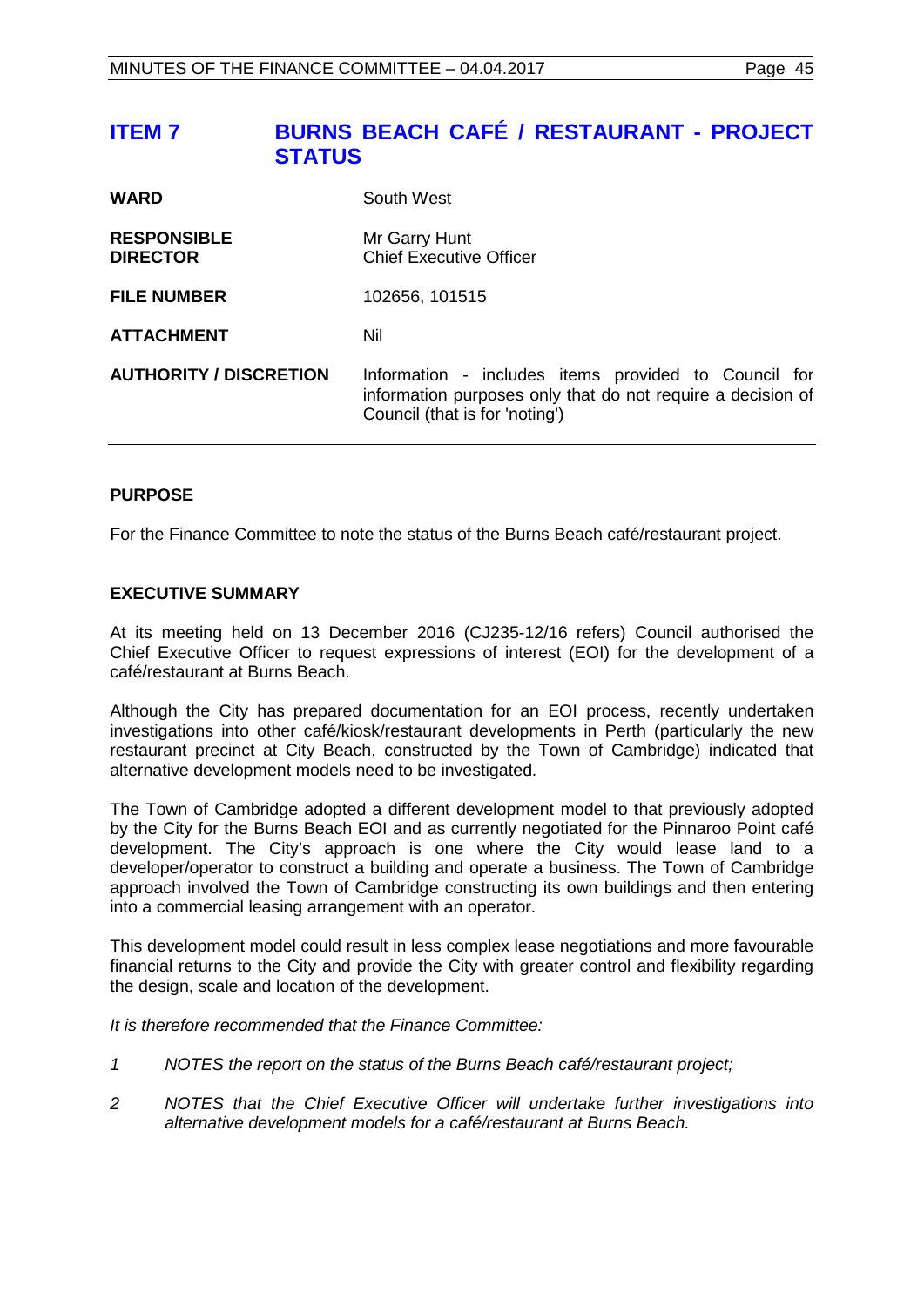# ITEM 7 BURNS BEACH CAFÉ / RESTAURANT - PROJECT STATUS

| | |
|---|---|
| **WARD** | South West |
| **RESPONSIBLE DIRECTOR** | Mr Garry Hunt<br>Chief Executive Officer |
| **FILE NUMBER** | 102656, 101515 |
| **ATTACHMENT** | Nil |
| **AUTHORITY / DISCRETION** | Information - includes items provided to Council for information purposes only that do not require a decision of Council (that is for 'noting') |

## PURPOSE

For the Finance Committee to note the status of the Burns Beach café/restaurant project.

## EXECUTIVE SUMMARY

At its meeting held on 13 December 2016 (CJ235-12/16 refers) Council authorised the Chief Executive Officer to request expressions of interest (EOI) for the development of a café/restaurant at Burns Beach.

Although the City has prepared documentation for an EOI process, recently undertaken investigations into other café/kiosk/restaurant developments in Perth (particularly the new restaurant precinct at City Beach, constructed by the Town of Cambridge) indicated that alternative development models need to be investigated.

The Town of Cambridge adopted a different development model to that previously adopted by the City for the Burns Beach EOI and as currently negotiated for the Pinnaroo Point café development. The City's approach is one where the City would lease land to a developer/operator to construct a building and operate a business. The Town of Cambridge approach involved the Town of Cambridge constructing its own buildings and then entering into a commercial leasing arrangement with an operator.

This development model could result in less complex lease negotiations and more favourable financial returns to the City and provide the City with greater control and flexibility regarding the design, scale and location of the development.

*It is therefore recommended that the Finance Committee:*

1. *NOTES the report on the status of the Burns Beach café/restaurant project;*
2. *NOTES that the Chief Executive Officer will undertake further investigations into alternative development models for a café/restaurant at Burns Beach.*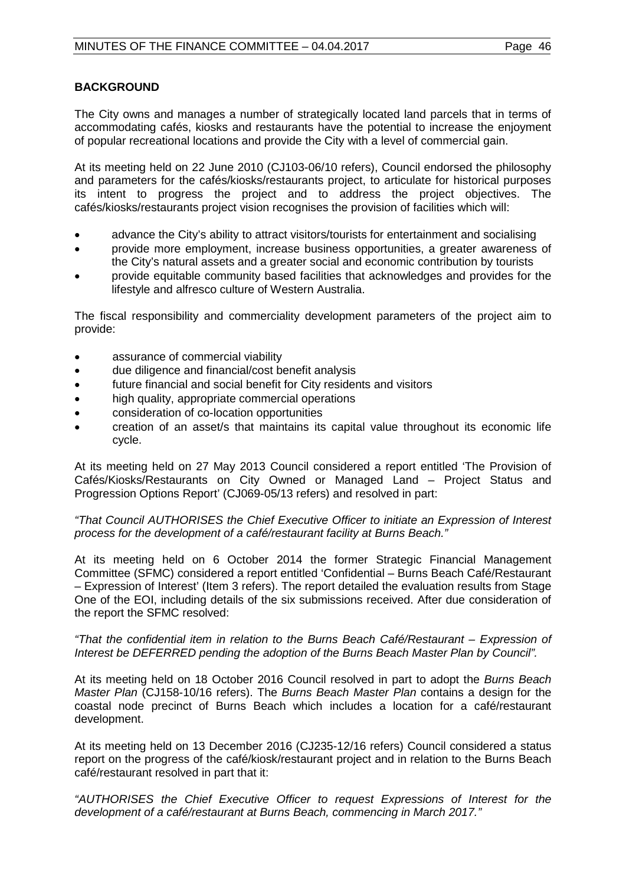## BACKGROUND

The City owns and manages a number of strategically located land parcels that in terms of accommodating cafés, kiosks and restaurants have the potential to increase the enjoyment of popular recreational locations and provide the City with a level of commercial gain.

At its meeting held on 22 June 2010 (CJ103-06/10 refers), Council endorsed the philosophy and parameters for the cafés/kiosks/restaurants project, to articulate for historical purposes its intent to progress the project and to address the project objectives. The cafés/kiosks/restaurants project vision recognises the provision of facilities which will:

- advance the City's ability to attract visitors/tourists for entertainment and socialising
- provide more employment, increase business opportunities, a greater awareness of the City's natural assets and a greater social and economic contribution by tourists
- provide equitable community based facilities that acknowledges and provides for the lifestyle and alfresco culture of Western Australia.

The fiscal responsibility and commerciality development parameters of the project aim to provide:

- assurance of commercial viability
- due diligence and financial/cost benefit analysis
- future financial and social benefit for City residents and visitors
- high quality, appropriate commercial operations
- consideration of co-location opportunities
- creation of an asset/s that maintains its capital value throughout its economic life cycle.

At its meeting held on 27 May 2013 Council considered a report entitled 'The Provision of Cafés/Kiosks/Restaurants on City Owned or Managed Land – Project Status and Progression Options Report' (CJ069-05/13 refers) and resolved in part:

*"That Council AUTHORISES the Chief Executive Officer to initiate an Expression of Interest process for the development of a café/restaurant facility at Burns Beach."*

At its meeting held on 6 October 2014 the former Strategic Financial Management Committee (SFMC) considered a report entitled 'Confidential – Burns Beach Café/Restaurant – Expression of Interest' (Item 3 refers). The report detailed the evaluation results from Stage One of the EOI, including details of the six submissions received. After due consideration of the report the SFMC resolved:

*"That the confidential item in relation to the Burns Beach Café/Restaurant – Expression of Interest be DEFERRED pending the adoption of the Burns Beach Master Plan by Council".*

At its meeting held on 18 October 2016 Council resolved in part to adopt the *Burns Beach Master Plan* (CJ158-10/16 refers). The *Burns Beach Master Plan* contains a design for the coastal node precinct of Burns Beach which includes a location for a café/restaurant development.

At its meeting held on 13 December 2016 (CJ235-12/16 refers) Council considered a status report on the progress of the café/kiosk/restaurant project and in relation to the Burns Beach café/restaurant resolved in part that it:

*"AUTHORISES the Chief Executive Officer to request Expressions of Interest for the development of a café/restaurant at Burns Beach, commencing in March 2017."*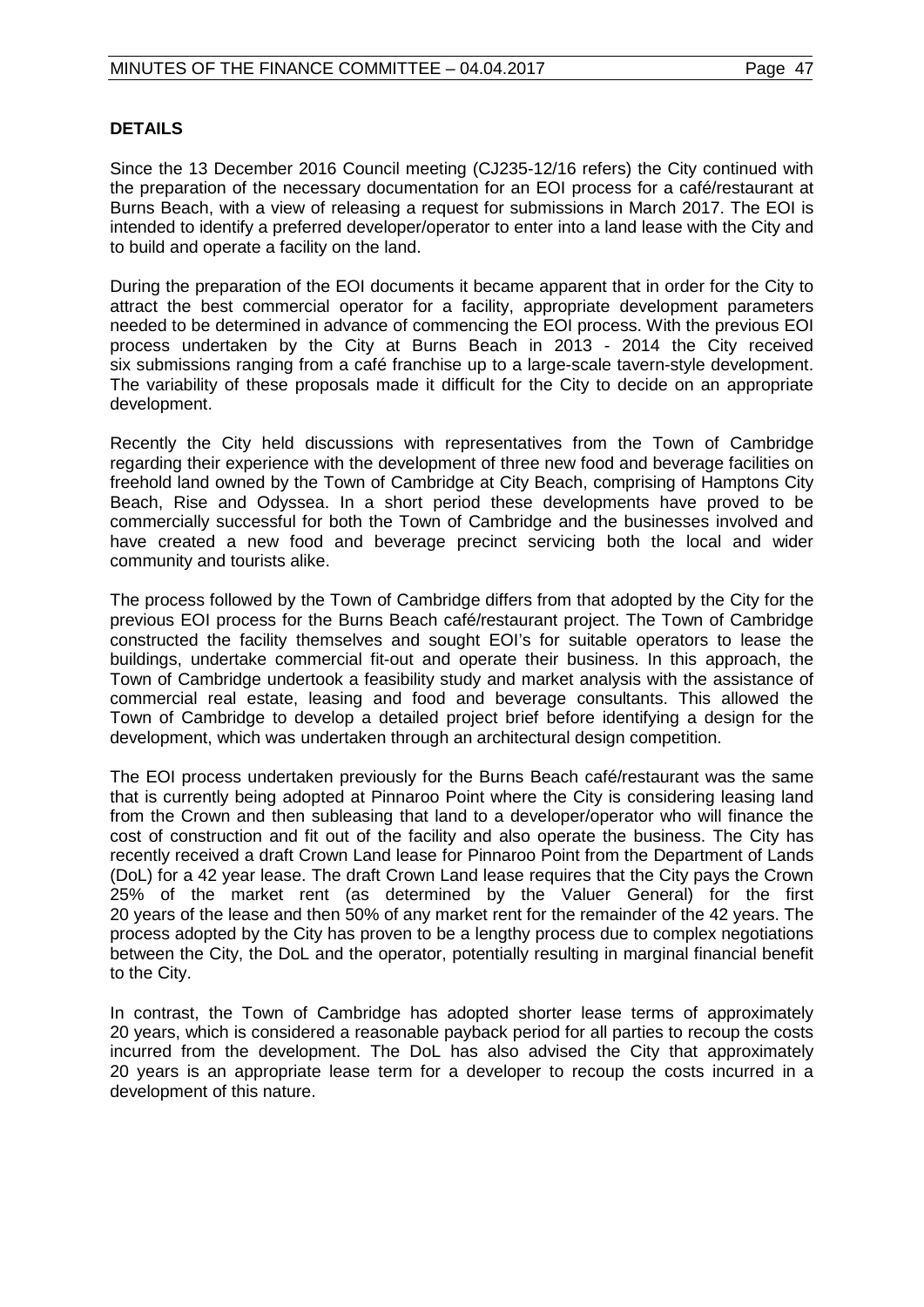## DETAILS

Since the 13 December 2016 Council meeting (CJ235-12/16 refers) the City continued with the preparation of the necessary documentation for an EOI process for a café/restaurant at Burns Beach, with a view of releasing a request for submissions in March 2017. The EOI is intended to identify a preferred developer/operator to enter into a land lease with the City and to build and operate a facility on the land.

During the preparation of the EOI documents it became apparent that in order for the City to attract the best commercial operator for a facility, appropriate development parameters needed to be determined in advance of commencing the EOI process. With the previous EOI process undertaken by the City at Burns Beach in 2013 - 2014 the City received six submissions ranging from a café franchise up to a large-scale tavern-style development. The variability of these proposals made it difficult for the City to decide on an appropriate development.

Recently the City held discussions with representatives from the Town of Cambridge regarding their experience with the development of three new food and beverage facilities on freehold land owned by the Town of Cambridge at City Beach, comprising of Hamptons City Beach, Rise and Odyssea. In a short period these developments have proved to be commercially successful for both the Town of Cambridge and the businesses involved and have created a new food and beverage precinct servicing both the local and wider community and tourists alike.

The process followed by the Town of Cambridge differs from that adopted by the City for the previous EOI process for the Burns Beach café/restaurant project. The Town of Cambridge constructed the facility themselves and sought EOI's for suitable operators to lease the buildings, undertake commercial fit-out and operate their business. In this approach, the Town of Cambridge undertook a feasibility study and market analysis with the assistance of commercial real estate, leasing and food and beverage consultants. This allowed the Town of Cambridge to develop a detailed project brief before identifying a design for the development, which was undertaken through an architectural design competition.

The EOI process undertaken previously for the Burns Beach café/restaurant was the same that is currently being adopted at Pinnaroo Point where the City is considering leasing land from the Crown and then subleasing that land to a developer/operator who will finance the cost of construction and fit out of the facility and also operate the business. The City has recently received a draft Crown Land lease for Pinnaroo Point from the Department of Lands (DoL) for a 42 year lease. The draft Crown Land lease requires that the City pays the Crown 25% of the market rent (as determined by the Valuer General) for the first 20 years of the lease and then 50% of any market rent for the remainder of the 42 years. The process adopted by the City has proven to be a lengthy process due to complex negotiations between the City, the DoL and the operator, potentially resulting in marginal financial benefit to the City.

In contrast, the Town of Cambridge has adopted shorter lease terms of approximately 20 years, which is considered a reasonable payback period for all parties to recoup the costs incurred from the development. The DoL has also advised the City that approximately 20 years is an appropriate lease term for a developer to recoup the costs incurred in a development of this nature.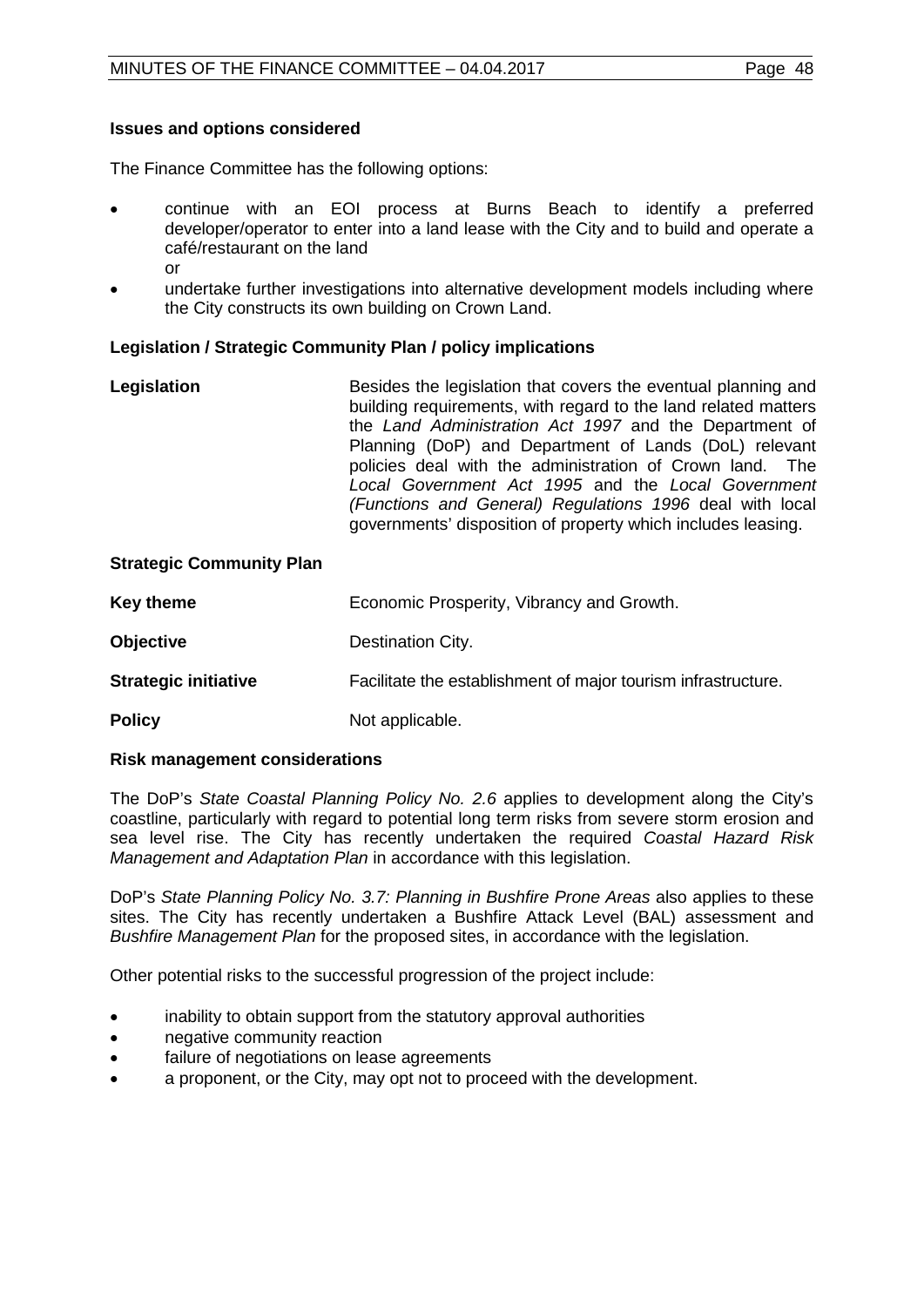**Issues and options considered**

The Finance Committee has the following options:

- continue with an EOI process at Burns Beach to identify a preferred developer/operator to enter into a land lease with the City and to build and operate a café/restaurant on the land
  or
- undertake further investigations into alternative development models including where the City constructs its own building on Crown Land.

**Legislation / Strategic Community Plan / policy implications**

| | |
|---|---|
| **Legislation** | Besides the legislation that covers the eventual planning and building requirements, with regard to the land related matters the *Land Administration Act 1997* and the Department of Planning (DoP) and Department of Lands (DoL) relevant policies deal with the administration of Crown land. The *Local Government Act 1995* and the *Local Government (Functions and General) Regulations 1996* deal with local governments' disposition of property which includes leasing. |

**Strategic Community Plan**

| | |
|---|---|
| **Key theme** | Economic Prosperity, Vibrancy and Growth. |
| **Objective** | Destination City. |
| **Strategic initiative** | Facilitate the establishment of major tourism infrastructure. |
| **Policy** | Not applicable. |

**Risk management considerations**

The DoP's *State Coastal Planning Policy No. 2.6* applies to development along the City's coastline, particularly with regard to potential long term risks from severe storm erosion and sea level rise. The City has recently undertaken the required *Coastal Hazard Risk Management and Adaptation Plan* in accordance with this legislation.

DoP's *State Planning Policy No. 3.7: Planning in Bushfire Prone Areas* also applies to these sites. The City has recently undertaken a Bushfire Attack Level (BAL) assessment and *Bushfire Management Plan* for the proposed sites, in accordance with the legislation.

Other potential risks to the successful progression of the project include:

- inability to obtain support from the statutory approval authorities
- negative community reaction
- failure of negotiations on lease agreements
- a proponent, or the City, may opt not to proceed with the development.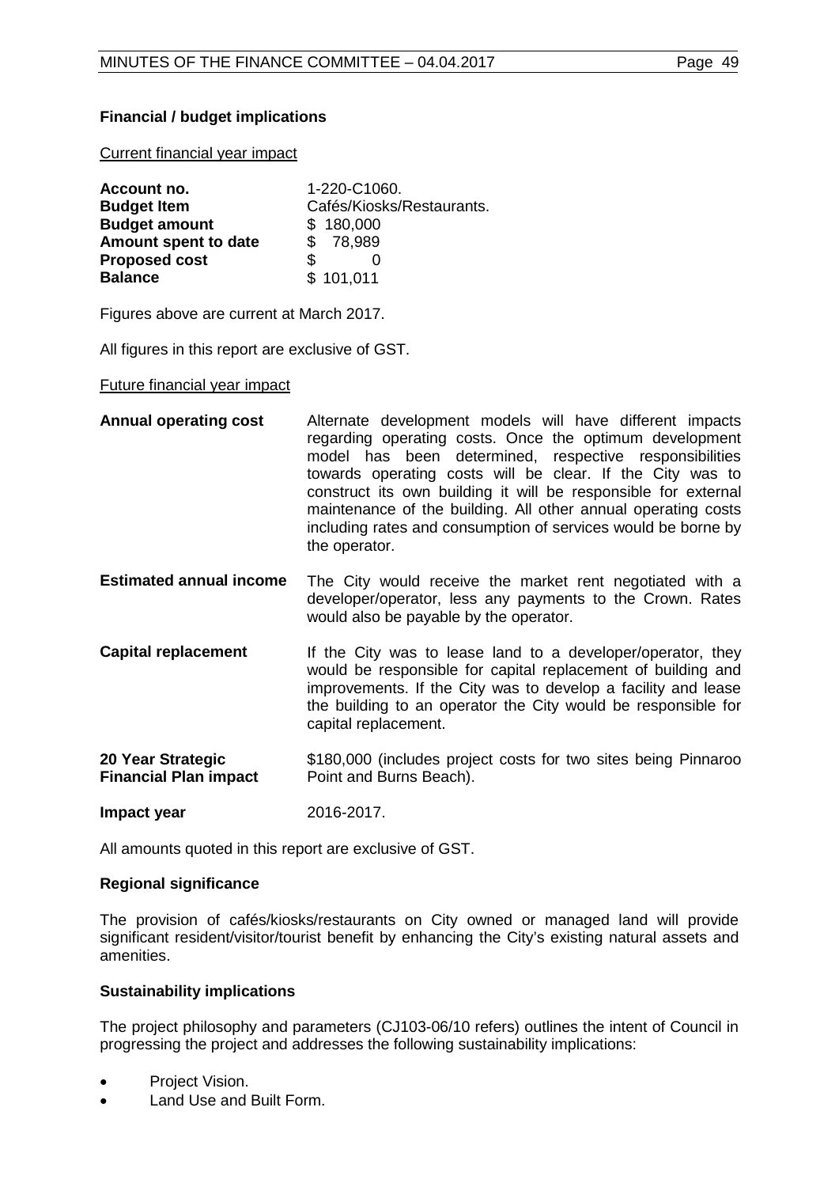**Financial / budget implications**

Current financial year impact

| | |
|---|---|
| **Account no.** | 1-220-C1060. |
| **Budget Item** | Cafés/Kiosks/Restaurants. |
| **Budget amount** | $ 180,000 |
| **Amount spent to date** | $ 78,989 |
| **Proposed cost** | $ 0 |
| **Balance** | $ 101,011 |

Figures above are current at March 2017.

All figures in this report are exclusive of GST.

Future financial year impact

| | |
|---|---|
| **Annual operating cost** | Alternate development models will have different impacts regarding operating costs. Once the optimum development model has been determined, respective responsibilities towards operating costs will be clear. If the City was to construct its own building it will be responsible for external maintenance of the building. All other annual operating costs including rates and consumption of services would be borne by the operator. |
| **Estimated annual income** | The City would receive the market rent negotiated with a developer/operator, less any payments to the Crown. Rates would also be payable by the operator. |
| **Capital replacement** | If the City was to lease land to a developer/operator, they would be responsible for capital replacement of building and improvements. If the City was to develop a facility and lease the building to an operator the City would be responsible for capital replacement. |
| **20 Year Strategic Financial Plan impact** | $180,000 (includes project costs for two sites being Pinnaroo Point and Burns Beach). |
| **Impact year** | 2016-2017. |

All amounts quoted in this report are exclusive of GST.

**Regional significance**

The provision of cafés/kiosks/restaurants on City owned or managed land will provide significant resident/visitor/tourist benefit by enhancing the City's existing natural assets and amenities.

**Sustainability implications**

The project philosophy and parameters (CJ103-06/10 refers) outlines the intent of Council in progressing the project and addresses the following sustainability implications:

- Project Vision.
- Land Use and Built Form.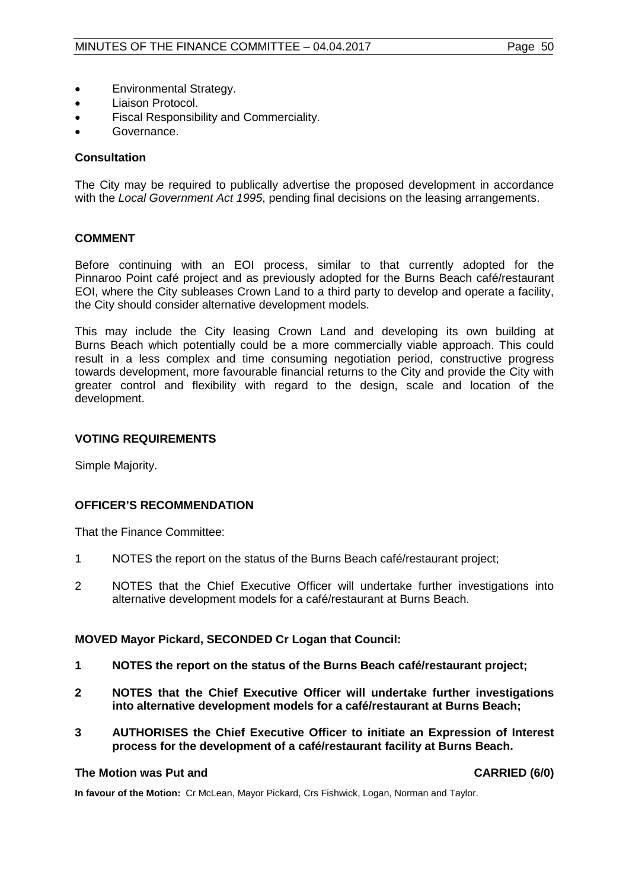- Environmental Strategy.
- Liaison Protocol.
- Fiscal Responsibility and Commerciality.
- Governance.

**Consultation**

The City may be required to publically advertise the proposed development in accordance with the *Local Government Act 1995*, pending final decisions on the leasing arrangements.

## COMMENT

Before continuing with an EOI process, similar to that currently adopted for the Pinnaroo Point café project and as previously adopted for the Burns Beach café/restaurant EOI, where the City subleases Crown Land to a third party to develop and operate a facility, the City should consider alternative development models.

This may include the City leasing Crown Land and developing its own building at Burns Beach which potentially could be a more commercially viable approach. This could result in a less complex and time consuming negotiation period, constructive progress towards development, more favourable financial returns to the City and provide the City with greater control and flexibility with regard to the design, scale and location of the development.

## VOTING REQUIREMENTS

Simple Majority.

## OFFICER'S RECOMMENDATION

That the Finance Committee:

1 NOTES the report on the status of the Burns Beach café/restaurant project;

2 NOTES that the Chief Executive Officer will undertake further investigations into alternative development models for a café/restaurant at Burns Beach.

**MOVED Mayor Pickard, SECONDED Cr Logan that Council:**

**1 NOTES the report on the status of the Burns Beach café/restaurant project;**

**2 NOTES that the Chief Executive Officer will undertake further investigations into alternative development models for a café/restaurant at Burns Beach;**

**3 AUTHORISES the Chief Executive Officer to initiate an Expression of Interest process for the development of a café/restaurant facility at Burns Beach.**

**The Motion was Put and CARRIED (6/0)**

**In favour of the Motion:** Cr McLean, Mayor Pickard, Crs Fishwick, Logan, Norman and Taylor.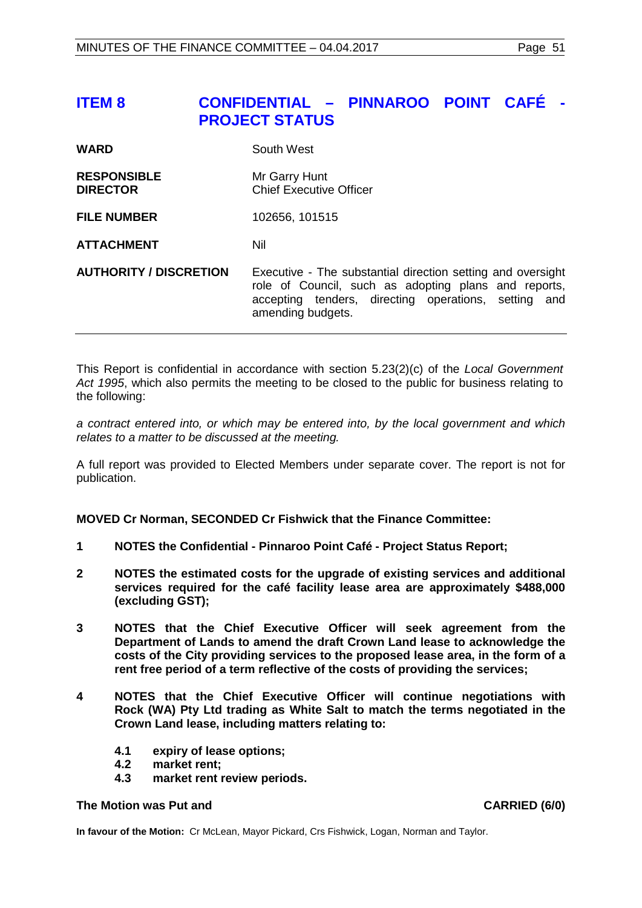# ITEM 8 CONFIDENTIAL – PINNAROO POINT CAFÉ - PROJECT STATUS

| | |
|---|---|
| **WARD** | South West |
| **RESPONSIBLE DIRECTOR** | Mr Garry Hunt<br>Chief Executive Officer |
| **FILE NUMBER** | 102656, 101515 |
| **ATTACHMENT** | Nil |
| **AUTHORITY / DISCRETION** | Executive - The substantial direction setting and oversight role of Council, such as adopting plans and reports, accepting tenders, directing operations, setting and amending budgets. |

This Report is confidential in accordance with section 5.23(2)(c) of the *Local Government Act 1995*, which also permits the meeting to be closed to the public for business relating to the following:

*a contract entered into, or which may be entered into, by the local government and which relates to a matter to be discussed at the meeting.*

A full report was provided to Elected Members under separate cover. The report is not for publication.

**MOVED Cr Norman, SECONDED Cr Fishwick that the Finance Committee:**

**1 NOTES the Confidential - Pinnaroo Point Café - Project Status Report;**

**2 NOTES the estimated costs for the upgrade of existing services and additional services required for the café facility lease area are approximately $488,000 (excluding GST);**

**3 NOTES that the Chief Executive Officer will seek agreement from the Department of Lands to amend the draft Crown Land lease to acknowledge the costs of the City providing services to the proposed lease area, in the form of a rent free period of a term reflective of the costs of providing the services;**

**4 NOTES that the Chief Executive Officer will continue negotiations with Rock (WA) Pty Ltd trading as White Salt to match the terms negotiated in the Crown Land lease, including matters relating to:**

**4.1 expiry of lease options;**
**4.2 market rent;**
**4.3 market rent review periods.**

**The Motion was Put and CARRIED (6/0)**

**In favour of the Motion:** Cr McLean, Mayor Pickard, Crs Fishwick, Logan, Norman and Taylor.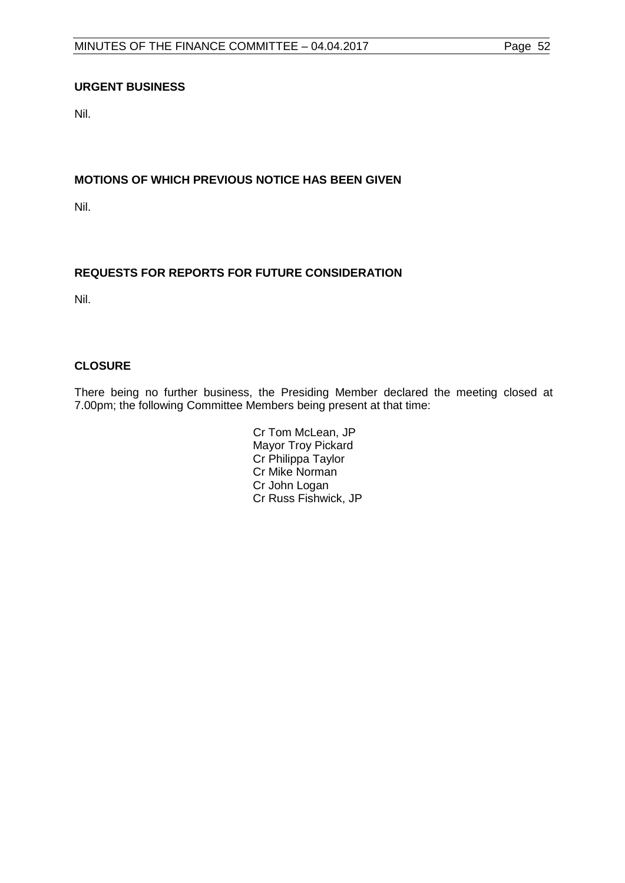## URGENT BUSINESS

Nil.

## MOTIONS OF WHICH PREVIOUS NOTICE HAS BEEN GIVEN

Nil.

## REQUESTS FOR REPORTS FOR FUTURE CONSIDERATION

Nil.

## CLOSURE

There being no further business, the Presiding Member declared the meeting closed at 7.00pm; the following Committee Members being present at that time:

Cr Tom McLean, JP
Mayor Troy Pickard
Cr Philippa Taylor
Cr Mike Norman
Cr John Logan
Cr Russ Fishwick, JP